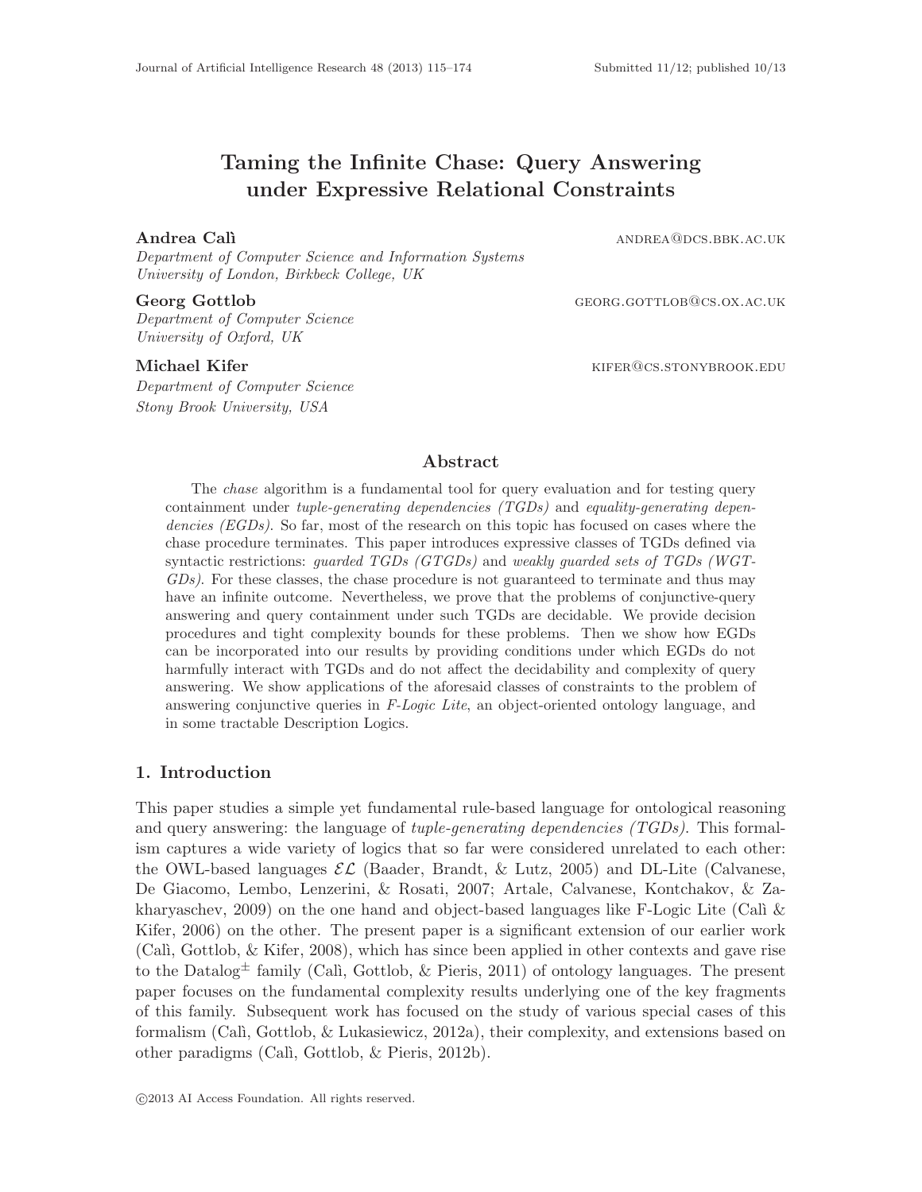# Taming the Infinite Chase: Query Answering under Expressive Relational Constraints

**Andrea Calì** ANDREA@DCS.BBK.AC.UK
*Department of Computer Science and Information Systems*
*University of London, Birkbeck College, UK*

**Georg Gottlob** GEORG.GOTTLOB@CS.OX.AC.UK
*Department of Computer Science*
*University of Oxford, UK*

**Michael Kifer** KIFER@CS.STONYBROOK.EDU
*Department of Computer Science*
*Stony Brook University, USA*

## Abstract

The *chase* algorithm is a fundamental tool for query evaluation and for testing query containment under *tuple-generating dependencies (TGDs)* and *equality-generating dependencies (EGDs)*. So far, most of the research on this topic has focused on cases where the chase procedure terminates. This paper introduces expressive classes of TGDs defined via syntactic restrictions: *guarded TGDs (GTGDs)* and *weakly guarded sets of TGDs (WGTGDs)*. For these classes, the chase procedure is not guaranteed to terminate and thus may have an infinite outcome. Nevertheless, we prove that the problems of conjunctive-query answering and query containment under such TGDs are decidable. We provide decision procedures and tight complexity bounds for these problems. Then we show how EGDs can be incorporated into our results by providing conditions under which EGDs do not harmfully interact with TGDs and do not affect the decidability and complexity of query answering. We show applications of the aforesaid classes of constraints to the problem of answering conjunctive queries in *F-Logic Lite*, an object-oriented ontology language, and in some tractable Description Logics.

## 1. Introduction

This paper studies a simple yet fundamental rule-based language for ontological reasoning and query answering: the language of *tuple-generating dependencies (TGDs)*. This formalism captures a wide variety of logics that so far were considered unrelated to each other: the OWL-based languages $\mathcal{EL}$ (Baader, Brandt, & Lutz, 2005) and DL-Lite (Calvanese, De Giacomo, Lembo, Lenzerini, & Rosati, 2007; Artale, Calvanese, Kontchakov, & Zakharyaschev, 2009) on the one hand and object-based languages like F-Logic Lite (Calì & Kifer, 2006) on the other. The present paper is a significant extension of our earlier work (Calì, Gottlob, & Kifer, 2008), which has since been applied in other contexts and gave rise to the Datalog$^{\pm}$ family (Calì, Gottlob, & Pieris, 2011) of ontology languages. The present paper focuses on the fundamental complexity results underlying one of the key fragments of this family. Subsequent work has focused on the study of various special cases of this formalism (Calì, Gottlob, & Lukasiewicz, 2012a), their complexity, and extensions based on other paradigms (Calì, Gottlob, & Pieris, 2012b).

©2013 AI Access Foundation. All rights reserved.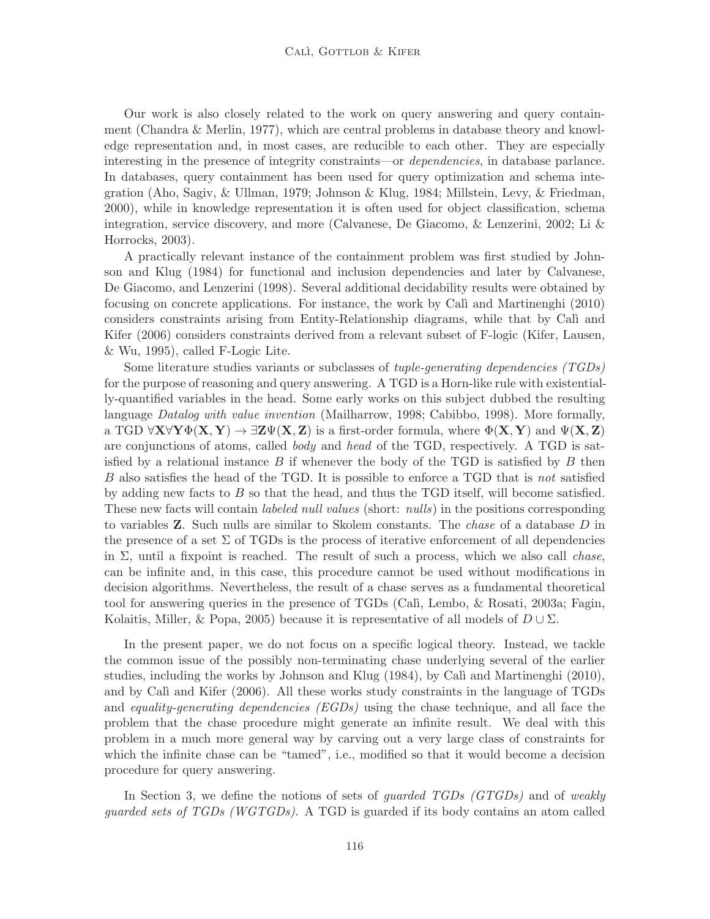Our work is also closely related to the work on query answering and query containment (Chandra & Merlin, 1977), which are central problems in database theory and knowledge representation and, in most cases, are reducible to each other. They are especially interesting in the presence of integrity constraints—or *dependencies*, in database parlance. In databases, query containment has been used for query optimization and schema integration (Aho, Sagiv, & Ullman, 1979; Johnson & Klug, 1984; Millstein, Levy, & Friedman, 2000), while in knowledge representation it is often used for object classification, schema integration, service discovery, and more (Calvanese, De Giacomo, & Lenzerini, 2002; Li & Horrocks, 2003).

A practically relevant instance of the containment problem was first studied by Johnson and Klug (1984) for functional and inclusion dependencies and later by Calvanese, De Giacomo, and Lenzerini (1998). Several additional decidability results were obtained by focusing on concrete applications. For instance, the work by Calì and Martinenghi (2010) considers constraints arising from Entity-Relationship diagrams, while that by Calì and Kifer (2006) considers constraints derived from a relevant subset of F-logic (Kifer, Lausen, & Wu, 1995), called F-Logic Lite.

Some literature studies variants or subclasses of *tuple-generating dependencies (TGDs)* for the purpose of reasoning and query answering. A TGD is a Horn-like rule with existentially-quantified variables in the head. Some early works on this subject dubbed the resulting language *Datalog with value invention* (Mailharrow, 1998; Cabibbo, 1998). More formally, a TGD $\forall \mathbf{X} \forall \mathbf{Y} \Phi(\mathbf{X}, \mathbf{Y}) \rightarrow \exists \mathbf{Z} \Psi(\mathbf{X}, \mathbf{Z})$ is a first-order formula, where $\Phi(\mathbf{X}, \mathbf{Y})$ and $\Psi(\mathbf{X}, \mathbf{Z})$ are conjunctions of atoms, called *body* and *head* of the TGD, respectively. A TGD is satisfied by a relational instance $B$ if whenever the body of the TGD is satisfied by $B$ then $B$ also satisfies the head of the TGD. It is possible to enforce a TGD that is *not* satisfied by adding new facts to $B$ so that the head, and thus the TGD itself, will become satisfied. These new facts will contain *labeled null values* (short: *nulls*) in the positions corresponding to variables $\mathbf{Z}$. Such nulls are similar to Skolem constants. The *chase* of a database $D$ in the presence of a set $\Sigma$ of TGDs is the process of iterative enforcement of all dependencies in $\Sigma$, until a fixpoint is reached. The result of such a process, which we also call *chase*, can be infinite and, in this case, this procedure cannot be used without modifications in decision algorithms. Nevertheless, the result of a chase serves as a fundamental theoretical tool for answering queries in the presence of TGDs (Calì, Lembo, & Rosati, 2003a; Fagin, Kolaitis, Miller, & Popa, 2005) because it is representative of all models of $D \cup \Sigma$.

In the present paper, we do not focus on a specific logical theory. Instead, we tackle the common issue of the possibly non-terminating chase underlying several of the earlier studies, including the works by Johnson and Klug (1984), by Calì and Martinenghi (2010), and by Calì and Kifer (2006). All these works study constraints in the language of TGDs and *equality-generating dependencies (EGDs)* using the chase technique, and all face the problem that the chase procedure might generate an infinite result. We deal with this problem in a much more general way by carving out a very large class of constraints for which the infinite chase can be "tamed", i.e., modified so that it would become a decision procedure for query answering.

In Section 3, we define the notions of sets of *guarded TGDs (GTGDs)* and of *weakly guarded sets of TGDs (WGTGDs)*. A TGD is guarded if its body contains an atom called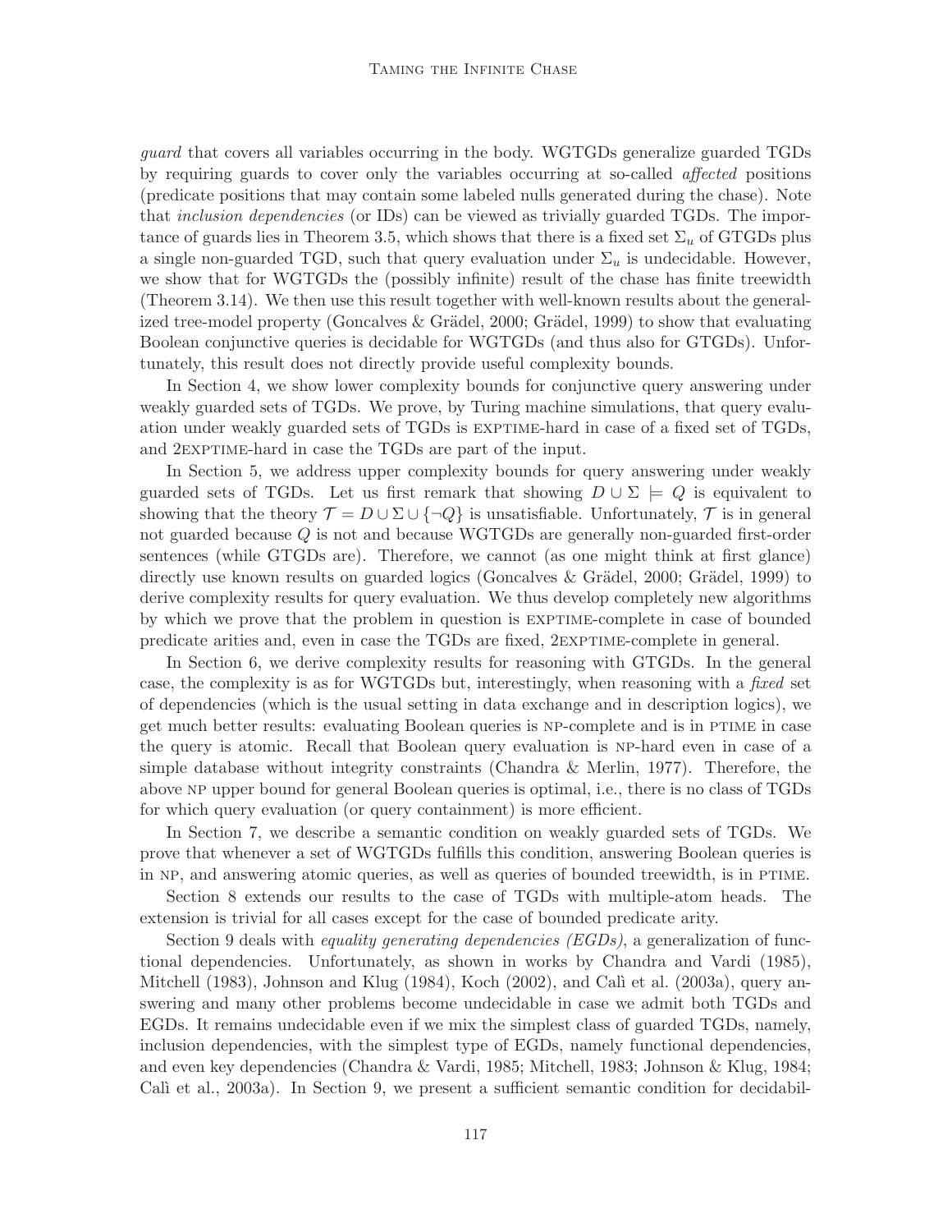*guard* that covers all variables occurring in the body. WGTGDs generalize guarded TGDs by requiring guards to cover only the variables occurring at so-called *affected* positions (predicate positions that may contain some labeled nulls generated during the chase). Note that *inclusion dependencies* (or IDs) can be viewed as trivially guarded TGDs. The importance of guards lies in Theorem 3.5, which shows that there is a fixed set $\Sigma_u$ of GTGDs plus a single non-guarded TGD, such that query evaluation under $\Sigma_u$ is undecidable. However, we show that for WGTGDs the (possibly infinite) result of the chase has finite treewidth (Theorem 3.14). We then use this result together with well-known results about the generalized tree-model property (Goncalves & Grädel, 2000; Grädel, 1999) to show that evaluating Boolean conjunctive queries is decidable for WGTGDs (and thus also for GTGDs). Unfortunately, this result does not directly provide useful complexity bounds.

In Section 4, we show lower complexity bounds for conjunctive query answering under weakly guarded sets of TGDs. We prove, by Turing machine simulations, that query evaluation under weakly guarded sets of TGDs is EXPTIME-hard in case of a fixed set of TGDs, and 2EXPTIME-hard in case the TGDs are part of the input.

In Section 5, we address upper complexity bounds for query answering under weakly guarded sets of TGDs. Let us first remark that showing $D \cup \Sigma \models Q$ is equivalent to showing that the theory $\mathcal{T} = D \cup \Sigma \cup \{\neg Q\}$ is unsatisfiable. Unfortunately, $\mathcal{T}$ is in general not guarded because $Q$ is not and because WGTGDs are generally non-guarded first-order sentences (while GTGDs are). Therefore, we cannot (as one might think at first glance) directly use known results on guarded logics (Goncalves & Grädel, 2000; Grädel, 1999) to derive complexity results for query evaluation. We thus develop completely new algorithms by which we prove that the problem in question is EXPTIME-complete in case of bounded predicate arities and, even in case the TGDs are fixed, 2EXPTIME-complete in general.

In Section 6, we derive complexity results for reasoning with GTGDs. In the general case, the complexity is as for WGTGDs but, interestingly, when reasoning with a *fixed* set of dependencies (which is the usual setting in data exchange and in description logics), we get much better results: evaluating Boolean queries is NP-complete and is in PTIME in case the query is atomic. Recall that Boolean query evaluation is NP-hard even in case of a simple database without integrity constraints (Chandra & Merlin, 1977). Therefore, the above NP upper bound for general Boolean queries is optimal, i.e., there is no class of TGDs for which query evaluation (or query containment) is more efficient.

In Section 7, we describe a semantic condition on weakly guarded sets of TGDs. We prove that whenever a set of WGTGDs fulfills this condition, answering Boolean queries is in NP, and answering atomic queries, as well as queries of bounded treewidth, is in PTIME.

Section 8 extends our results to the case of TGDs with multiple-atom heads. The extension is trivial for all cases except for the case of bounded predicate arity.

Section 9 deals with *equality generating dependencies (EGDs)*, a generalization of functional dependencies. Unfortunately, as shown in works by Chandra and Vardi (1985), Mitchell (1983), Johnson and Klug (1984), Koch (2002), and Calì et al. (2003a), query answering and many other problems become undecidable in case we admit both TGDs and EGDs. It remains undecidable even if we mix the simplest class of guarded TGDs, namely, inclusion dependencies, with the simplest type of EGDs, namely functional dependencies, and even key dependencies (Chandra & Vardi, 1985; Mitchell, 1983; Johnson & Klug, 1984; Calì et al., 2003a). In Section 9, we present a sufficient semantic condition for decidabil-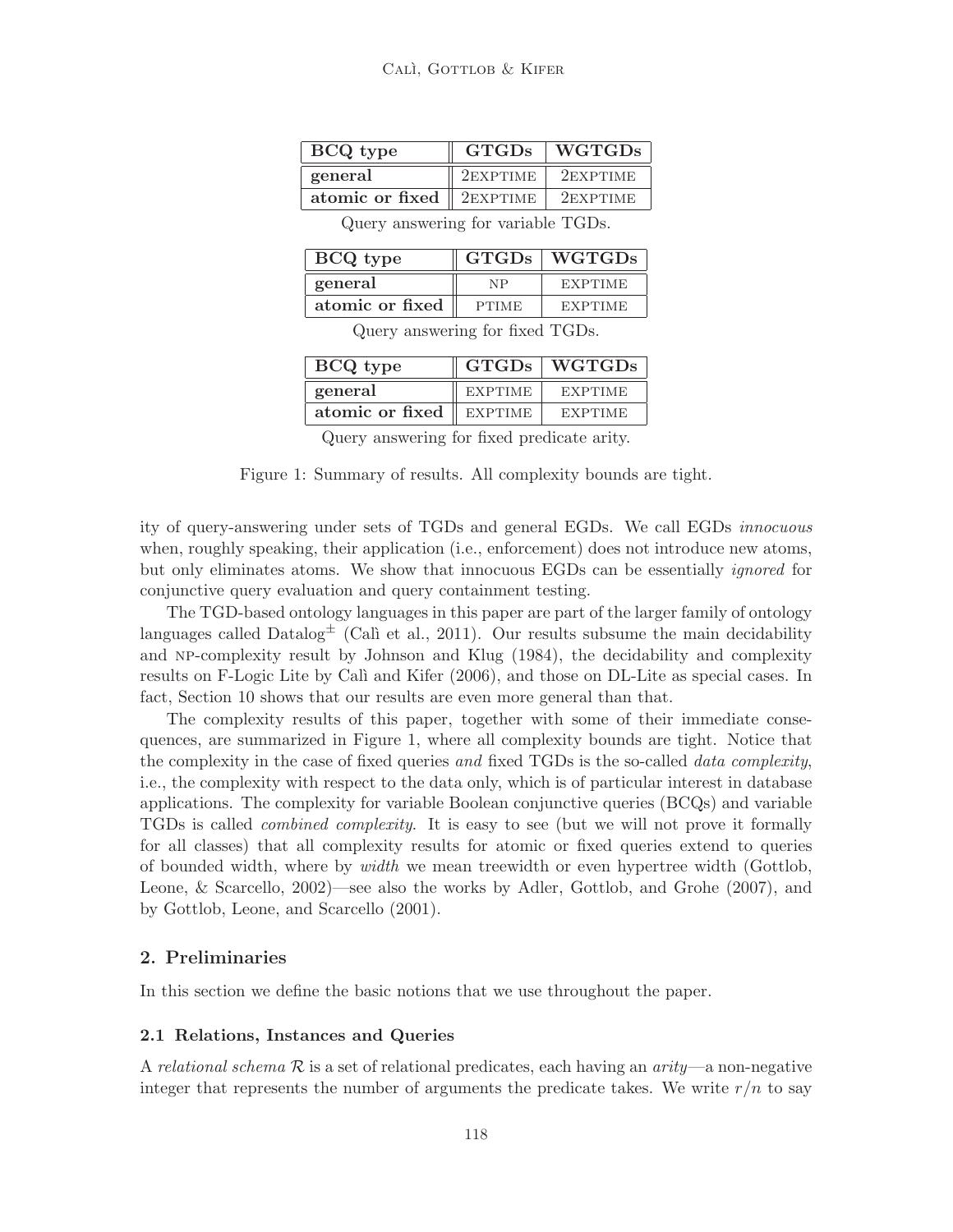| BCQ type | GTGDs | WGTGDs |
| --- | --- | --- |
| general | 2EXPTIME | 2EXPTIME |
| atomic or fixed | 2EXPTIME | 2EXPTIME |

Query answering for variable TGDs.

| BCQ type | GTGDs | WGTGDs |
| --- | --- | --- |
| general | NP | EXPTIME |
| atomic or fixed | PTIME | EXPTIME |

Query answering for fixed TGDs.

| BCQ type | GTGDs | WGTGDs |
| --- | --- | --- |
| general | EXPTIME | EXPTIME |
| atomic or fixed | EXPTIME | EXPTIME |

Query answering for fixed predicate arity.

Figure 1: Summary of results. All complexity bounds are tight.

ity of query-answering under sets of TGDs and general EGDs. We call EGDs *innocuous* when, roughly speaking, their application (i.e., enforcement) does not introduce new atoms, but only eliminates atoms. We show that innocuous EGDs can be essentially *ignored* for conjunctive query evaluation and query containment testing.

The TGD-based ontology languages in this paper are part of the larger family of ontology languages called Datalog$^{\pm}$ (Calì et al., 2011). Our results subsume the main decidability and NP-complexity result by Johnson and Klug (1984), the decidability and complexity results on F-Logic Lite by Calì and Kifer (2006), and those on DL-Lite as special cases. In fact, Section 10 shows that our results are even more general than that.

The complexity results of this paper, together with some of their immediate consequences, are summarized in Figure 1, where all complexity bounds are tight. Notice that the complexity in the case of fixed queries *and* fixed TGDs is the so-called *data complexity*, i.e., the complexity with respect to the data only, which is of particular interest in database applications. The complexity for variable Boolean conjunctive queries (BCQs) and variable TGDs is called *combined complexity*. It is easy to see (but we will not prove it formally for all classes) that all complexity results for atomic or fixed queries extend to queries of bounded width, where by *width* we mean treewidth or even hypertree width (Gottlob, Leone, & Scarcello, 2002)—see also the works by Adler, Gottlob, and Grohe (2007), and by Gottlob, Leone, and Scarcello (2001).

## 2. Preliminaries

In this section we define the basic notions that we use throughout the paper.

### 2.1 Relations, Instances and Queries

A *relational schema* $\mathcal{R}$ is a set of relational predicates, each having an *arity*—a non-negative integer that represents the number of arguments the predicate takes. We write $r/n$ to say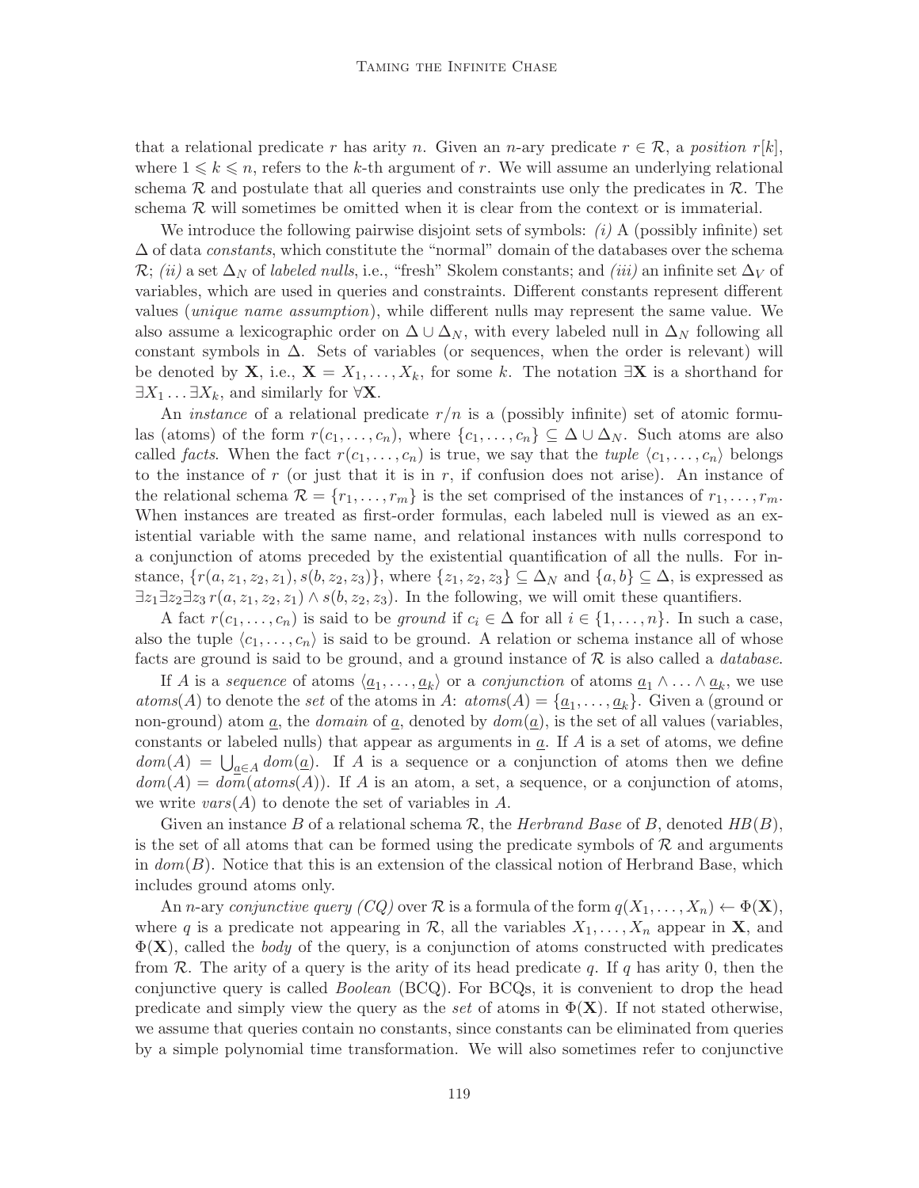that a relational predicate $r$ has arity $n$. Given an $n$-ary predicate $r \in \mathcal{R}$, a *position* $r[k]$, where $1 \leqslant k \leqslant n$, refers to the $k$-th argument of $r$. We will assume an underlying relational schema $\mathcal{R}$ and postulate that all queries and constraints use only the predicates in $\mathcal{R}$. The schema $\mathcal{R}$ will sometimes be omitted when it is clear from the context or is immaterial.

We introduce the following pairwise disjoint sets of symbols: *(i)* A (possibly infinite) set $\Delta$ of data *constants*, which constitute the "normal" domain of the databases over the schema $\mathcal{R}$; *(ii)* a set $\Delta_N$ of *labeled nulls*, i.e., "fresh" Skolem constants; and *(iii)* an infinite set $\Delta_V$ of variables, which are used in queries and constraints. Different constants represent different values (*unique name assumption*), while different nulls may represent the same value. We also assume a lexicographic order on $\Delta \cup \Delta_N$, with every labeled null in $\Delta_N$ following all constant symbols in $\Delta$. Sets of variables (or sequences, when the order is relevant) will be denoted by $\mathbf{X}$, i.e., $\mathbf{X} = X_1, \ldots, X_k$, for some $k$. The notation $\exists \mathbf{X}$ is a shorthand for $\exists X_1 \ldots \exists X_k$, and similarly for $\forall \mathbf{X}$.

An *instance* of a relational predicate $r/n$ is a (possibly infinite) set of atomic formulas (atoms) of the form $r(c_1, \ldots, c_n)$, where $\{c_1, \ldots, c_n\} \subseteq \Delta \cup \Delta_N$. Such atoms are also called *facts*. When the fact $r(c_1, \ldots, c_n)$ is true, we say that the *tuple* $\langle c_1, \ldots, c_n \rangle$ belongs to the instance of $r$ (or just that it is in $r$, if confusion does not arise). An instance of the relational schema $\mathcal{R} = \{r_1, \ldots, r_m\}$ is the set comprised of the instances of $r_1, \ldots, r_m$. When instances are treated as first-order formulas, each labeled null is viewed as an existential variable with the same name, and relational instances with nulls correspond to a conjunction of atoms preceded by the existential quantification of all the nulls. For instance, $\{r(a, z_1, z_2, z_1), s(b, z_2, z_3)\}$, where $\{z_1, z_2, z_3\} \subseteq \Delta_N$ and $\{a, b\} \subseteq \Delta$, is expressed as $\exists z_1 \exists z_2 \exists z_3 \, r(a, z_1, z_2, z_1) \wedge s(b, z_2, z_3)$. In the following, we will omit these quantifiers.

A fact $r(c_1, \ldots, c_n)$ is said to be *ground* if $c_i \in \Delta$ for all $i \in \{1, \ldots, n\}$. In such a case, also the tuple $\langle c_1, \ldots, c_n \rangle$ is said to be ground. A relation or schema instance all of whose facts are ground is said to be ground, and a ground instance of $\mathcal{R}$ is also called a *database*.

If $A$ is a *sequence* of atoms $\langle \underline{a}_1, \ldots, \underline{a}_k \rangle$ or a *conjunction* of atoms $\underline{a}_1 \wedge \ldots \wedge \underline{a}_k$, we use *atoms*$(A)$ to denote the *set* of the atoms in $A$: $atoms(A) = \{\underline{a}_1, \ldots, \underline{a}_k\}$. Given a (ground or non-ground) atom $\underline{a}$, the *domain* of $\underline{a}$, denoted by $dom(\underline{a})$, is the set of all values (variables, constants or labeled nulls) that appear as arguments in $\underline{a}$. If $A$ is a set of atoms, we define $dom(A) = \bigcup_{\underline{a} \in A} dom(\underline{a})$. If $A$ is a sequence or a conjunction of atoms then we define $dom(A) = dom(atoms(A))$. If $A$ is an atom, a set, a sequence, or a conjunction of atoms, we write $vars(A)$ to denote the set of variables in $A$.

Given an instance $B$ of a relational schema $\mathcal{R}$, the *Herbrand Base* of $B$, denoted $HB(B)$, is the set of all atoms that can be formed using the predicate symbols of $\mathcal{R}$ and arguments in $dom(B)$. Notice that this is an extension of the classical notion of Herbrand Base, which includes ground atoms only.

An $n$-ary *conjunctive query (CQ)* over $\mathcal{R}$ is a formula of the form $q(X_1, \ldots, X_n) \leftarrow \Phi(\mathbf{X})$, where $q$ is a predicate not appearing in $\mathcal{R}$, all the variables $X_1, \ldots, X_n$ appear in $\mathbf{X}$, and $\Phi(\mathbf{X})$, called the *body* of the query, is a conjunction of atoms constructed with predicates from $\mathcal{R}$. The arity of a query is the arity of its head predicate $q$. If $q$ has arity 0, then the conjunctive query is called *Boolean* (BCQ). For BCQs, it is convenient to drop the head predicate and simply view the query as the *set* of atoms in $\Phi(\mathbf{X})$. If not stated otherwise, we assume that queries contain no constants, since constants can be eliminated from queries by a simple polynomial time transformation. We will also sometimes refer to conjunctive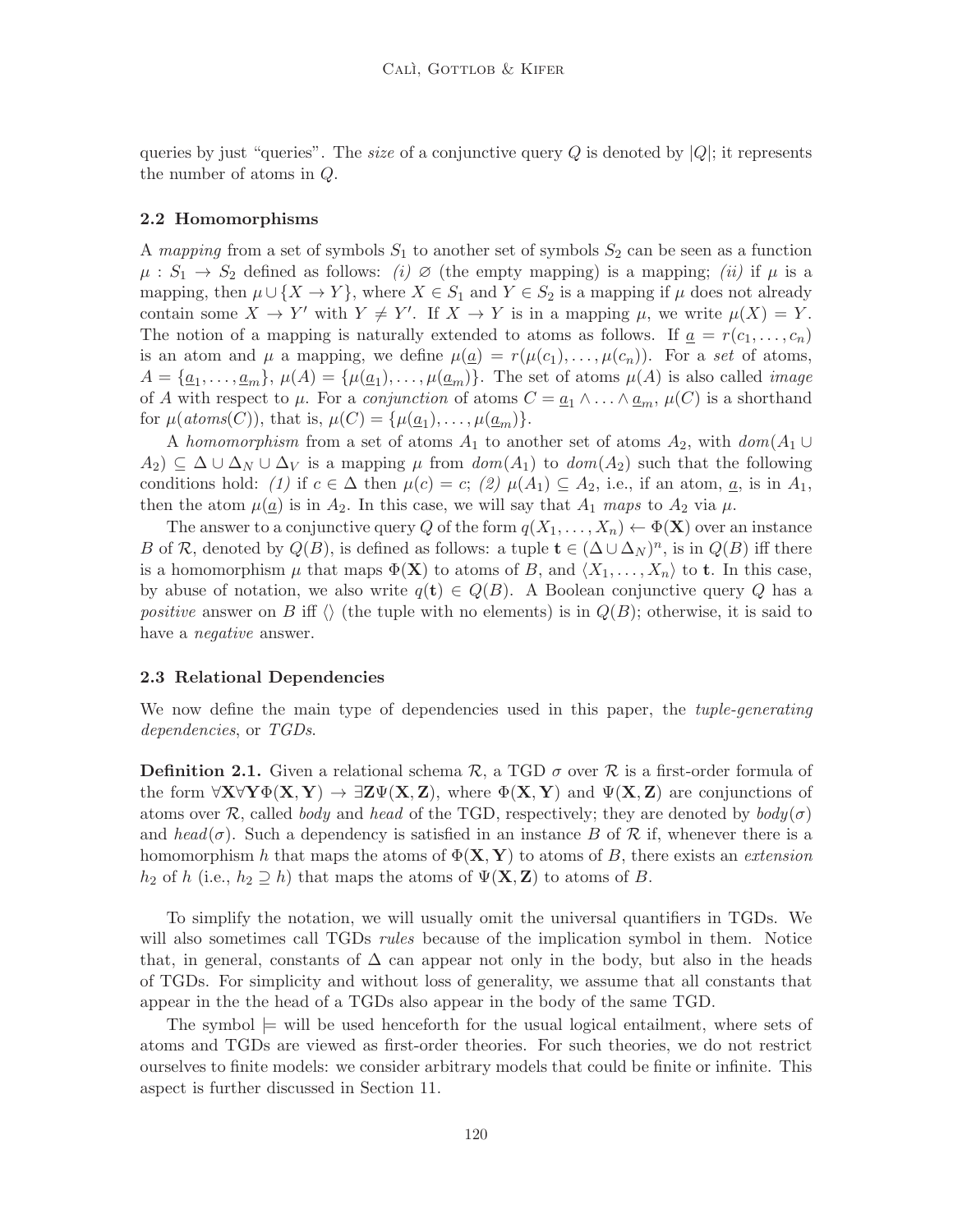queries by just "queries". The *size* of a conjunctive query $Q$ is denoted by $|Q|$; it represents the number of atoms in $Q$.

### 2.2 Homomorphisms

A *mapping* from a set of symbols $S_1$ to another set of symbols $S_2$ can be seen as a function $\mu : S_1 \to S_2$ defined as follows: *(i)* $\varnothing$ (the empty mapping) is a mapping; *(ii)* if $\mu$ is a mapping, then $\mu \cup \{X \to Y\}$, where $X \in S_1$ and $Y \in S_2$ is a mapping if $\mu$ does not already contain some $X \to Y'$ with $Y \neq Y'$. If $X \to Y$ is in a mapping $\mu$, we write $\mu(X) = Y$. The notion of a mapping is naturally extended to atoms as follows. If $\underline{a} = r(c_1, \ldots, c_n)$ is an atom and $\mu$ a mapping, we define $\mu(\underline{a}) = r(\mu(c_1), \ldots, \mu(c_n))$. For a *set* of atoms, $A = \{\underline{a}_1, \ldots, \underline{a}_m\}$, $\mu(A) = \{\mu(\underline{a}_1), \ldots, \mu(\underline{a}_m)\}$. The set of atoms $\mu(A)$ is also called *image* of $A$ with respect to $\mu$. For a *conjunction* of atoms $C = \underline{a}_1 \wedge \ldots \wedge \underline{a}_m$, $\mu(C)$ is a shorthand for $\mu(atoms(C))$, that is, $\mu(C) = \{\mu(\underline{a}_1), \ldots, \mu(\underline{a}_m)\}$.

A *homomorphism* from a set of atoms $A_1$ to another set of atoms $A_2$, with $dom(A_1 \cup A_2) \subseteq \Delta \cup \Delta_N \cup \Delta_V$ is a mapping $\mu$ from $dom(A_1)$ to $dom(A_2)$ such that the following conditions hold: *(1)* if $c \in \Delta$ then $\mu(c) = c$; *(2)* $\mu(A_1) \subseteq A_2$, i.e., if an atom, $\underline{a}$, is in $A_1$, then the atom $\mu(\underline{a})$ is in $A_2$. In this case, we will say that $A_1$ *maps* to $A_2$ via $\mu$.

The answer to a conjunctive query $Q$ of the form $q(X_1, \ldots, X_n) \leftarrow \Phi(\mathbf{X})$ over an instance $B$ of $\mathcal{R}$, denoted by $Q(B)$, is defined as follows: a tuple $\mathbf{t} \in (\Delta \cup \Delta_N)^n$, is in $Q(B)$ iff there is a homomorphism $\mu$ that maps $\Phi(\mathbf{X})$ to atoms of $B$, and $\langle X_1, \ldots, X_n \rangle$ to $\mathbf{t}$. In this case, by abuse of notation, we also write $q(\mathbf{t}) \in Q(B)$. A Boolean conjunctive query $Q$ has a *positive* answer on $B$ iff $\langle\rangle$ (the tuple with no elements) is in $Q(B)$; otherwise, it is said to have a *negative* answer.

### 2.3 Relational Dependencies

We now define the main type of dependencies used in this paper, the *tuple-generating dependencies*, or *TGDs*.

**Definition 2.1.** Given a relational schema $\mathcal{R}$, a TGD $\sigma$ over $\mathcal{R}$ is a first-order formula of the form $\forall \mathbf{X} \forall \mathbf{Y} \Phi(\mathbf{X}, \mathbf{Y}) \to \exists \mathbf{Z} \Psi(\mathbf{X}, \mathbf{Z})$, where $\Phi(\mathbf{X}, \mathbf{Y})$ and $\Psi(\mathbf{X}, \mathbf{Z})$ are conjunctions of atoms over $\mathcal{R}$, called *body* and *head* of the TGD, respectively; they are denoted by $body(\sigma)$ and $head(\sigma)$. Such a dependency is satisfied in an instance $B$ of $\mathcal{R}$ if, whenever there is a homomorphism $h$ that maps the atoms of $\Phi(\mathbf{X}, \mathbf{Y})$ to atoms of $B$, there exists an *extension* $h_2$ of $h$ (i.e., $h_2 \supseteq h$) that maps the atoms of $\Psi(\mathbf{X}, \mathbf{Z})$ to atoms of $B$.

To simplify the notation, we will usually omit the universal quantifiers in TGDs. We will also sometimes call TGDs *rules* because of the implication symbol in them. Notice that, in general, constants of $\Delta$ can appear not only in the body, but also in the heads of TGDs. For simplicity and without loss of generality, we assume that all constants that appear in the the head of a TGDs also appear in the body of the same TGD.

The symbol $\models$ will be used henceforth for the usual logical entailment, where sets of atoms and TGDs are viewed as first-order theories. For such theories, we do not restrict ourselves to finite models: we consider arbitrary models that could be finite or infinite. This aspect is further discussed in Section 11.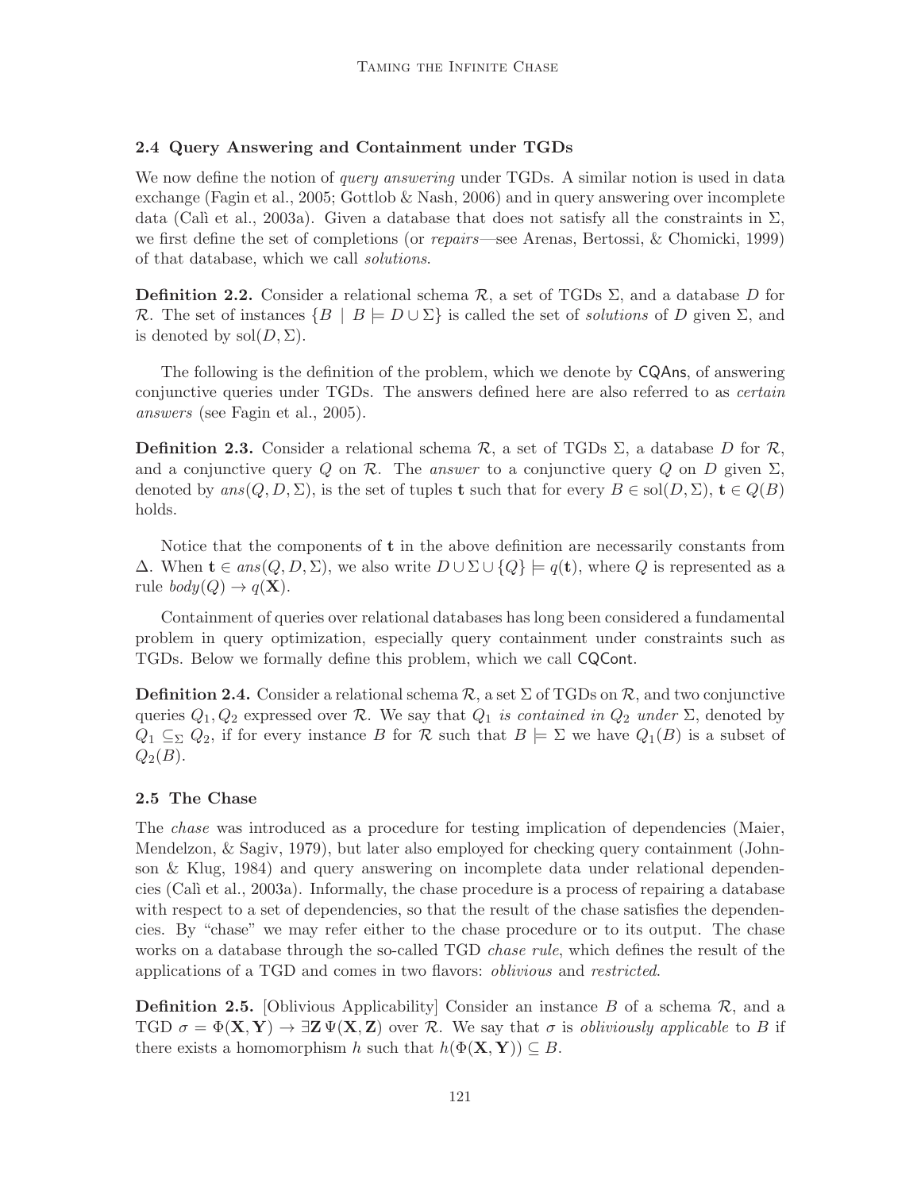### 2.4 Query Answering and Containment under TGDs

We now define the notion of *query answering* under TGDs. A similar notion is used in data exchange (Fagin et al., 2005; Gottlob & Nash, 2006) and in query answering over incomplete data (Calì et al., 2003a). Given a database that does not satisfy all the constraints in $\Sigma$, we first define the set of completions (or *repairs*—see Arenas, Bertossi, & Chomicki, 1999) of that database, which we call *solutions*.

**Definition 2.2.** Consider a relational schema $\mathcal{R}$, a set of TGDs $\Sigma$, and a database $D$ for $\mathcal{R}$. The set of instances $\{B \mid B \models D \cup \Sigma\}$ is called the set of *solutions* of $D$ given $\Sigma$, and is denoted by $\mathrm{sol}(D, \Sigma)$.

The following is the definition of the problem, which we denote by CQAns, of answering conjunctive queries under TGDs. The answers defined here are also referred to as *certain answers* (see Fagin et al., 2005).

**Definition 2.3.** Consider a relational schema $\mathcal{R}$, a set of TGDs $\Sigma$, a database $D$ for $\mathcal{R}$, and a conjunctive query $Q$ on $\mathcal{R}$. The *answer* to a conjunctive query $Q$ on $D$ given $\Sigma$, denoted by $ans(Q, D, \Sigma)$, is the set of tuples $\mathbf{t}$ such that for every $B \in \mathrm{sol}(D, \Sigma)$, $\mathbf{t} \in Q(B)$ holds.

Notice that the components of $\mathbf{t}$ in the above definition are necessarily constants from $\Delta$. When $\mathbf{t} \in ans(Q, D, \Sigma)$, we also write $D \cup \Sigma \cup \{Q\} \models q(\mathbf{t})$, where $Q$ is represented as a rule $body(Q) \rightarrow q(\mathbf{X})$.

Containment of queries over relational databases has long been considered a fundamental problem in query optimization, especially query containment under constraints such as TGDs. Below we formally define this problem, which we call CQCont.

**Definition 2.4.** Consider a relational schema $\mathcal{R}$, a set $\Sigma$ of TGDs on $\mathcal{R}$, and two conjunctive queries $Q_1, Q_2$ expressed over $\mathcal{R}$. We say that $Q_1$ *is contained in* $Q_2$ *under* $\Sigma$, denoted by $Q_1 \subseteq_\Sigma Q_2$, if for every instance $B$ for $\mathcal{R}$ such that $B \models \Sigma$ we have $Q_1(B)$ is a subset of $Q_2(B)$.

### 2.5 The Chase

The *chase* was introduced as a procedure for testing implication of dependencies (Maier, Mendelzon, & Sagiv, 1979), but later also employed for checking query containment (Johnson & Klug, 1984) and query answering on incomplete data under relational dependencies (Calì et al., 2003a). Informally, the chase procedure is a process of repairing a database with respect to a set of dependencies, so that the result of the chase satisfies the dependencies. By "chase" we may refer either to the chase procedure or to its output. The chase works on a database through the so-called TGD *chase rule*, which defines the result of the applications of a TGD and comes in two flavors: *oblivious* and *restricted*.

**Definition 2.5.** [Oblivious Applicability] Consider an instance $B$ of a schema $\mathcal{R}$, and a TGD $\sigma = \Phi(\mathbf{X}, \mathbf{Y}) \rightarrow \exists \mathbf{Z}\, \Psi(\mathbf{X}, \mathbf{Z})$ over $\mathcal{R}$. We say that $\sigma$ is *obliviously applicable* to $B$ if there exists a homomorphism $h$ such that $h(\Phi(\mathbf{X}, \mathbf{Y})) \subseteq B$.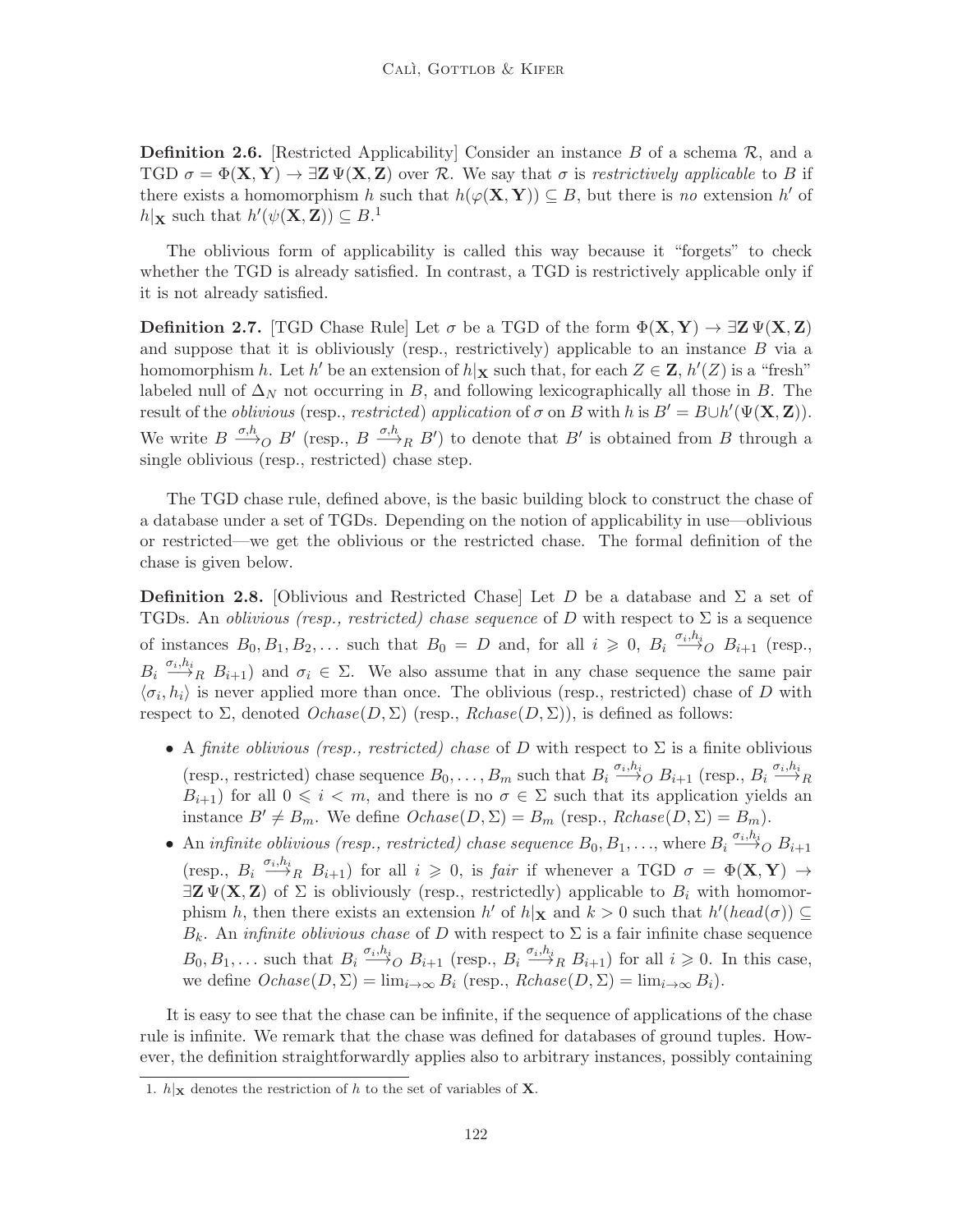**Definition 2.6.** [Restricted Applicability] Consider an instance $B$ of a schema $\mathcal{R}$, and a TGD $\sigma = \Phi(\mathbf{X}, \mathbf{Y}) \to \exists \mathbf{Z}\, \Psi(\mathbf{X}, \mathbf{Z})$ over $\mathcal{R}$. We say that $\sigma$ is *restrictively applicable* to $B$ if there exists a homomorphism $h$ such that $h(\varphi(\mathbf{X}, \mathbf{Y})) \subseteq B$, but there is *no* extension $h'$ of $h|_{\mathbf{X}}$ such that $h'(\psi(\mathbf{X}, \mathbf{Z})) \subseteq B$.[1]

The oblivious form of applicability is called this way because it "forgets" to check whether the TGD is already satisfied. In contrast, a TGD is restrictively applicable only if it is not already satisfied.

**Definition 2.7.** [TGD Chase Rule] Let $\sigma$ be a TGD of the form $\Phi(\mathbf{X}, \mathbf{Y}) \to \exists \mathbf{Z}\, \Psi(\mathbf{X}, \mathbf{Z})$ and suppose that it is obliviously (resp., restrictively) applicable to an instance $B$ via a homomorphism $h$. Let $h'$ be an extension of $h|_{\mathbf{X}}$ such that, for each $Z \in \mathbf{Z}$, $h'(Z)$ is a "fresh" labeled null of $\Delta_N$ not occurring in $B$, and following lexicographically all those in $B$. The result of the *oblivious* (resp., *restricted*) *application* of $\sigma$ on $B$ with $h$ is $B' = B \cup h'(\Psi(\mathbf{X}, \mathbf{Z}))$. We write $B \xrightarrow{\sigma,h}_O B'$ (resp., $B \xrightarrow{\sigma,h}_R B'$) to denote that $B'$ is obtained from $B$ through a single oblivious (resp., restricted) chase step.

The TGD chase rule, defined above, is the basic building block to construct the chase of a database under a set of TGDs. Depending on the notion of applicability in use—oblivious or restricted—we get the oblivious or the restricted chase. The formal definition of the chase is given below.

**Definition 2.8.** [Oblivious and Restricted Chase] Let $D$ be a database and $\Sigma$ a set of TGDs. An *oblivious (resp., restricted) chase sequence* of $D$ with respect to $\Sigma$ is a sequence of instances $B_0, B_1, B_2, \ldots$ such that $B_0 = D$ and, for all $i \geqslant 0$, $B_i \xrightarrow{\sigma_i,h_i}_O B_{i+1}$ (resp., $B_i \xrightarrow{\sigma_i,h_i}_R B_{i+1}$) and $\sigma_i \in \Sigma$. We also assume that in any chase sequence the same pair $\langle \sigma_i, h_i \rangle$ is never applied more than once. The oblivious (resp., restricted) chase of $D$ with respect to $\Sigma$, denoted $Ochase(D, \Sigma)$ (resp., $Rchase(D, \Sigma)$), is defined as follows:

- A *finite oblivious (resp., restricted) chase* of $D$ with respect to $\Sigma$ is a finite oblivious (resp., restricted) chase sequence $B_0, \ldots, B_m$ such that $B_i \xrightarrow{\sigma_i,h_i}_O B_{i+1}$ (resp., $B_i \xrightarrow{\sigma_i,h_i}_R B_{i+1}$) for all $0 \leqslant i < m$, and there is no $\sigma \in \Sigma$ such that its application yields an instance $B' \neq B_m$. We define $Ochase(D, \Sigma) = B_m$ (resp., $Rchase(D, \Sigma) = B_m$).
- An *infinite oblivious (resp., restricted) chase sequence* $B_0, B_1, \ldots$, where $B_i \xrightarrow{\sigma_i,h_i}_O B_{i+1}$ (resp., $B_i \xrightarrow{\sigma_i,h_i}_R B_{i+1}$) for all $i \geqslant 0$, is *fair* if whenever a TGD $\sigma = \Phi(\mathbf{X}, \mathbf{Y}) \to \exists \mathbf{Z}\, \Psi(\mathbf{X}, \mathbf{Z})$ of $\Sigma$ is obliviously (resp., restrictedly) applicable to $B_i$ with homomorphism $h$, then there exists an extension $h'$ of $h|_{\mathbf{X}}$ and $k > 0$ such that $h'(head(\sigma)) \subseteq B_k$. An *infinite oblivious chase* of $D$ with respect to $\Sigma$ is a fair infinite chase sequence $B_0, B_1, \ldots$ such that $B_i \xrightarrow{\sigma_i,h_i}_O B_{i+1}$ (resp., $B_i \xrightarrow{\sigma_i,h_i}_R B_{i+1}$) for all $i \geqslant 0$. In this case, we define $Ochase(D, \Sigma) = \lim_{i \to \infty} B_i$ (resp., $Rchase(D, \Sigma) = \lim_{i \to \infty} B_i$).

It is easy to see that the chase can be infinite, if the sequence of applications of the chase rule is infinite. We remark that the chase was defined for databases of ground tuples. However, the definition straightforwardly applies also to arbitrary instances, possibly containing

1. $h|_{\mathbf{X}}$ denotes the restriction of $h$ to the set of variables of $\mathbf{X}$.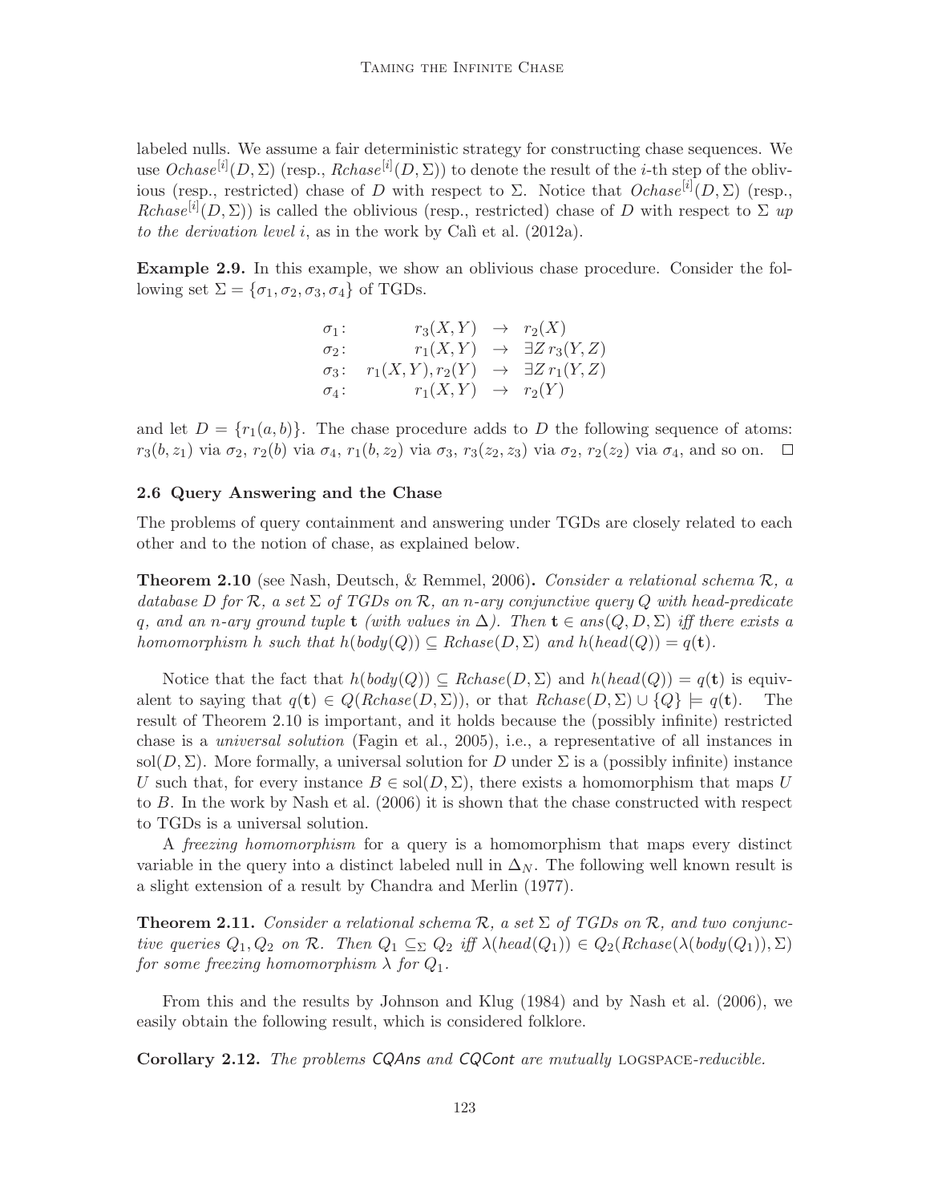labeled nulls. We assume a fair deterministic strategy for constructing chase sequences. We use $Ochase^{[i]}(D, \Sigma)$ (resp., $Rchase^{[i]}(D, \Sigma)$) to denote the result of the $i$-th step of the oblivious (resp., restricted) chase of $D$ with respect to $\Sigma$. Notice that $Ochase^{[i]}(D, \Sigma)$ (resp., $Rchase^{[i]}(D, \Sigma)$) is called the oblivious (resp., restricted) chase of $D$ with respect to $\Sigma$ *up to the derivation level* $i$, as in the work by Calì et al. (2012a).

**Example 2.9.** In this example, we show an oblivious chase procedure. Consider the following set $\Sigma = \{\sigma_1, \sigma_2, \sigma_3, \sigma_4\}$ of TGDs.

$$
\begin{array}{lrcl}
\sigma_1: & r_3(X,Y) & \rightarrow & r_2(X) \\
\sigma_2: & r_1(X,Y) & \rightarrow & \exists Z\, r_3(Y,Z) \\
\sigma_3: & r_1(X,Y), r_2(Y) & \rightarrow & \exists Z\, r_1(Y,Z) \\
\sigma_4: & r_1(X,Y) & \rightarrow & r_2(Y)
\end{array}
$$

and let $D = \{r_1(a,b)\}$. The chase procedure adds to $D$ the following sequence of atoms: $r_3(b,z_1)$ via $\sigma_2$, $r_2(b)$ via $\sigma_4$, $r_1(b,z_2)$ via $\sigma_3$, $r_3(z_2,z_3)$ via $\sigma_2$, $r_2(z_2)$ via $\sigma_4$, and so on. □

### 2.6 Query Answering and the Chase

The problems of query containment and answering under TGDs are closely related to each other and to the notion of chase, as explained below.

**Theorem 2.10** (see Nash, Deutsch, & Remmel, 2006)**.** *Consider a relational schema $\mathcal{R}$, a database $D$ for $\mathcal{R}$, a set $\Sigma$ of TGDs on $\mathcal{R}$, an $n$-ary conjunctive query $Q$ with head-predicate $q$, and an $n$-ary ground tuple $\mathbf{t}$ (with values in $\Delta$). Then $\mathbf{t} \in ans(Q, D, \Sigma)$ iff there exists a homomorphism $h$ such that $h(body(Q)) \subseteq Rchase(D, \Sigma)$ and $h(head(Q)) = q(\mathbf{t})$.*

Notice that the fact that $h(body(Q)) \subseteq Rchase(D, \Sigma)$ and $h(head(Q)) = q(\mathbf{t})$ is equivalent to saying that $q(\mathbf{t}) \in Q(Rchase(D, \Sigma))$, or that $Rchase(D, \Sigma) \cup \{Q\} \models q(\mathbf{t})$. The result of Theorem 2.10 is important, and it holds because the (possibly infinite) restricted chase is a *universal solution* (Fagin et al., 2005), i.e., a representative of all instances in $\mathrm{sol}(D, \Sigma)$. More formally, a universal solution for $D$ under $\Sigma$ is a (possibly infinite) instance $U$ such that, for every instance $B \in \mathrm{sol}(D, \Sigma)$, there exists a homomorphism that maps $U$ to $B$. In the work by Nash et al. (2006) it is shown that the chase constructed with respect to TGDs is a universal solution.

A *freezing homomorphism* for a query is a homomorphism that maps every distinct variable in the query into a distinct labeled null in $\Delta_N$. The following well known result is a slight extension of a result by Chandra and Merlin (1977).

**Theorem 2.11.** *Consider a relational schema $\mathcal{R}$, a set $\Sigma$ of TGDs on $\mathcal{R}$, and two conjunctive queries $Q_1, Q_2$ on $\mathcal{R}$. Then $Q_1 \subseteq_\Sigma Q_2$ iff $\lambda(head(Q_1)) \in Q_2(Rchase(\lambda(body(Q_1)), \Sigma))$ for some freezing homomorphism $\lambda$ for $Q_1$.*

From this and the results by Johnson and Klug (1984) and by Nash et al. (2006), we easily obtain the following result, which is considered folklore.

**Corollary 2.12.** *The problems CQAns and CQCont are mutually* LOGSPACE*-reducible.*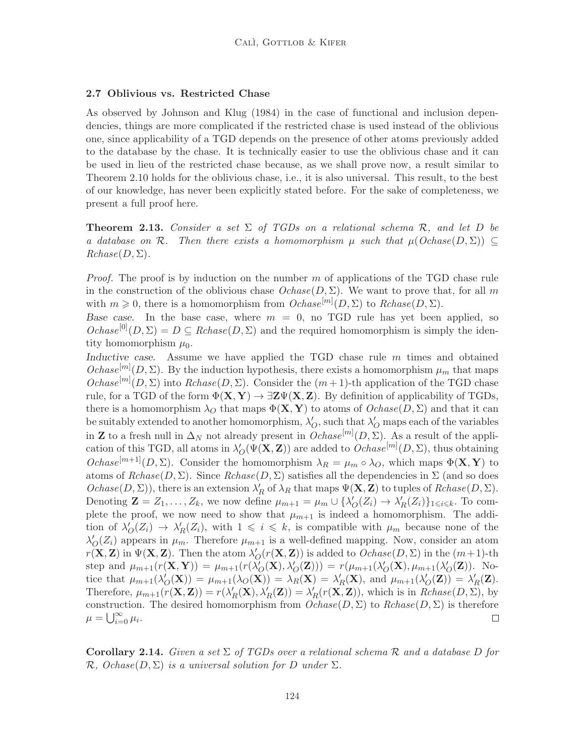### 2.7 Oblivious vs. Restricted Chase

As observed by Johnson and Klug (1984) in the case of functional and inclusion dependencies, things are more complicated if the restricted chase is used instead of the oblivious one, since applicability of a TGD depends on the presence of other atoms previously added to the database by the chase. It is technically easier to use the oblivious chase and it can be used in lieu of the restricted chase because, as we shall prove now, a result similar to Theorem 2.10 holds for the oblivious chase, i.e., it is also universal. This result, to the best of our knowledge, has never been explicitly stated before. For the sake of completeness, we present a full proof here.

**Theorem 2.13.** *Consider a set $\Sigma$ of TGDs on a relational schema $\mathcal{R}$, and let $D$ be a database on $\mathcal{R}$. Then there exists a homomorphism $\mu$ such that $\mu(Ochase(D, \Sigma)) \subseteq Rchase(D, \Sigma)$.*

*Proof.* The proof is by induction on the number $m$ of applications of the TGD chase rule in the construction of the oblivious chase $Ochase(D, \Sigma)$. We want to prove that, for all $m$ with $m \geqslant 0$, there is a homomorphism from $Ochase^{[m]}(D, \Sigma)$ to $Rchase(D, \Sigma)$.

*Base case.* In the base case, where $m = 0$, no TGD rule has yet been applied, so $Ochase^{[0]}(D, \Sigma) = D \subseteq Rchase(D, \Sigma)$ and the required homomorphism is simply the identity homomorphism $\mu_0$.

*Inductive case.* Assume we have applied the TGD chase rule $m$ times and obtained $Ochase^{[m]}(D, \Sigma)$. By the induction hypothesis, there exists a homomorphism $\mu_m$ that maps $Ochase^{[m]}(D, \Sigma)$ into $Rchase(D, \Sigma)$. Consider the $(m+1)$-th application of the TGD chase rule, for a TGD of the form $\Phi(\mathbf{X}, \mathbf{Y}) \rightarrow \exists \mathbf{Z} \Psi(\mathbf{X}, \mathbf{Z})$. By definition of applicability of TGDs, there is a homomorphism $\lambda_O$ that maps $\Phi(\mathbf{X}, \mathbf{Y})$ to atoms of $Ochase(D, \Sigma)$ and that it can be suitably extended to another homomorphism, $\lambda'_O$, such that $\lambda'_O$ maps each of the variables in $\mathbf{Z}$ to a fresh null in $\Delta_N$ not already present in $Ochase^{[m]}(D, \Sigma)$. As a result of the application of this TGD, all atoms in $\lambda'_O(\Psi(\mathbf{X}, \mathbf{Z}))$ are added to $Ochase^{[m]}(D, \Sigma)$, thus obtaining $Ochase^{[m+1]}(D, \Sigma)$. Consider the homomorphism $\lambda_R = \mu_m \circ \lambda_O$, which maps $\Phi(\mathbf{X}, \mathbf{Y})$ to atoms of $Rchase(D, \Sigma)$. Since $Rchase(D, \Sigma)$ satisfies all the dependencies in $\Sigma$ (and so does $Ochase(D, \Sigma)$), there is an extension $\lambda'_R$ of $\lambda_R$ that maps $\Psi(\mathbf{X}, \mathbf{Z})$ to tuples of $Rchase(D, \Sigma)$. Denoting $\mathbf{Z} = Z_1, \ldots, Z_k$, we now define $\mu_{m+1} = \mu_m \cup \{\lambda'_O(Z_i) \rightarrow \lambda'_R(Z_i)\}_{1 \leqslant i \leqslant k}$. To complete the proof, we now need to show that $\mu_{m+1}$ is indeed a homomorphism. The addition of $\lambda'_O(Z_i) \rightarrow \lambda'_R(Z_i)$, with $1 \leqslant i \leqslant k$, is compatible with $\mu_m$ because none of the $\lambda'_O(Z_i)$ appears in $\mu_m$. Therefore $\mu_{m+1}$ is a well-defined mapping. Now, consider an atom $r(\mathbf{X}, \mathbf{Z})$ in $\Psi(\mathbf{X}, \mathbf{Z})$. Then the atom $\lambda'_O(r(\mathbf{X}, \mathbf{Z}))$ is added to $Ochase(D, \Sigma)$ in the $(m+1)$-th step and $\mu_{m+1}(r(\mathbf{X}, \mathbf{Y})) = \mu_{m+1}(r(\lambda'_O(\mathbf{X}), \lambda'_O(\mathbf{Z}))) = r(\mu_{m+1}(\lambda'_O(\mathbf{X}), \mu_{m+1}(\lambda'_O(\mathbf{Z}))$. Notice that $\mu_{m+1}(\lambda'_O(\mathbf{X})) = \mu_{m+1}(\lambda_O(\mathbf{X})) = \lambda_R(\mathbf{X}) = \lambda'_R(\mathbf{X})$, and $\mu_{m+1}(\lambda'_O(\mathbf{Z})) = \lambda'_R(\mathbf{Z})$. Therefore, $\mu_{m+1}(r(\mathbf{X}, \mathbf{Z})) = r(\lambda'_R(\mathbf{X}), \lambda'_R(\mathbf{Z})) = \lambda'_R(r(\mathbf{X}, \mathbf{Z}))$, which is in $Rchase(D, \Sigma)$, by construction. The desired homomorphism from $Ochase(D, \Sigma)$ to $Rchase(D, \Sigma)$ is therefore $\mu = \bigcup_{i=0}^{\infty} \mu_i$. $\square$

**Corollary 2.14.** *Given a set $\Sigma$ of TGDs over a relational schema $\mathcal{R}$ and a database $D$ for $\mathcal{R}$, $Ochase(D, \Sigma)$ is a universal solution for $D$ under $\Sigma$.*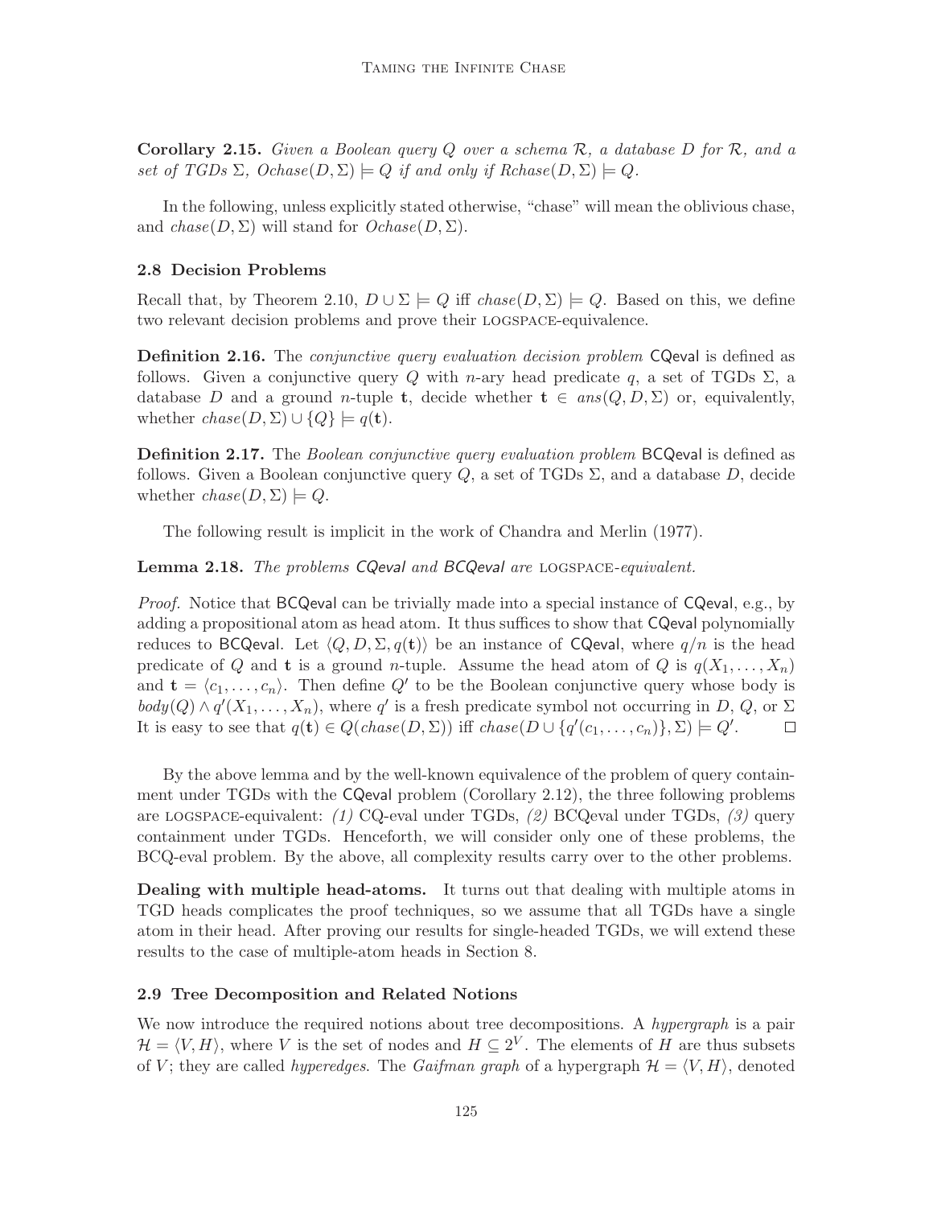**Corollary 2.15.** *Given a Boolean query $Q$ over a schema $\mathcal{R}$, a database $D$ for $\mathcal{R}$, and a set of TGDs $\Sigma$, $Ochase(D, \Sigma) \models Q$ if and only if $Rchase(D, \Sigma) \models Q$.*

In the following, unless explicitly stated otherwise, "chase" will mean the oblivious chase, and $chase(D, \Sigma)$ will stand for $Ochase(D, \Sigma)$.

### 2.8 Decision Problems

Recall that, by Theorem 2.10, $D \cup \Sigma \models Q$ iff $chase(D, \Sigma) \models Q$. Based on this, we define two relevant decision problems and prove their LOGSPACE-equivalence.

**Definition 2.16.** The *conjunctive query evaluation decision problem* CQeval is defined as follows. Given a conjunctive query $Q$ with $n$-ary head predicate $q$, a set of TGDs $\Sigma$, a database $D$ and a ground $n$-tuple $\mathbf{t}$, decide whether $\mathbf{t} \in ans(Q, D, \Sigma)$ or, equivalently, whether $chase(D, \Sigma) \cup \{Q\} \models q(\mathbf{t})$.

**Definition 2.17.** The *Boolean conjunctive query evaluation problem* BCQeval is defined as follows. Given a Boolean conjunctive query $Q$, a set of TGDs $\Sigma$, and a database $D$, decide whether $chase(D, \Sigma) \models Q$.

The following result is implicit in the work of Chandra and Merlin (1977).

**Lemma 2.18.** *The problems CQeval and BCQeval are* LOGSPACE*-equivalent.*

*Proof.* Notice that BCQeval can be trivially made into a special instance of CQeval, e.g., by adding a propositional atom as head atom. It thus suffices to show that CQeval polynomially reduces to BCQeval. Let $\langle Q, D, \Sigma, q(\mathbf{t})\rangle$ be an instance of CQeval, where $q/n$ is the head predicate of $Q$ and $\mathbf{t}$ is a ground $n$-tuple. Assume the head atom of $Q$ is $q(X_1, \ldots, X_n)$ and $\mathbf{t} = \langle c_1, \ldots, c_n\rangle$. Then define $Q'$ to be the Boolean conjunctive query whose body is $body(Q) \wedge q'(X_1, \ldots, X_n)$, where $q'$ is a fresh predicate symbol not occurring in $D$, $Q$, or $\Sigma$ It is easy to see that $q(\mathbf{t}) \in Q(chase(D, \Sigma))$ iff $chase(D \cup \{q'(c_1, \ldots, c_n)\}, \Sigma) \models Q'$. $\square$

By the above lemma and by the well-known equivalence of the problem of query containment under TGDs with the CQeval problem (Corollary 2.12), the three following problems are LOGSPACE-equivalent: *(1)* CQ-eval under TGDs, *(2)* BCQeval under TGDs, *(3)* query containment under TGDs. Henceforth, we will consider only one of these problems, the BCQ-eval problem. By the above, all complexity results carry over to the other problems.

**Dealing with multiple head-atoms.** It turns out that dealing with multiple atoms in TGD heads complicates the proof techniques, so we assume that all TGDs have a single atom in their head. After proving our results for single-headed TGDs, we will extend these results to the case of multiple-atom heads in Section 8.

### 2.9 Tree Decomposition and Related Notions

We now introduce the required notions about tree decompositions. A *hypergraph* is a pair $\mathcal{H} = \langle V, H\rangle$, where $V$ is the set of nodes and $H \subseteq 2^V$. The elements of $H$ are thus subsets of $V$; they are called *hyperedges*. The *Gaifman graph* of a hypergraph $\mathcal{H} = \langle V, H\rangle$, denoted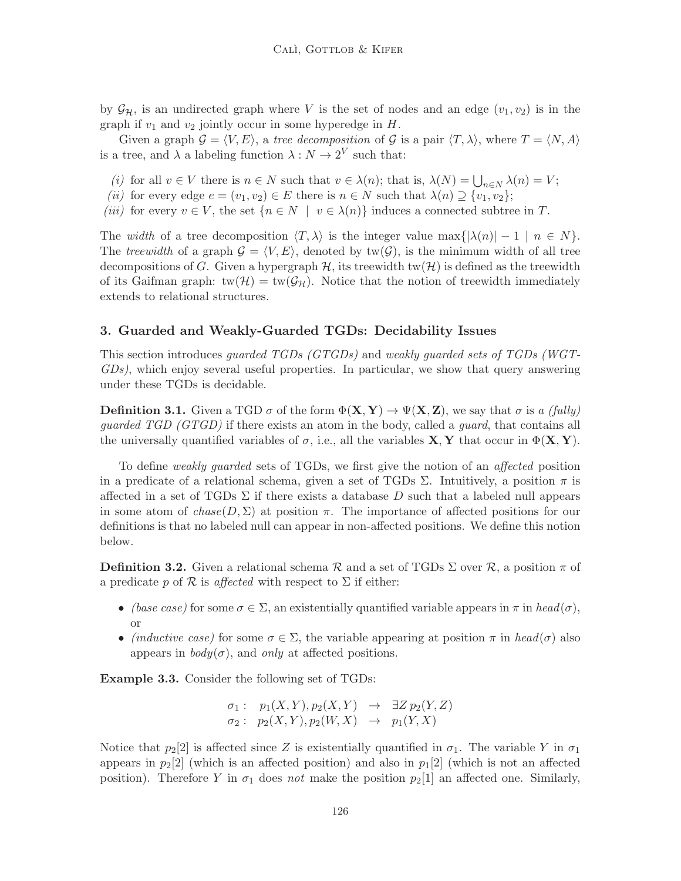by $\mathcal{G}_{\mathcal{H}}$, is an undirected graph where $V$ is the set of nodes and an edge $(v_1, v_2)$ is in the graph if $v_1$ and $v_2$ jointly occur in some hyperedge in $H$.

Given a graph $\mathcal{G} = \langle V, E\rangle$, a *tree decomposition* of $\mathcal{G}$ is a pair $\langle T, \lambda\rangle$, where $T = \langle N, A\rangle$ is a tree, and $\lambda$ a labeling function $\lambda : N \to 2^V$ such that:

*(i)* for all $v \in V$ there is $n \in N$ such that $v \in \lambda(n)$; that is, $\lambda(N) = \bigcup_{n\in N} \lambda(n) = V$;

*(ii)* for every edge $e = (v_1, v_2) \in E$ there is $n \in N$ such that $\lambda(n) \supseteq \{v_1, v_2\}$;

*(iii)* for every $v \in V$, the set $\{n \in N \mid v \in \lambda(n)\}$ induces a connected subtree in $T$.

The *width* of a tree decomposition $\langle T, \lambda\rangle$ is the integer value $\max\{|\lambda(n)| - 1 \mid n \in N\}$. The *treewidth* of a graph $\mathcal{G} = \langle V, E\rangle$, denoted by $\mathrm{tw}(\mathcal{G})$, is the minimum width of all tree decompositions of $G$. Given a hypergraph $\mathcal{H}$, its treewidth $\mathrm{tw}(\mathcal{H})$ is defined as the treewidth of its Gaifman graph: $\mathrm{tw}(\mathcal{H}) = \mathrm{tw}(\mathcal{G}_{\mathcal{H}})$. Notice that the notion of treewidth immediately extends to relational structures.

## 3. Guarded and Weakly-Guarded TGDs: Decidability Issues

This section introduces *guarded TGDs (GTGDs)* and *weakly guarded sets of TGDs (WGTGDs)*, which enjoy several useful properties. In particular, we show that query answering under these TGDs is decidable.

**Definition 3.1.** Given a TGD $\sigma$ of the form $\Phi(\mathbf{X}, \mathbf{Y}) \to \Psi(\mathbf{X}, \mathbf{Z})$, we say that $\sigma$ is *a (fully) guarded TGD (GTGD)* if there exists an atom in the body, called a *guard*, that contains all the universally quantified variables of $\sigma$, i.e., all the variables $\mathbf{X}, \mathbf{Y}$ that occur in $\Phi(\mathbf{X}, \mathbf{Y})$.

To define *weakly guarded* sets of TGDs, we first give the notion of an *affected* position in a predicate of a relational schema, given a set of TGDs $\Sigma$. Intuitively, a position $\pi$ is affected in a set of TGDs $\Sigma$ if there exists a database $D$ such that a labeled null appears in some atom of $chase(D, \Sigma)$ at position $\pi$. The importance of affected positions for our definitions is that no labeled null can appear in non-affected positions. We define this notion below.

**Definition 3.2.** Given a relational schema $\mathcal{R}$ and a set of TGDs $\Sigma$ over $\mathcal{R}$, a position $\pi$ of a predicate $p$ of $\mathcal{R}$ is *affected* with respect to $\Sigma$ if either:

- *(base case)* for some $\sigma \in \Sigma$, an existentially quantified variable appears in $\pi$ in $head(\sigma)$, or
- *(inductive case)* for some $\sigma \in \Sigma$, the variable appearing at position $\pi$ in $head(\sigma)$ also appears in $body(\sigma)$, and *only* at affected positions.

**Example 3.3.** Consider the following set of TGDs:

$$
\begin{array}{llll}
\sigma_1: & p_1(X, Y), p_2(X, Y) & \to & \exists Z\, p_2(Y, Z) \\
\sigma_2: & p_2(X, Y), p_2(W, X) & \to & p_1(Y, X)
\end{array}
$$

Notice that $p_2[2]$ is affected since $Z$ is existentially quantified in $\sigma_1$. The variable $Y$ in $\sigma_1$ appears in $p_2[2]$ (which is an affected position) and also in $p_1[2]$ (which is not an affected position). Therefore $Y$ in $\sigma_1$ does *not* make the position $p_2[1]$ an affected one. Similarly,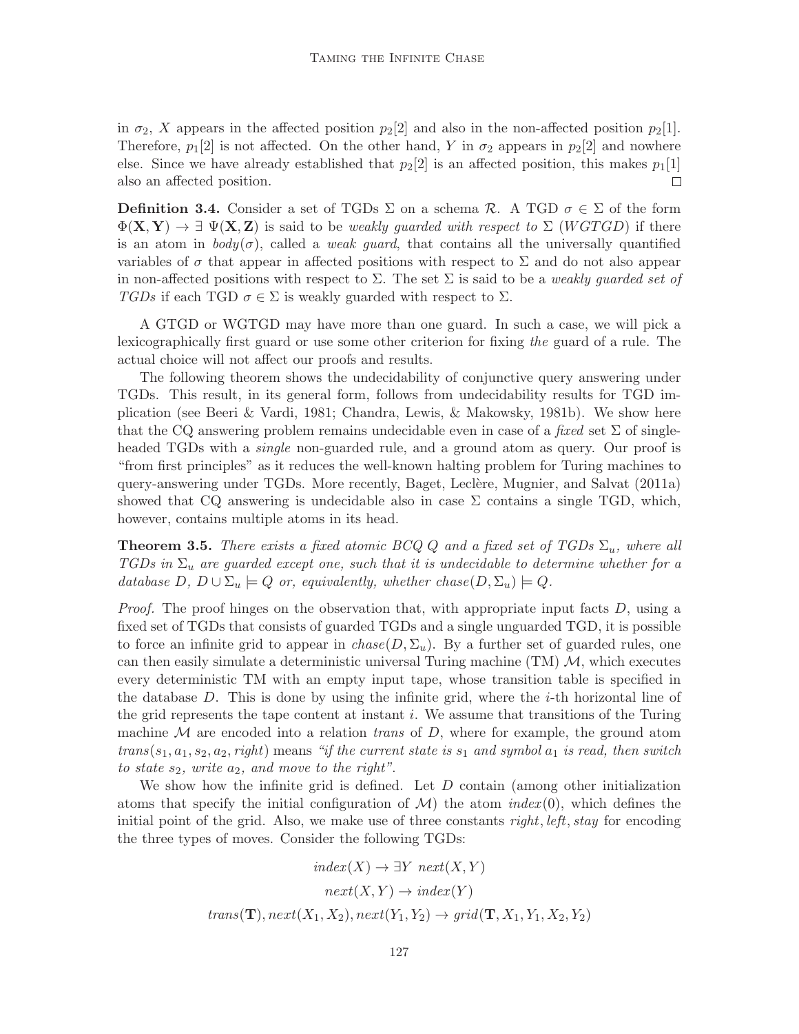in $\sigma_2$, $X$ appears in the affected position $p_2[2]$ and also in the non-affected position $p_2[1]$. Therefore, $p_1[2]$ is not affected. On the other hand, $Y$ in $\sigma_2$ appears in $p_2[2]$ and nowhere else. Since we have already established that $p_2[2]$ is an affected position, this makes $p_1[1]$ also an affected position. $\square$

**Definition 3.4.** Consider a set of TGDs $\Sigma$ on a schema $\mathcal{R}$. A TGD $\sigma \in \Sigma$ of the form $\Phi(\mathbf{X}, \mathbf{Y}) \to \exists\, \Psi(\mathbf{X}, \mathbf{Z})$ is said to be *weakly guarded with respect to* $\Sigma$ (*WGTGD*) if there is an atom in $body(\sigma)$, called a *weak guard*, that contains all the universally quantified variables of $\sigma$ that appear in affected positions with respect to $\Sigma$ and do not also appear in non-affected positions with respect to $\Sigma$. The set $\Sigma$ is said to be a *weakly guarded set of TGDs* if each TGD $\sigma \in \Sigma$ is weakly guarded with respect to $\Sigma$.

A GTGD or WGTGD may have more than one guard. In such a case, we will pick a lexicographically first guard or use some other criterion for fixing *the* guard of a rule. The actual choice will not affect our proofs and results.

The following theorem shows the undecidability of conjunctive query answering under TGDs. This result, in its general form, follows from undecidability results for TGD implication (see Beeri & Vardi, 1981; Chandra, Lewis, & Makowsky, 1981b). We show here that the CQ answering problem remains undecidable even in case of a *fixed* set $\Sigma$ of single-headed TGDs with a *single* non-guarded rule, and a ground atom as query. Our proof is "from first principles" as it reduces the well-known halting problem for Turing machines to query-answering under TGDs. More recently, Baget, Leclère, Mugnier, and Salvat (2011a) showed that CQ answering is undecidable also in case $\Sigma$ contains a single TGD, which, however, contains multiple atoms in its head.

**Theorem 3.5.** *There exists a fixed atomic BCQ $Q$ and a fixed set of TGDs $\Sigma_u$, where all TGDs in $\Sigma_u$ are guarded except one, such that it is undecidable to determine whether for a database $D$, $D \cup \Sigma_u \models Q$ or, equivalently, whether $chase(D, \Sigma_u) \models Q$.*

*Proof.* The proof hinges on the observation that, with appropriate input facts $D$, using a fixed set of TGDs that consists of guarded TGDs and a single unguarded TGD, it is possible to force an infinite grid to appear in $chase(D, \Sigma_u)$. By a further set of guarded rules, one can then easily simulate a deterministic universal Turing machine (TM) $\mathcal{M}$, which executes every deterministic TM with an empty input tape, whose transition table is specified in the database $D$. This is done by using the infinite grid, where the $i$-th horizontal line of the grid represents the tape content at instant $i$. We assume that transitions of the Turing machine $\mathcal{M}$ are encoded into a relation *trans* of $D$, where for example, the ground atom $trans(s_1, a_1, s_2, a_2, right)$ means *"if the current state is $s_1$ and symbol $a_1$ is read, then switch to state $s_2$, write $a_2$, and move to the right"*.

We show how the infinite grid is defined. Let $D$ contain (among other initialization atoms that specify the initial configuration of $\mathcal{M}$) the atom $index(0)$, which defines the initial point of the grid. Also, we make use of three constants $right, left, stay$ for encoding the three types of moves. Consider the following TGDs:

$$index(X) \to \exists Y\ next(X, Y)$$

$$next(X, Y) \to index(Y)$$

$$trans(\mathbf{T}), next(X_1, X_2), next(Y_1, Y_2) \to grid(\mathbf{T}, X_1, Y_1, X_2, Y_2)$$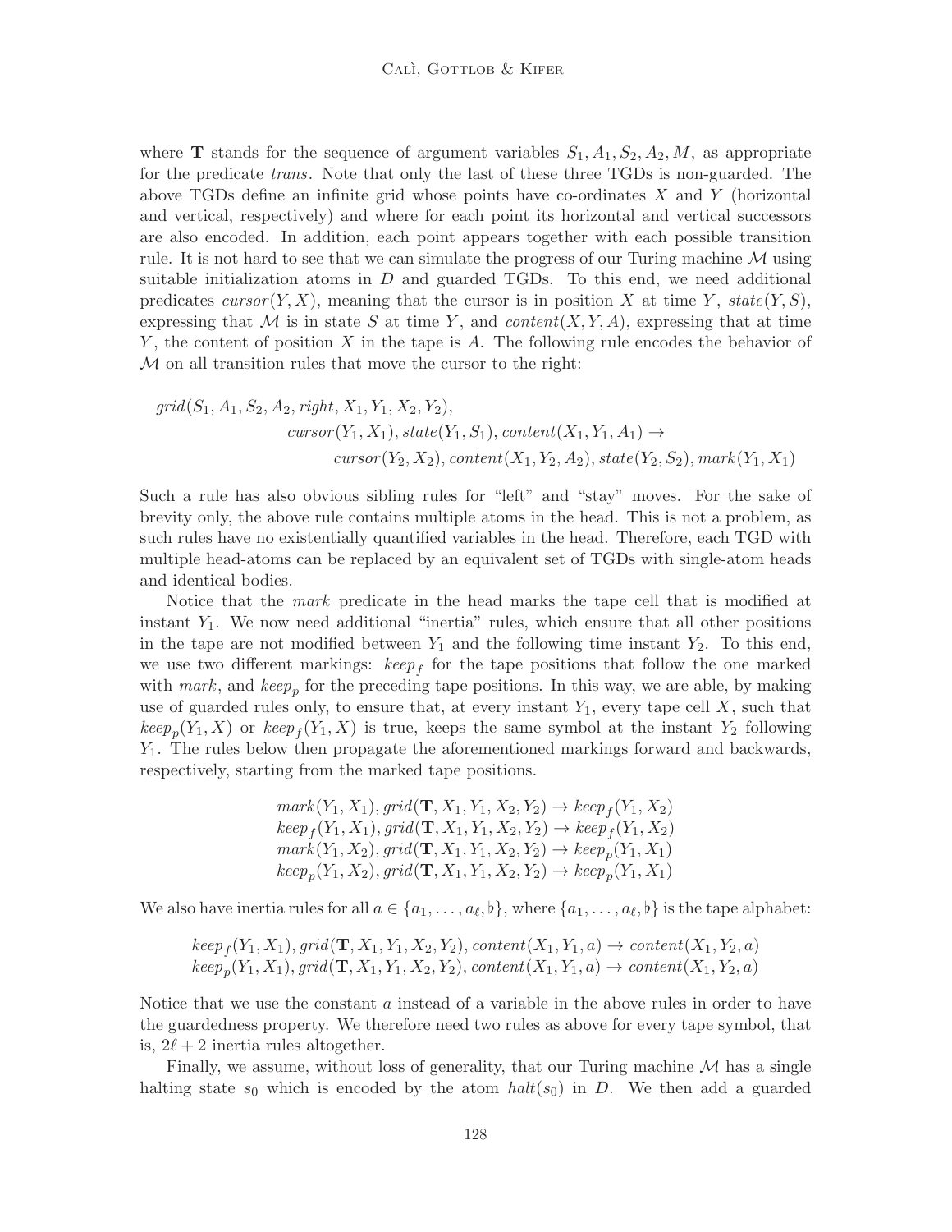where $\mathbf{T}$ stands for the sequence of argument variables $S_1, A_1, S_2, A_2, M$, as appropriate for the predicate *trans*. Note that only the last of these three TGDs is non-guarded. The above TGDs define an infinite grid whose points have co-ordinates $X$ and $Y$ (horizontal and vertical, respectively) and where for each point its horizontal and vertical successors are also encoded. In addition, each point appears together with each possible transition rule. It is not hard to see that we can simulate the progress of our Turing machine $\mathcal{M}$ using suitable initialization atoms in $D$ and guarded TGDs. To this end, we need additional predicates $\mathit{cursor}(Y, X)$, meaning that the cursor is in position $X$ at time $Y$, $\mathit{state}(Y, S)$, expressing that $\mathcal{M}$ is in state $S$ at time $Y$, and $\mathit{content}(X, Y, A)$, expressing that at time $Y$, the content of position $X$ in the tape is $A$. The following rule encodes the behavior of $\mathcal{M}$ on all transition rules that move the cursor to the right:

$$
\begin{aligned}
&\mathit{grid}(S_1, A_1, S_2, A_2, \mathit{right}, X_1, Y_1, X_2, Y_2),\\
&\qquad\qquad \mathit{cursor}(Y_1, X_1), \mathit{state}(Y_1, S_1), \mathit{content}(X_1, Y_1, A_1) \rightarrow\\
&\qquad\qquad\qquad \mathit{cursor}(Y_2, X_2), \mathit{content}(X_1, Y_2, A_2), \mathit{state}(Y_2, S_2), \mathit{mark}(Y_1, X_1)
\end{aligned}
$$

Such a rule has also obvious sibling rules for "left" and "stay" moves. For the sake of brevity only, the above rule contains multiple atoms in the head. This is not a problem, as such rules have no existentially quantified variables in the head. Therefore, each TGD with multiple head-atoms can be replaced by an equivalent set of TGDs with single-atom heads and identical bodies.

Notice that the *mark* predicate in the head marks the tape cell that is modified at instant $Y_1$. We now need additional "inertia" rules, which ensure that all other positions in the tape are not modified between $Y_1$ and the following time instant $Y_2$. To this end, we use two different markings: $\mathit{keep}_f$ for the tape positions that follow the one marked with *mark*, and $\mathit{keep}_p$ for the preceding tape positions. In this way, we are able, by making use of guarded rules only, to ensure that, at every instant $Y_1$, every tape cell $X$, such that $\mathit{keep}_p(Y_1, X)$ or $\mathit{keep}_f(Y_1, X)$ is true, keeps the same symbol at the instant $Y_2$ following $Y_1$. The rules below then propagate the aforementioned markings forward and backwards, respectively, starting from the marked tape positions.

$$
\begin{aligned}
&\mathit{mark}(Y_1, X_1), \mathit{grid}(\mathbf{T}, X_1, Y_1, X_2, Y_2) \rightarrow \mathit{keep}_f(Y_1, X_2)\\
&\mathit{keep}_f(Y_1, X_1), \mathit{grid}(\mathbf{T}, X_1, Y_1, X_2, Y_2) \rightarrow \mathit{keep}_f(Y_1, X_2)\\
&\mathit{mark}(Y_1, X_2), \mathit{grid}(\mathbf{T}, X_1, Y_1, X_2, Y_2) \rightarrow \mathit{keep}_p(Y_1, X_1)\\
&\mathit{keep}_p(Y_1, X_2), \mathit{grid}(\mathbf{T}, X_1, Y_1, X_2, Y_2) \rightarrow \mathit{keep}_p(Y_1, X_1)
\end{aligned}
$$

We also have inertia rules for all $a \in \{a_1, \ldots, a_\ell, \flat\}$, where $\{a_1, \ldots, a_\ell, \flat\}$ is the tape alphabet:

$$
\begin{aligned}
&\mathit{keep}_f(Y_1, X_1), \mathit{grid}(\mathbf{T}, X_1, Y_1, X_2, Y_2), \mathit{content}(X_1, Y_1, a) \rightarrow \mathit{content}(X_1, Y_2, a)\\
&\mathit{keep}_p(Y_1, X_1), \mathit{grid}(\mathbf{T}, X_1, Y_1, X_2, Y_2), \mathit{content}(X_1, Y_1, a) \rightarrow \mathit{content}(X_1, Y_2, a)
\end{aligned}
$$

Notice that we use the constant $a$ instead of a variable in the above rules in order to have the guardedness property. We therefore need two rules as above for every tape symbol, that is, $2\ell + 2$ inertia rules altogether.

Finally, we assume, without loss of generality, that our Turing machine $\mathcal{M}$ has a single halting state $s_0$ which is encoded by the atom $\mathit{halt}(s_0)$ in $D$. We then add a guarded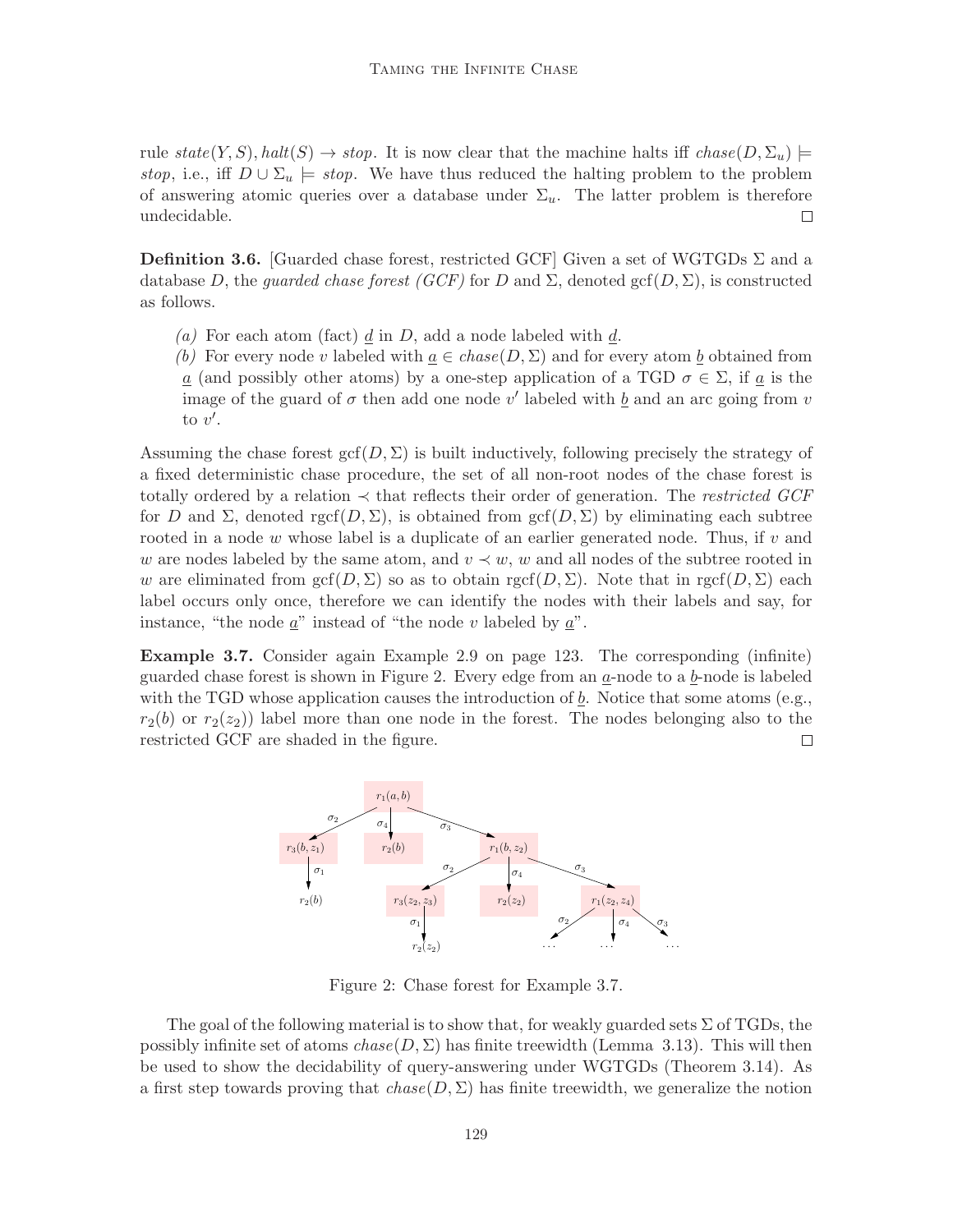rule $state(Y, S), halt(S) \rightarrow stop$. It is now clear that the machine halts iff $chase(D, \Sigma_u) \models stop$, i.e., iff $D \cup \Sigma_u \models stop$. We have thus reduced the halting problem to the problem of answering atomic queries over a database under $\Sigma_u$. The latter problem is therefore undecidable. □

**Definition 3.6.** [Guarded chase forest, restricted GCF] Given a set of WGTGDs $\Sigma$ and a database $D$, the *guarded chase forest (GCF)* for $D$ and $\Sigma$, denoted $\text{gcf}(D, \Sigma)$, is constructed as follows.

*(a)* For each atom (fact) $\underline{d}$ in $D$, add a node labeled with $\underline{d}$.

*(b)* For every node $v$ labeled with $\underline{a} \in chase(D, \Sigma)$ and for every atom $\underline{b}$ obtained from $\underline{a}$ (and possibly other atoms) by a one-step application of a TGD $\sigma \in \Sigma$, if $\underline{a}$ is the image of the guard of $\sigma$ then add one node $v'$ labeled with $\underline{b}$ and an arc going from $v$ to $v'$.

Assuming the chase forest $\text{gcf}(D, \Sigma)$ is built inductively, following precisely the strategy of a fixed deterministic chase procedure, the set of all non-root nodes of the chase forest is totally ordered by a relation $\prec$ that reflects their order of generation. The *restricted GCF* for $D$ and $\Sigma$, denoted $\text{rgcf}(D, \Sigma)$, is obtained from $\text{gcf}(D, \Sigma)$ by eliminating each subtree rooted in a node $w$ whose label is a duplicate of an earlier generated node. Thus, if $v$ and $w$ are nodes labeled by the same atom, and $v \prec w$, $w$ and all nodes of the subtree rooted in $w$ are eliminated from $\text{gcf}(D, \Sigma)$ so as to obtain $\text{rgcf}(D, \Sigma)$. Note that in $\text{rgcf}(D, \Sigma)$ each label occurs only once, therefore we can identify the nodes with their labels and say, for instance, "the node $\underline{a}$" instead of "the node $v$ labeled by $\underline{a}$".

**Example 3.7.** Consider again Example 2.9 on page 123. The corresponding (infinite) guarded chase forest is shown in Figure 2. Every edge from an $\underline{a}$-node to a $\underline{b}$-node is labeled with the TGD whose application causes the introduction of $\underline{b}$. Notice that some atoms (e.g., $r_2(b)$ or $r_2(z_2)$) label more than one node in the forest. The nodes belonging also to the restricted GCF are shaded in the figure. □

$r_1(a, b)$
$\sigma_2$ $\sigma_4$ $\sigma_3$
$r_3(b, z_1)$ $r_2(b)$ $r_1(b, z_2)$
$\sigma_1$ $\sigma_2$ $\sigma_4$ $\sigma_3$
$r_2(b)$ $r_3(z_2, z_3)$ $r_2(z_2)$ $r_1(z_2, z_4)$
$\sigma_1$ $\sigma_2$ $\sigma_4$ $\sigma_3$
$r_2(z_2)$ ... ... ...

Figure 2: Chase forest for Example 3.7.

The goal of the following material is to show that, for weakly guarded sets $\Sigma$ of TGDs, the possibly infinite set of atoms $chase(D, \Sigma)$ has finite treewidth (Lemma 3.13). This will then be used to show the decidability of query-answering under WGTGDs (Theorem 3.14). As a first step towards proving that $chase(D, \Sigma)$ has finite treewidth, we generalize the notion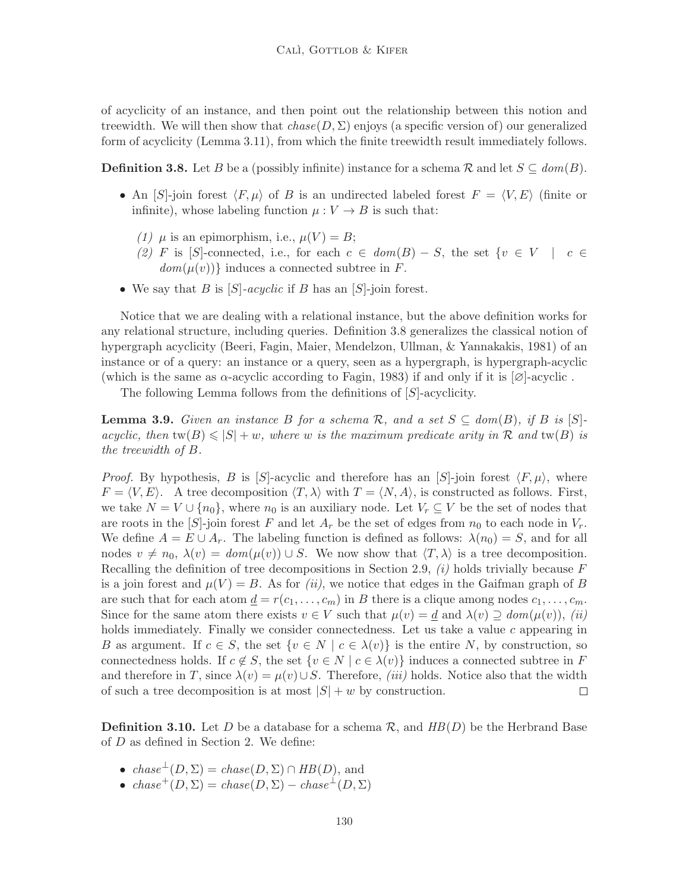of acyclicity of an instance, and then point out the relationship between this notion and treewidth. We will then show that $chase(D, \Sigma)$ enjoys (a specific version of) our generalized form of acyclicity (Lemma 3.11), from which the finite treewidth result immediately follows.

**Definition 3.8.** Let $B$ be a (possibly infinite) instance for a schema $\mathcal{R}$ and let $S \subseteq dom(B)$.

- An $[S]$-join forest $\langle F, \mu \rangle$ of $B$ is an undirected labeled forest $F = \langle V, E \rangle$ (finite or infinite), whose labeling function $\mu : V \to B$ is such that:
  - *(1)* $\mu$ is an epimorphism, i.e., $\mu(V) = B$;
  - *(2)* $F$ is $[S]$-connected, i.e., for each $c \in dom(B) - S$, the set $\{v \in V \mid c \in dom(\mu(v))\}$ induces a connected subtree in $F$.
- We say that $B$ is $[S]$-*acyclic* if $B$ has an $[S]$-join forest.

Notice that we are dealing with a relational instance, but the above definition works for any relational structure, including queries. Definition 3.8 generalizes the classical notion of hypergraph acyclicity (Beeri, Fagin, Maier, Mendelzon, Ullman, & Yannakakis, 1981) of an instance or of a query: an instance or a query, seen as a hypergraph, is hypergraph-acyclic (which is the same as $\alpha$-acyclic according to Fagin, 1983) if and only if it is $[\varnothing]$-acyclic .

The following Lemma follows from the definitions of $[S]$-acyclicity.

**Lemma 3.9.** *Given an instance $B$ for a schema $\mathcal{R}$, and a set $S \subseteq dom(B)$, if $B$ is $[S]$-acyclic, then $\text{tw}(B) \leqslant |S| + w$, where $w$ is the maximum predicate arity in $\mathcal{R}$ and $\text{tw}(B)$ is the treewidth of $B$.*

*Proof.* By hypothesis, $B$ is $[S]$-acyclic and therefore has an $[S]$-join forest $\langle F, \mu \rangle$, where $F = \langle V, E \rangle$. A tree decomposition $\langle T, \lambda \rangle$ with $T = \langle N, A \rangle$, is constructed as follows. First, we take $N = V \cup \{n_0\}$, where $n_0$ is an auxiliary node. Let $V_r \subseteq V$ be the set of nodes that are roots in the $[S]$-join forest $F$ and let $A_r$ be the set of edges from $n_0$ to each node in $V_r$. We define $A = E \cup A_r$. The labeling function is defined as follows: $\lambda(n_0) = S$, and for all nodes $v \neq n_0$, $\lambda(v) = dom(\mu(v)) \cup S$. We now show that $\langle T, \lambda \rangle$ is a tree decomposition. Recalling the definition of tree decompositions in Section 2.9, *(i)* holds trivially because $F$ is a join forest and $\mu(V) = B$. As for *(ii)*, we notice that edges in the Gaifman graph of $B$ are such that for each atom $\underline{d} = r(c_1, \ldots, c_m)$ in $B$ there is a clique among nodes $c_1, \ldots, c_m$. Since for the same atom there exists $v \in V$ such that $\mu(v) = \underline{d}$ and $\lambda(v) \supseteq dom(\mu(v))$, *(ii)* holds immediately. Finally we consider connectedness. Let us take a value $c$ appearing in $B$ as argument. If $c \in S$, the set $\{v \in N \mid c \in \lambda(v)\}$ is the entire $N$, by construction, so connectedness holds. If $c \notin S$, the set $\{v \in N \mid c \in \lambda(v)\}$ induces a connected subtree in $F$ and therefore in $T$, since $\lambda(v) = \mu(v) \cup S$. Therefore, *(iii)* holds. Notice also that the width of such a tree decomposition is at most $|S| + w$ by construction. $\square$

**Definition 3.10.** Let $D$ be a database for a schema $\mathcal{R}$, and $HB(D)$ be the Herbrand Base of $D$ as defined in Section 2. We define:

- $chase^{\perp}(D, \Sigma) = chase(D, \Sigma) \cap HB(D)$, and
- $chase^{+}(D, \Sigma) = chase(D, \Sigma) - chase^{\perp}(D, \Sigma)$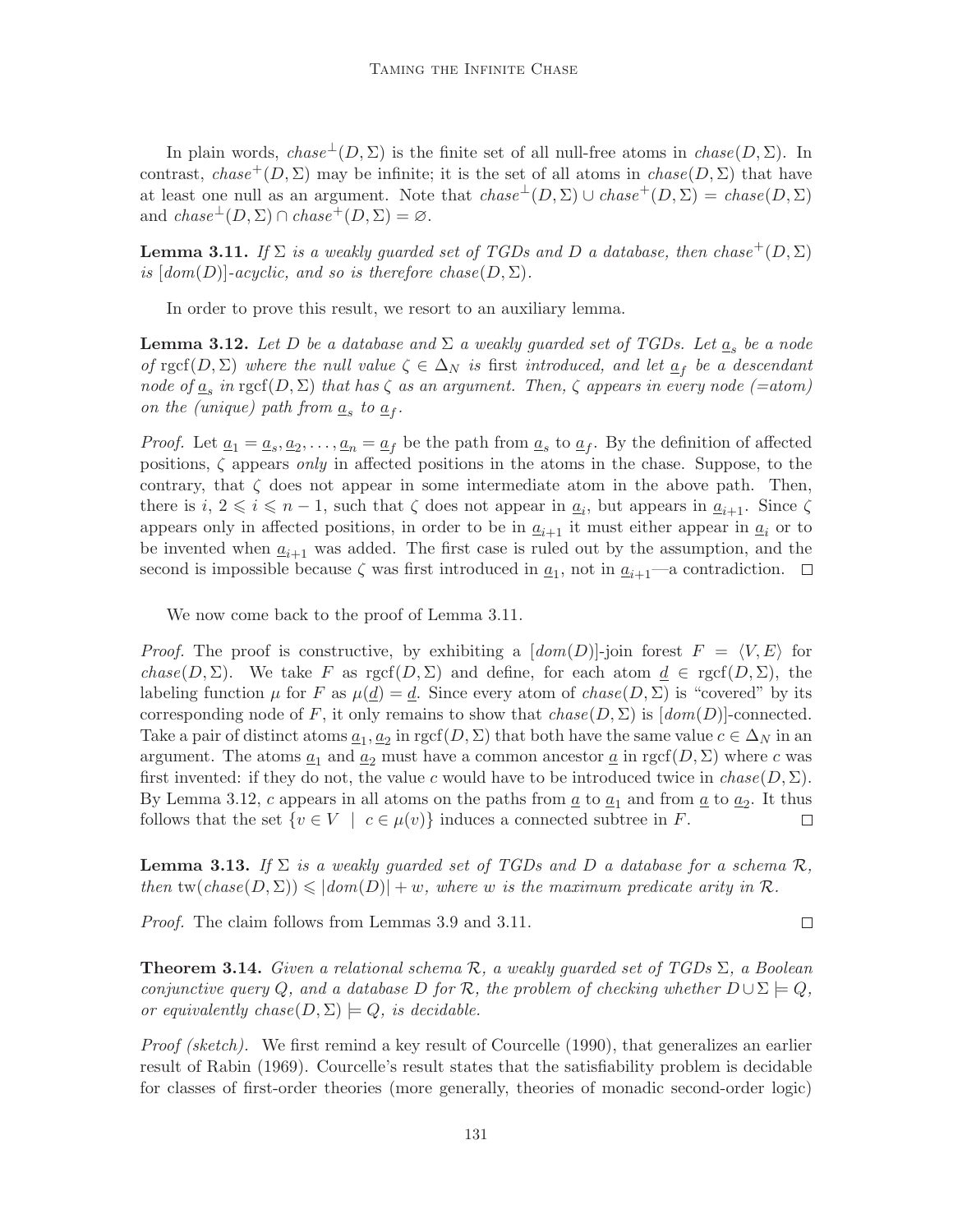In plain words, $chase^{\perp}(D, \Sigma)$ is the finite set of all null-free atoms in $chase(D, \Sigma)$. In contrast, $chase^{+}(D, \Sigma)$ may be infinite; it is the set of all atoms in $chase(D, \Sigma)$ that have at least one null as an argument. Note that $chase^{\perp}(D, \Sigma) \cup chase^{+}(D, \Sigma) = chase(D, \Sigma)$ and $chase^{\perp}(D, \Sigma) \cap chase^{+}(D, \Sigma) = \varnothing$.

**Lemma 3.11.** *If $\Sigma$ is a weakly guarded set of TGDs and $D$ a database, then $chase^{+}(D, \Sigma)$ is $[dom(D)]$-acyclic, and so is therefore $chase(D, \Sigma)$.*

In order to prove this result, we resort to an auxiliary lemma.

**Lemma 3.12.** *Let $D$ be a database and $\Sigma$ a weakly guarded set of TGDs. Let $\underline{a}_s$ be a node of $\text{rgcf}(D, \Sigma)$ where the null value $\zeta \in \Delta_N$ is first introduced, and let $\underline{a}_f$ be a descendant node of $\underline{a}_s$ in $\text{rgcf}(D, \Sigma)$ that has $\zeta$ as an argument. Then, $\zeta$ appears in every node (=atom) on the (unique) path from $\underline{a}_s$ to $\underline{a}_f$.*

*Proof.* Let $\underline{a}_1 = \underline{a}_s, \underline{a}_2, \ldots, \underline{a}_n = \underline{a}_f$ be the path from $\underline{a}_s$ to $\underline{a}_f$. By the definition of affected positions, $\zeta$ appears *only* in affected positions in the atoms in the chase. Suppose, to the contrary, that $\zeta$ does not appear in some intermediate atom in the above path. Then, there is $i$, $2 \leqslant i \leqslant n-1$, such that $\zeta$ does not appear in $\underline{a}_i$, but appears in $\underline{a}_{i+1}$. Since $\zeta$ appears only in affected positions, in order to be in $\underline{a}_{i+1}$ it must either appear in $\underline{a}_i$ or to be invented when $\underline{a}_{i+1}$ was added. The first case is ruled out by the assumption, and the second is impossible because $\zeta$ was first introduced in $\underline{a}_1$, not in $\underline{a}_{i+1}$—a contradiction. $\square$

We now come back to the proof of Lemma 3.11.

*Proof.* The proof is constructive, by exhibiting a $[dom(D)]$-join forest $F = \langle V, E \rangle$ for $chase(D, \Sigma)$. We take $F$ as $\text{rgcf}(D, \Sigma)$ and define, for each atom $\underline{d} \in \text{rgcf}(D, \Sigma)$, the labeling function $\mu$ for $F$ as $\mu(\underline{d}) = \underline{d}$. Since every atom of $chase(D, \Sigma)$ is "covered" by its corresponding node of $F$, it only remains to show that $chase(D, \Sigma)$ is $[dom(D)]$-connected. Take a pair of distinct atoms $\underline{a}_1, \underline{a}_2$ in $\text{rgcf}(D, \Sigma)$ that both have the same value $c \in \Delta_N$ in an argument. The atoms $\underline{a}_1$ and $\underline{a}_2$ must have a common ancestor $\underline{a}$ in $\text{rgcf}(D, \Sigma)$ where $c$ was first invented: if they do not, the value $c$ would have to be introduced twice in $chase(D, \Sigma)$. By Lemma 3.12, $c$ appears in all atoms on the paths from $\underline{a}$ to $\underline{a}_1$ and from $\underline{a}$ to $\underline{a}_2$. It thus follows that the set $\{v \in V \mid c \in \mu(v)\}$ induces a connected subtree in $F$. $\square$

**Lemma 3.13.** *If $\Sigma$ is a weakly guarded set of TGDs and $D$ a database for a schema $\mathcal{R}$, then $\text{tw}(chase(D, \Sigma)) \leqslant |dom(D)| + w$, where $w$ is the maximum predicate arity in $\mathcal{R}$.*

*Proof.* The claim follows from Lemmas 3.9 and 3.11. $\square$

**Theorem 3.14.** *Given a relational schema $\mathcal{R}$, a weakly guarded set of TGDs $\Sigma$, a Boolean conjunctive query $Q$, and a database $D$ for $\mathcal{R}$, the problem of checking whether $D \cup \Sigma \models Q$, or equivalently $chase(D, \Sigma) \models Q$, is decidable.*

*Proof (sketch).* We first remind a key result of Courcelle (1990), that generalizes an earlier result of Rabin (1969). Courcelle's result states that the satisfiability problem is decidable for classes of first-order theories (more generally, theories of monadic second-order logic)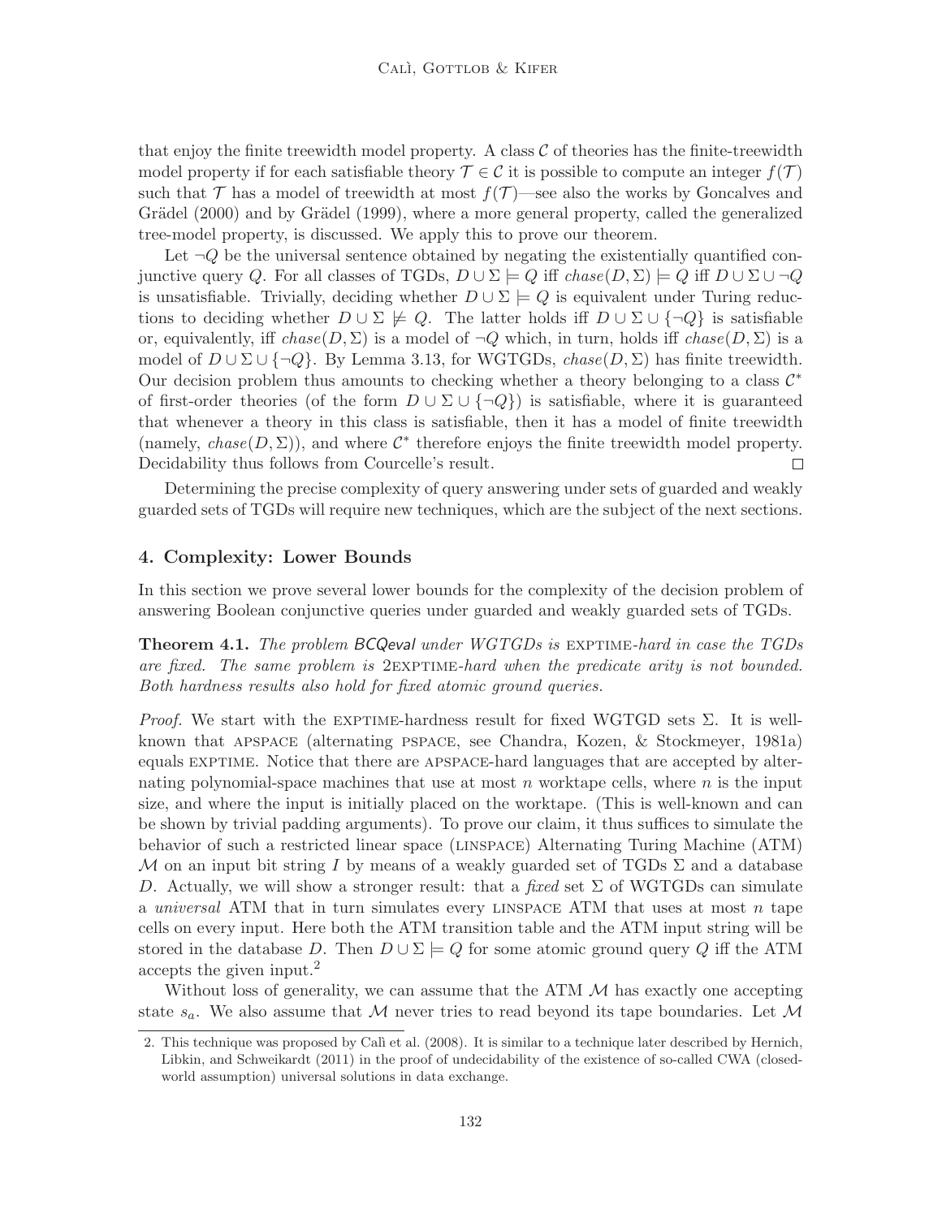that enjoy the finite treewidth model property. A class $\mathcal{C}$ of theories has the finite-treewidth model property if for each satisfiable theory $\mathcal{T} \in \mathcal{C}$ it is possible to compute an integer $f(\mathcal{T})$ such that $\mathcal{T}$ has a model of treewidth at most $f(\mathcal{T})$—see also the works by Goncalves and Grädel (2000) and by Grädel (1999), where a more general property, called the generalized tree-model property, is discussed. We apply this to prove our theorem.

Let $\neg Q$ be the universal sentence obtained by negating the existentially quantified conjunctive query $Q$. For all classes of TGDs, $D \cup \Sigma \models Q$ iff $chase(D, \Sigma) \models Q$ iff $D \cup \Sigma \cup \neg Q$ is unsatisfiable. Trivially, deciding whether $D \cup \Sigma \models Q$ is equivalent under Turing reductions to deciding whether $D \cup \Sigma \not\models Q$. The latter holds iff $D \cup \Sigma \cup \{\neg Q\}$ is satisfiable or, equivalently, iff $chase(D, \Sigma)$ is a model of $\neg Q$ which, in turn, holds iff $chase(D, \Sigma)$ is a model of $D \cup \Sigma \cup \{\neg Q\}$. By Lemma 3.13, for WGTGDs, $chase(D, \Sigma)$ has finite treewidth. Our decision problem thus amounts to checking whether a theory belonging to a class $\mathcal{C}^*$ of first-order theories (of the form $D \cup \Sigma \cup \{\neg Q\}$) is satisfiable, where it is guaranteed that whenever a theory in this class is satisfiable, then it has a model of finite treewidth (namely, $chase(D, \Sigma)$), and where $\mathcal{C}^*$ therefore enjoys the finite treewidth model property. Decidability thus follows from Courcelle's result. □

Determining the precise complexity of query answering under sets of guarded and weakly guarded sets of TGDs will require new techniques, which are the subject of the next sections.

## 4. Complexity: Lower Bounds

In this section we prove several lower bounds for the complexity of the decision problem of answering Boolean conjunctive queries under guarded and weakly guarded sets of TGDs.

**Theorem 4.1.** *The problem BCQeval under WGTGDs is* EXPTIME*-hard in case the TGDs are fixed. The same problem is* 2EXPTIME*-hard when the predicate arity is not bounded. Both hardness results also hold for fixed atomic ground queries.*

*Proof.* We start with the EXPTIME-hardness result for fixed WGTGD sets $\Sigma$. It is well-known that APSPACE (alternating PSPACE, see Chandra, Kozen, & Stockmeyer, 1981a) equals EXPTIME. Notice that there are APSPACE-hard languages that are accepted by alternating polynomial-space machines that use at most $n$ worktape cells, where $n$ is the input size, and where the input is initially placed on the worktape. (This is well-known and can be shown by trivial padding arguments). To prove our claim, it thus suffices to simulate the behavior of such a restricted linear space (LINSPACE) Alternating Turing Machine (ATM) $\mathcal{M}$ on an input bit string $I$ by means of a weakly guarded set of TGDs $\Sigma$ and a database $D$. Actually, we will show a stronger result: that a *fixed* set $\Sigma$ of WGTGDs can simulate a *universal* ATM that in turn simulates every LINSPACE ATM that uses at most $n$ tape cells on every input. Here both the ATM transition table and the ATM input string will be stored in the database $D$. Then $D \cup \Sigma \models Q$ for some atomic ground query $Q$ iff the ATM accepts the given input.[2]

Without loss of generality, we can assume that the ATM $\mathcal{M}$ has exactly one accepting state $s_a$. We also assume that $\mathcal{M}$ never tries to read beyond its tape boundaries. Let $\mathcal{M}$

2. This technique was proposed by Calì et al. (2008). It is similar to a technique later described by Hernich, Libkin, and Schweikardt (2011) in the proof of undecidability of the existence of so-called CWA (closed-world assumption) universal solutions in data exchange.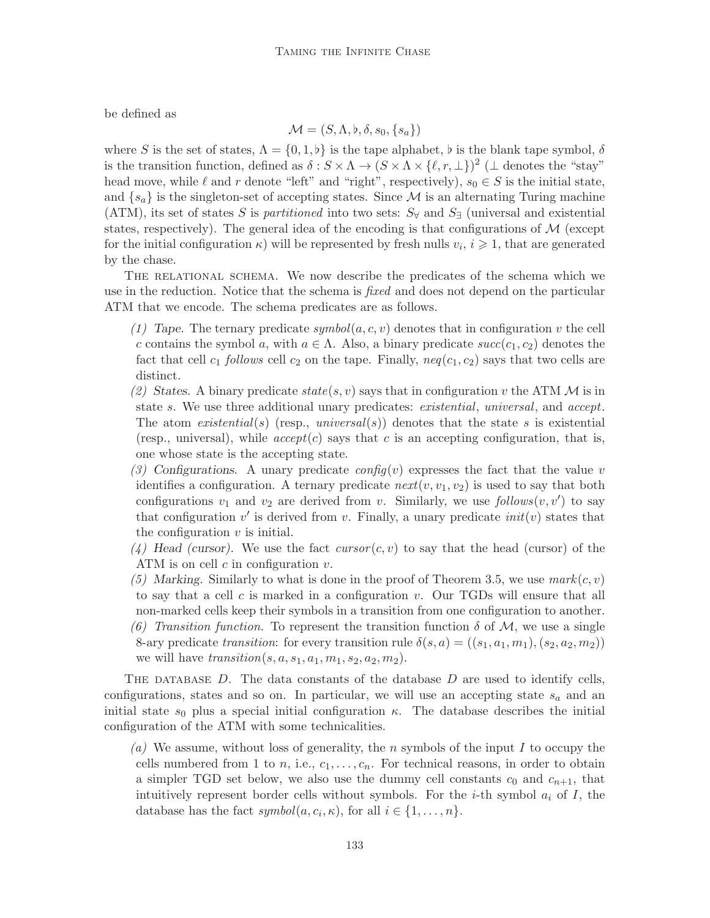be defined as

$$\mathcal{M} = (S, \Lambda, \flat, \delta, s_0, \{s_a\})$$

where $S$ is the set of states, $\Lambda = \{0, 1, \flat\}$ is the tape alphabet, $\flat$ is the blank tape symbol, $\delta$ is the transition function, defined as $\delta : S \times \Lambda \to (S \times \Lambda \times \{\ell, r, \perp\})^2$ ($\perp$ denotes the "stay" head move, while $\ell$ and $r$ denote "left" and "right", respectively), $s_0 \in S$ is the initial state, and $\{s_a\}$ is the singleton-set of accepting states. Since $\mathcal{M}$ is an alternating Turing machine (ATM), its set of states $S$ is *partitioned* into two sets: $S_\forall$ and $S_\exists$ (universal and existential states, respectively). The general idea of the encoding is that configurations of $\mathcal{M}$ (except for the initial configuration $\kappa$) will be represented by fresh nulls $v_i$, $i \geqslant 1$, that are generated by the chase.

The relational schema. We now describe the predicates of the schema which we use in the reduction. Notice that the schema is *fixed* and does not depend on the particular ATM that we encode. The schema predicates are as follows.

*(1) Tape.* The ternary predicate $symbol(a, c, v)$ denotes that in configuration $v$ the cell $c$ contains the symbol $a$, with $a \in \Lambda$. Also, a binary predicate $succ(c_1, c_2)$ denotes the fact that cell $c_1$ *follows* cell $c_2$ on the tape. Finally, $neq(c_1, c_2)$ says that two cells are distinct.

*(2) States.* A binary predicate $state(s, v)$ says that in configuration $v$ the ATM $\mathcal{M}$ is in state $s$. We use three additional unary predicates: *existential*, *universal*, and *accept*. The atom $existential(s)$ (resp., $universal(s)$) denotes that the state $s$ is existential (resp., universal), while $accept(c)$ says that $c$ is an accepting configuration, that is, one whose state is the accepting state.

*(3) Configurations.* A unary predicate $config(v)$ expresses the fact that the value $v$ identifies a configuration. A ternary predicate $next(v, v_1, v_2)$ is used to say that both configurations $v_1$ and $v_2$ are derived from $v$. Similarly, we use $follows(v, v')$ to say that configuration $v'$ is derived from $v$. Finally, a unary predicate $init(v)$ states that the configuration $v$ is initial.

*(4) Head (cursor).* We use the fact $cursor(c, v)$ to say that the head (cursor) of the ATM is on cell $c$ in configuration $v$.

*(5) Marking.* Similarly to what is done in the proof of Theorem 3.5, we use $mark(c, v)$ to say that a cell $c$ is marked in a configuration $v$. Our TGDs will ensure that all non-marked cells keep their symbols in a transition from one configuration to another.

*(6) Transition function.* To represent the transition function $\delta$ of $\mathcal{M}$, we use a single 8-ary predicate *transition*: for every transition rule $\delta(s, a) = ((s_1, a_1, m_1), (s_2, a_2, m_2))$ we will have $transition(s, a, s_1, a_1, m_1, s_2, a_2, m_2)$.

The database $D$. The data constants of the database $D$ are used to identify cells, configurations, states and so on. In particular, we will use an accepting state $s_a$ and an initial state $s_0$ plus a special initial configuration $\kappa$. The database describes the initial configuration of the ATM with some technicalities.

*(a)* We assume, without loss of generality, the $n$ symbols of the input $I$ to occupy the cells numbered from 1 to $n$, i.e., $c_1, \ldots, c_n$. For technical reasons, in order to obtain a simpler TGD set below, we also use the dummy cell constants $c_0$ and $c_{n+1}$, that intuitively represent border cells without symbols. For the $i$-th symbol $a_i$ of $I$, the database has the fact $symbol(a, c_i, \kappa)$, for all $i \in \{1, \ldots, n\}$.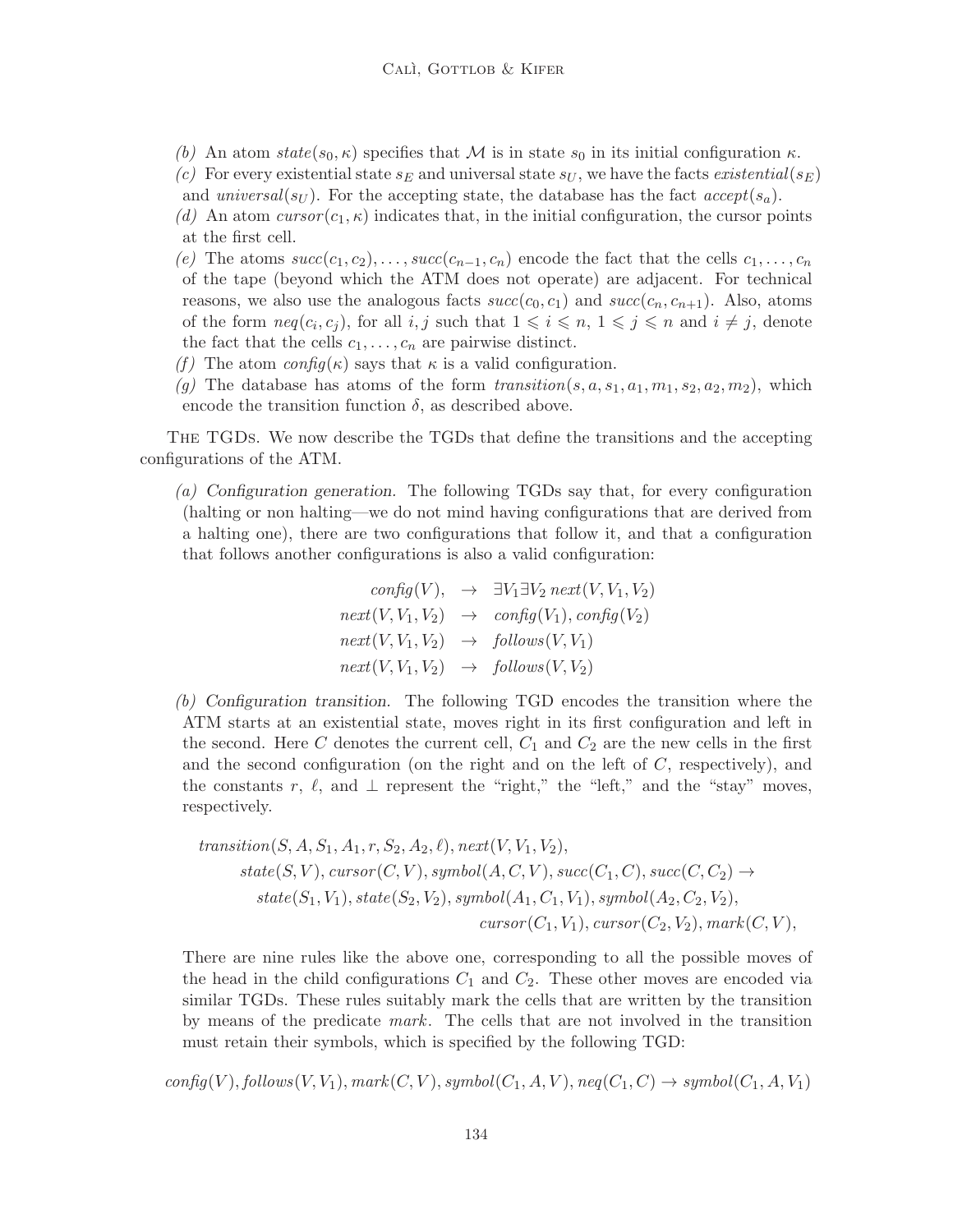*(b)* An atom $state(s_0, \kappa)$ specifies that $\mathcal{M}$ is in state $s_0$ in its initial configuration $\kappa$.

*(c)* For every existential state $s_E$ and universal state $s_U$, we have the facts $existential(s_E)$ and $universal(s_U)$. For the accepting state, the database has the fact $accept(s_a)$.

*(d)* An atom $cursor(c_1, \kappa)$ indicates that, in the initial configuration, the cursor points at the first cell.

*(e)* The atoms $succ(c_1, c_2), \ldots, succ(c_{n-1}, c_n)$ encode the fact that the cells $c_1, \ldots, c_n$ of the tape (beyond which the ATM does not operate) are adjacent. For technical reasons, we also use the analogous facts $succ(c_0, c_1)$ and $succ(c_n, c_{n+1})$. Also, atoms of the form $neq(c_i, c_j)$, for all $i, j$ such that $1 \leqslant i \leqslant n$, $1 \leqslant j \leqslant n$ and $i \neq j$, denote the fact that the cells $c_1, \ldots, c_n$ are pairwise distinct.

*(f)* The atom $config(\kappa)$ says that $\kappa$ is a valid configuration.

*(g)* The database has atoms of the form $transition(s, a, s_1, a_1, m_1, s_2, a_2, m_2)$, which encode the transition function $\delta$, as described above.

THE TGDS. We now describe the TGDs that define the transitions and the accepting configurations of the ATM.

*(a) Configuration generation.* The following TGDs say that, for every configuration (halting or non halting—we do not mind having configurations that are derived from a halting one), there are two configurations that follow it, and that a configuration that follows another configurations is also a valid configuration:

$$
\begin{array}{rcl}
config(V), & \rightarrow & \exists V_1 \exists V_2 \, next(V, V_1, V_2) \\
next(V, V_1, V_2) & \rightarrow & config(V_1), config(V_2) \\
next(V, V_1, V_2) & \rightarrow & follows(V, V_1) \\
next(V, V_1, V_2) & \rightarrow & follows(V, V_2)
\end{array}
$$

*(b) Configuration transition.* The following TGD encodes the transition where the ATM starts at an existential state, moves right in its first configuration and left in the second. Here $C$ denotes the current cell, $C_1$ and $C_2$ are the new cells in the first and the second configuration (on the right and on the left of $C$, respectively), and the constants $r$, $\ell$, and $\perp$ represent the "right," the "left," and the "stay" moves, respectively.

$$
\begin{array}{l}
transition(S, A, S_1, A_1, r, S_2, A_2, \ell), next(V, V_1, V_2), \\
\quad state(S, V), cursor(C, V), symbol(A, C, V), succ(C_1, C), succ(C, C_2) \rightarrow \\
\quad\quad state(S_1, V_1), state(S_2, V_2), symbol(A_1, C_1, V_1), symbol(A_2, C_2, V_2), \\
\quad\quad\quad cursor(C_1, V_1), cursor(C_2, V_2), mark(C, V),
\end{array}
$$

There are nine rules like the above one, corresponding to all the possible moves of the head in the child configurations $C_1$ and $C_2$. These other moves are encoded via similar TGDs. These rules suitably mark the cells that are written by the transition by means of the predicate *mark*. The cells that are not involved in the transition must retain their symbols, which is specified by the following TGD:

$$
config(V), follows(V, V_1), mark(C, V), symbol(C_1, A, V), neq(C_1, C) \rightarrow symbol(C_1, A, V_1)
$$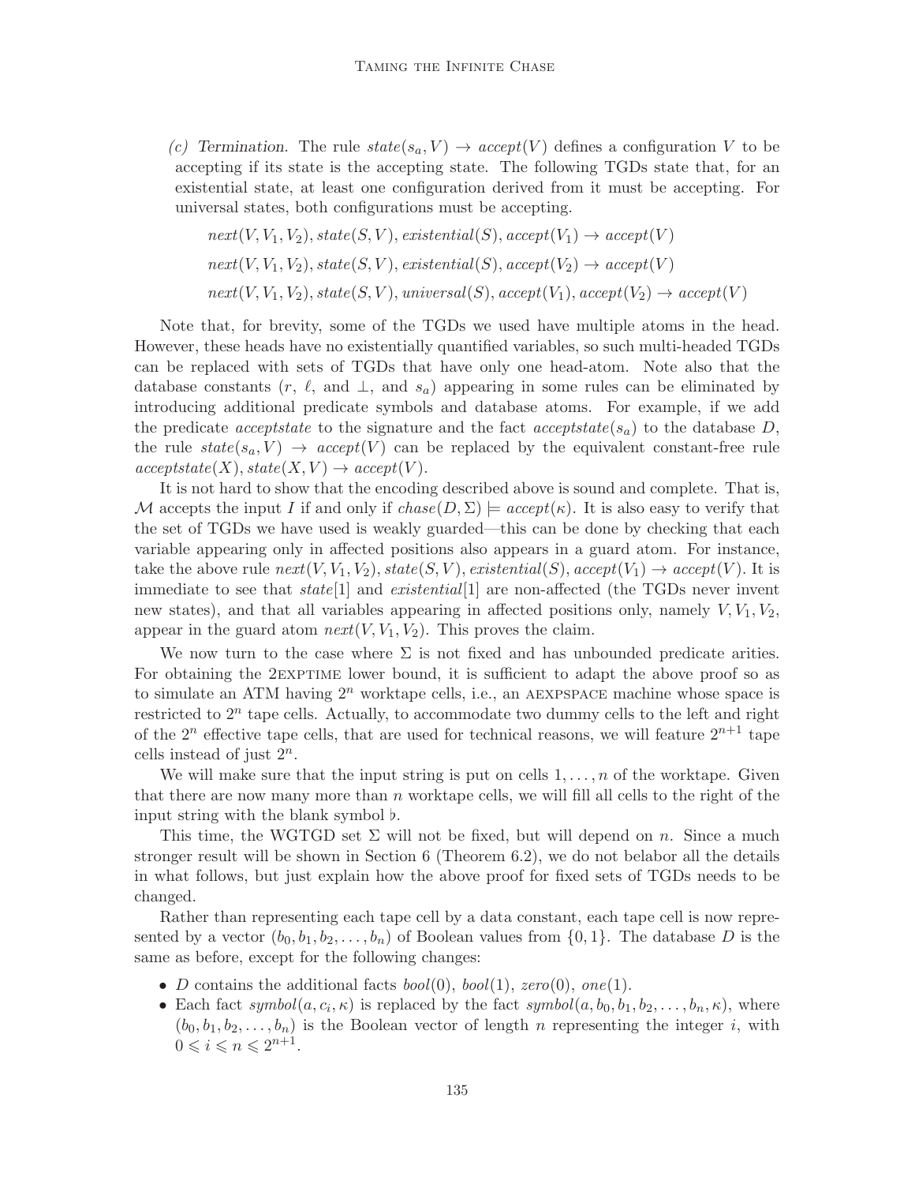*(c) Termination.* The rule $state(s_a, V) \rightarrow accept(V)$ defines a configuration $V$ to be accepting if its state is the accepting state. The following TGDs state that, for an existential state, at least one configuration derived from it must be accepting. For universal states, both configurations must be accepting.

$$next(V, V_1, V_2), state(S, V), existential(S), accept(V_1) \rightarrow accept(V)$$

$$next(V, V_1, V_2), state(S, V), existential(S), accept(V_2) \rightarrow accept(V)$$

$$next(V, V_1, V_2), state(S, V), universal(S), accept(V_1), accept(V_2) \rightarrow accept(V)$$

Note that, for brevity, some of the TGDs we used have multiple atoms in the head. However, these heads have no existentially quantified variables, so such multi-headed TGDs can be replaced with sets of TGDs that have only one head-atom. Note also that the database constants ($r$, $\ell$, and $\bot$, and $s_a$) appearing in some rules can be eliminated by introducing additional predicate symbols and database atoms. For example, if we add the predicate *acceptstate* to the signature and the fact $acceptstate(s_a)$ to the database $D$, the rule $state(s_a, V) \rightarrow accept(V)$ can be replaced by the equivalent constant-free rule $acceptstate(X), state(X, V) \rightarrow accept(V)$.

It is not hard to show that the encoding described above is sound and complete. That is, $\mathcal{M}$ accepts the input $I$ if and only if $chase(D, \Sigma) \models accept(\kappa)$. It is also easy to verify that the set of TGDs we have used is weakly guarded—this can be done by checking that each variable appearing only in affected positions also appears in a guard atom. For instance, take the above rule $next(V, V_1, V_2), state(S, V), existential(S), accept(V_1) \rightarrow accept(V)$. It is immediate to see that $state[1]$ and $existential[1]$ are non-affected (the TGDs never invent new states), and that all variables appearing in affected positions only, namely $V, V_1, V_2$, appear in the guard atom $next(V, V_1, V_2)$. This proves the claim.

We now turn to the case where $\Sigma$ is not fixed and has unbounded predicate arities. For obtaining the 2EXPTIME lower bound, it is sufficient to adapt the above proof so as to simulate an ATM having $2^n$ worktape cells, i.e., an AEXPSPACE machine whose space is restricted to $2^n$ tape cells. Actually, to accommodate two dummy cells to the left and right of the $2^n$ effective tape cells, that are used for technical reasons, we will feature $2^{n+1}$ tape cells instead of just $2^n$.

We will make sure that the input string is put on cells $1, \ldots, n$ of the worktape. Given that there are now many more than $n$ worktape cells, we will fill all cells to the right of the input string with the blank symbol $\flat$.

This time, the WGTGD set $\Sigma$ will not be fixed, but will depend on $n$. Since a much stronger result will be shown in Section 6 (Theorem 6.2), we do not belabor all the details in what follows, but just explain how the above proof for fixed sets of TGDs needs to be changed.

Rather than representing each tape cell by a data constant, each tape cell is now represented by a vector $(b_0, b_1, b_2, \ldots, b_n)$ of Boolean values from $\{0, 1\}$. The database $D$ is the same as before, except for the following changes:

- $D$ contains the additional facts $bool(0)$, $bool(1)$, $zero(0)$, $one(1)$.
- Each fact $symbol(a, c_i, \kappa)$ is replaced by the fact $symbol(a, b_0, b_1, b_2, \ldots, b_n, \kappa)$, where $(b_0, b_1, b_2, \ldots, b_n)$ is the Boolean vector of length $n$ representing the integer $i$, with $0 \leqslant i \leqslant n \leqslant 2^{n+1}$.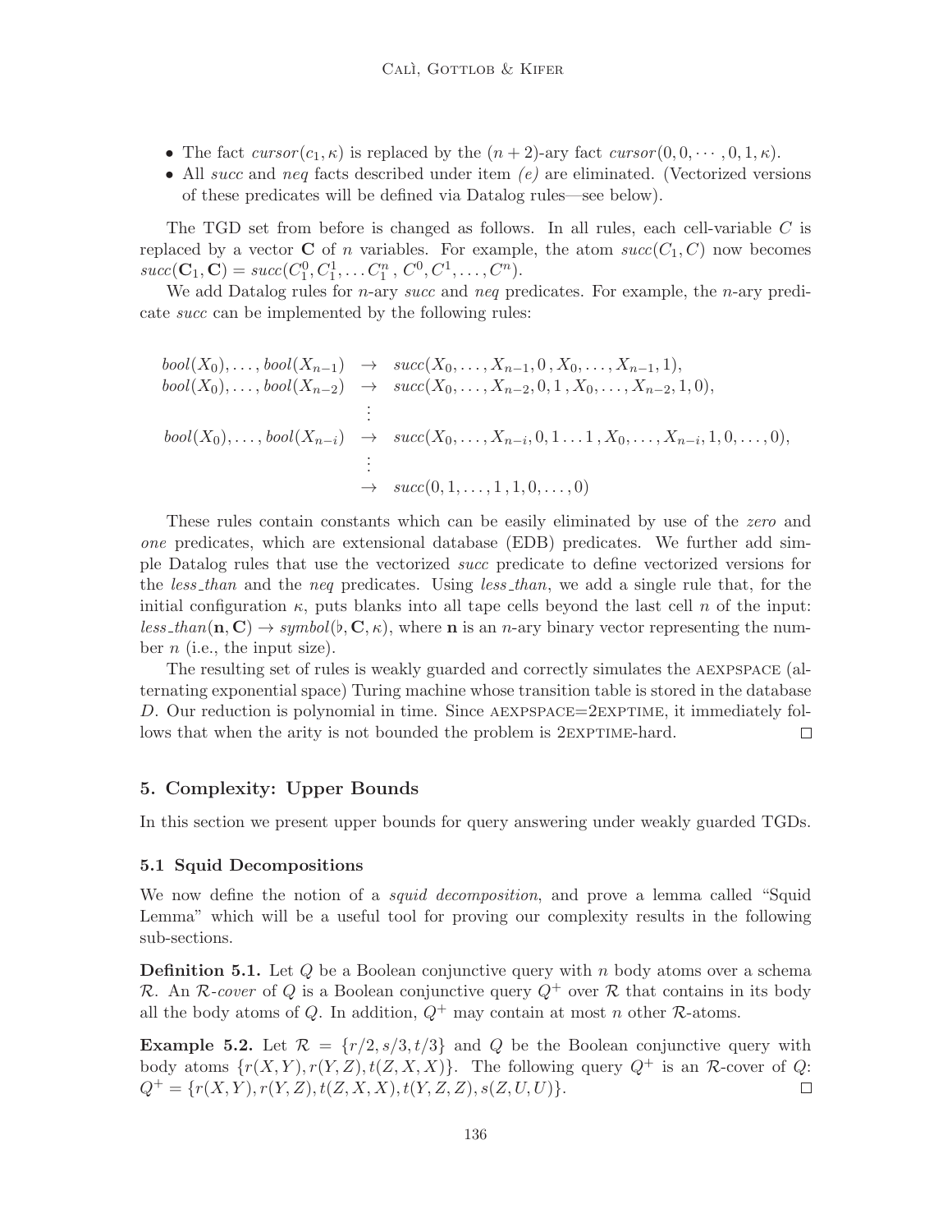- The fact $cursor(c_1, \kappa)$ is replaced by the $(n+2)$-ary fact $cursor(0, 0, \cdots, 0, 1, \kappa)$.
- All *succ* and *neq* facts described under item *(e)* are eliminated. (Vectorized versions of these predicates will be defined via Datalog rules—see below).

The TGD set from before is changed as follows. In all rules, each cell-variable $C$ is replaced by a vector $\mathbf{C}$ of $n$ variables. For example, the atom $succ(C_1, C)$ now becomes $succ(\mathbf{C}_1, \mathbf{C}) = succ(C_1^0, C_1^1, \ldots C_1^n, C^0, C^1, \ldots, C^n)$.

We add Datalog rules for $n$-ary *succ* and *neq* predicates. For example, the $n$-ary predicate *succ* can be implemented by the following rules:

$$
\begin{array}{rcl}
bool(X_0), \ldots, bool(X_{n-1}) & \rightarrow & succ(X_0, \ldots, X_{n-1}, 0, X_0, \ldots, X_{n-1}, 1), \\
bool(X_0), \ldots, bool(X_{n-2}) & \rightarrow & succ(X_0, \ldots, X_{n-2}, 0, 1, X_0, \ldots, X_{n-2}, 1, 0), \\
 & \vdots & \\
bool(X_0), \ldots, bool(X_{n-i}) & \rightarrow & succ(X_0, \ldots, X_{n-i}, 0, 1 \ldots 1, X_0, \ldots, X_{n-i}, 1, 0, \ldots, 0), \\
 & \vdots & \\
 & \rightarrow & succ(0, 1, \ldots, 1, 1, 0, \ldots, 0)
\end{array}
$$

These rules contain constants which can be easily eliminated by use of the *zero* and *one* predicates, which are extensional database (EDB) predicates. We further add simple Datalog rules that use the vectorized *succ* predicate to define vectorized versions for the *less_than* and the *neq* predicates. Using *less_than*, we add a single rule that, for the initial configuration $\kappa$, puts blanks into all tape cells beyond the last cell $n$ of the input: $less\_than(\mathbf{n}, \mathbf{C}) \rightarrow symbol(\flat, \mathbf{C}, \kappa)$, where $\mathbf{n}$ is an $n$-ary binary vector representing the number $n$ (i.e., the input size).

The resulting set of rules is weakly guarded and correctly simulates the AEXPSPACE (alternating exponential space) Turing machine whose transition table is stored in the database $D$. Our reduction is polynomial in time. Since AEXPSPACE=2EXPTIME, it immediately follows that when the arity is not bounded the problem is 2EXPTIME-hard. □

## 5. Complexity: Upper Bounds

In this section we present upper bounds for query answering under weakly guarded TGDs.

### 5.1 Squid Decompositions

We now define the notion of a *squid decomposition*, and prove a lemma called "Squid Lemma" which will be a useful tool for proving our complexity results in the following sub-sections.

**Definition 5.1.** Let $Q$ be a Boolean conjunctive query with $n$ body atoms over a schema $\mathcal{R}$. An $\mathcal{R}$*-cover* of $Q$ is a Boolean conjunctive query $Q^+$ over $\mathcal{R}$ that contains in its body all the body atoms of $Q$. In addition, $Q^+$ may contain at most $n$ other $\mathcal{R}$-atoms.

**Example 5.2.** Let $\mathcal{R} = \{r/2, s/3, t/3\}$ and $Q$ be the Boolean conjunctive query with body atoms $\{r(X, Y), r(Y, Z), t(Z, X, X)\}$. The following query $Q^+$ is an $\mathcal{R}$-cover of $Q$: $Q^+ = \{r(X, Y), r(Y, Z), t(Z, X, X), t(Y, Z, Z), s(Z, U, U)\}$. □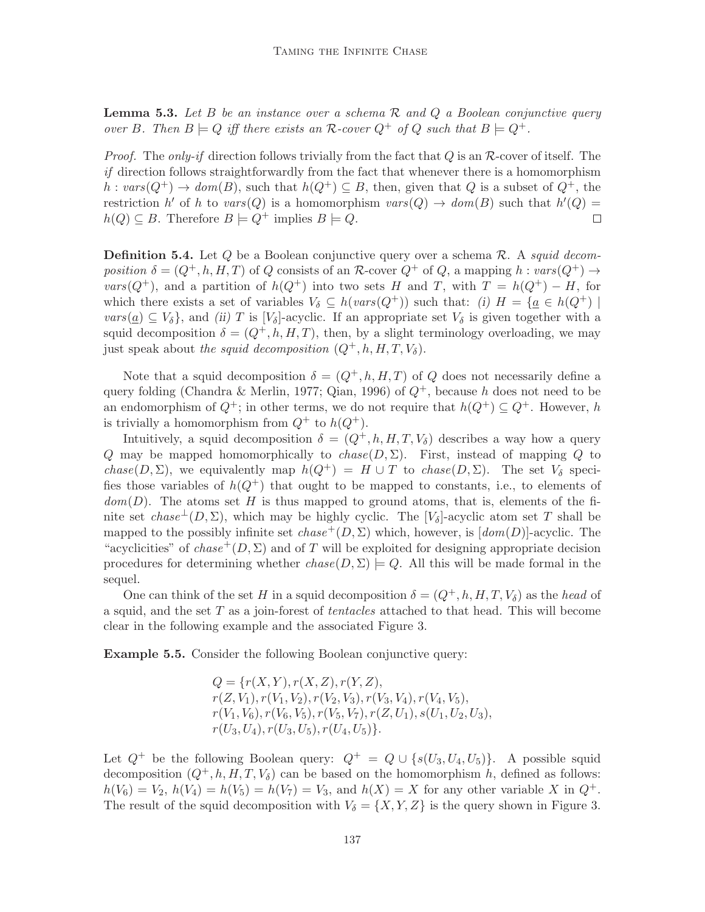**Lemma 5.3.** *Let $B$ be an instance over a schema $\mathcal{R}$ and $Q$ a Boolean conjunctive query over $B$. Then $B \models Q$ iff there exists an $\mathcal{R}$-cover $Q^+$ of $Q$ such that $B \models Q^+$.*

*Proof.* The *only-if* direction follows trivially from the fact that $Q$ is an $\mathcal{R}$-cover of itself. The *if* direction follows straightforwardly from the fact that whenever there is a homomorphism $h : vars(Q^+) \to dom(B)$, such that $h(Q^+) \subseteq B$, then, given that $Q$ is a subset of $Q^+$, the restriction $h'$ of $h$ to $vars(Q)$ is a homomorphism $vars(Q) \to dom(B)$ such that $h'(Q) = h(Q) \subseteq B$. Therefore $B \models Q^+$ implies $B \models Q$. $\square$

**Definition 5.4.** Let $Q$ be a Boolean conjunctive query over a schema $\mathcal{R}$. A *squid decomposition* $\delta = (Q^+, h, H, T)$ of $Q$ consists of an $\mathcal{R}$-cover $Q^+$ of $Q$, a mapping $h : vars(Q^+) \to vars(Q^+)$, and a partition of $h(Q^+)$ into two sets $H$ and $T$, with $T = h(Q^+) - H$, for which there exists a set of variables $V_\delta \subseteq h(vars(Q^+))$ such that: *(i)* $H = \{\underline{a} \in h(Q^+) \mid vars(\underline{a}) \subseteq V_\delta\}$, and *(ii)* $T$ is $[V_\delta]$-acyclic. If an appropriate set $V_\delta$ is given together with a squid decomposition $\delta = (Q^+, h, H, T)$, then, by a slight terminology overloading, we may just speak about *the squid decomposition* $(Q^+, h, H, T, V_\delta)$.

Note that a squid decomposition $\delta = (Q^+, h, H, T)$ of $Q$ does not necessarily define a query folding (Chandra & Merlin, 1977; Qian, 1996) of $Q^+$, because $h$ does not need to be an endomorphism of $Q^+$; in other terms, we do not require that $h(Q^+) \subseteq Q^+$. However, $h$ is trivially a homomorphism from $Q^+$ to $h(Q^+)$.

Intuitively, a squid decomposition $\delta = (Q^+, h, H, T, V_\delta)$ describes a way how a query $Q$ may be mapped homomorphically to $chase(D, \Sigma)$. First, instead of mapping $Q$ to $chase(D, \Sigma)$, we equivalently map $h(Q^+) = H \cup T$ to $chase(D, \Sigma)$. The set $V_\delta$ specifies those variables of $h(Q^+)$ that ought to be mapped to constants, i.e., to elements of $dom(D)$. The atoms set $H$ is thus mapped to ground atoms, that is, elements of the finite set $chase^\perp(D, \Sigma)$, which may be highly cyclic. The $[V_\delta]$-acyclic atom set $T$ shall be mapped to the possibly infinite set $chase^+(D, \Sigma)$ which, however, is $[dom(D)]$-acyclic. The "acyclicities" of $chase^+(D, \Sigma)$ and of $T$ will be exploited for designing appropriate decision procedures for determining whether $chase(D, \Sigma) \models Q$. All this will be made formal in the sequel.

One can think of the set $H$ in a squid decomposition $\delta = (Q^+, h, H, T, V_\delta)$ as the *head* of a squid, and the set $T$ as a join-forest of *tentacles* attached to that head. This will become clear in the following example and the associated Figure 3.

**Example 5.5.** Consider the following Boolean conjunctive query:

$$
\begin{aligned}
Q = \{&r(X, Y), r(X, Z), r(Y, Z), \\
&r(Z, V_1), r(V_1, V_2), r(V_2, V_3), r(V_3, V_4), r(V_4, V_5), \\
&r(V_1, V_6), r(V_6, V_5), r(V_5, V_7), r(Z, U_1), s(U_1, U_2, U_3), \\
&r(U_3, U_4), r(U_3, U_5), r(U_4, U_5)\}.
\end{aligned}
$$

Let $Q^+$ be the following Boolean query: $Q^+ = Q \cup \{s(U_3, U_4, U_5)\}$. A possible squid decomposition $(Q^+, h, H, T, V_\delta)$ can be based on the homomorphism $h$, defined as follows: $h(V_6) = V_2$, $h(V_4) = h(V_5) = h(V_7) = V_3$, and $h(X) = X$ for any other variable $X$ in $Q^+$. The result of the squid decomposition with $V_\delta = \{X, Y, Z\}$ is the query shown in Figure 3.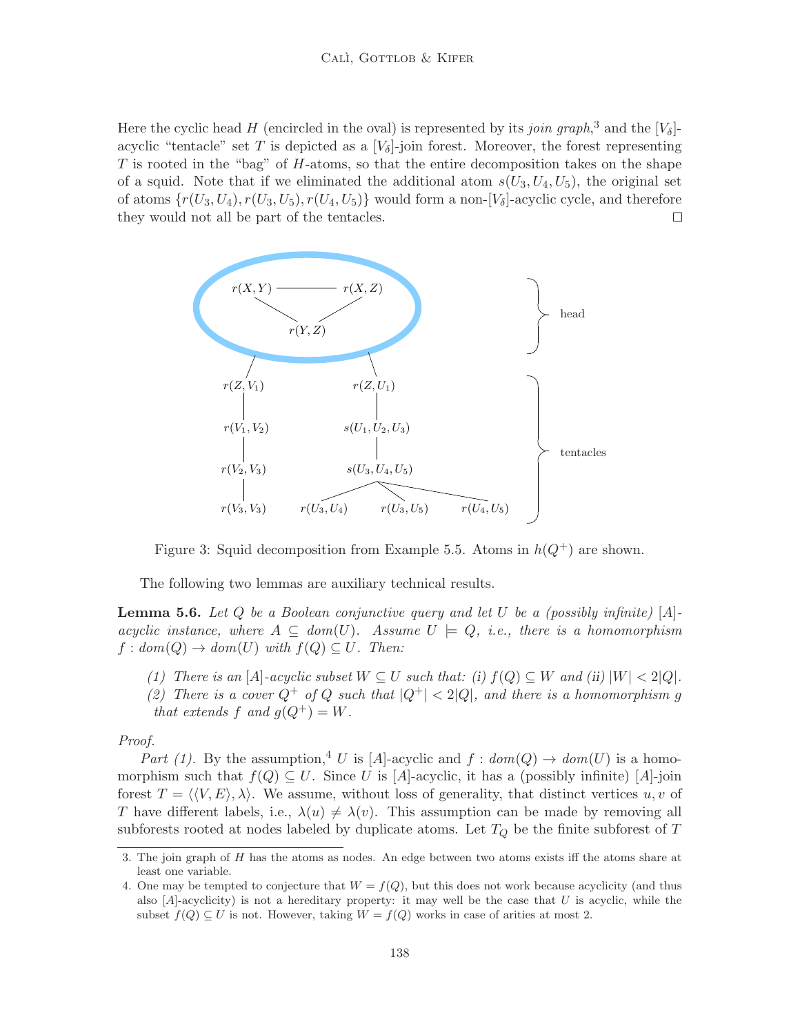Here the cyclic head $H$ (encircled in the oval) is represented by its *join graph*,[3] and the $[V_\delta]$-acyclic "tentacle" set $T$ is depicted as a $[V_\delta]$-join forest. Moreover, the forest representing $T$ is rooted in the "bag" of $H$-atoms, so that the entire decomposition takes on the shape of a squid. Note that if we eliminated the additional atom $s(U_3, U_4, U_5)$, the original set of atoms $\{r(U_3, U_4), r(U_3, U_5), r(U_4, U_5)\}$ would form a non-$[V_\delta]$-acyclic cycle, and therefore they would not all be part of the tentacles. □

$r(X, Y)$
$r(X, Z)$
$r(Y, Z)$
head
$r(Z, V_1)$
$r(V_1, V_2)$
$r(V_2, V_3)$
$r(V_3, V_3)$
$r(Z, U_1)$
$s(U_1, U_2, U_3)$
$s(U_3, U_4, U_5)$
$r(U_3, U_4)$
$r(U_3, U_5)$
$r(U_4, U_5)$
tentacles

Figure 3: Squid decomposition from Example 5.5. Atoms in $h(Q^+)$ are shown.

The following two lemmas are auxiliary technical results.

**Lemma 5.6.** *Let $Q$ be a Boolean conjunctive query and let $U$ be a (possibly infinite) $[A]$-acyclic instance, where $A \subseteq dom(U)$. Assume $U \models Q$, i.e., there is a homomorphism $f : dom(Q) \to dom(U)$ with $f(Q) \subseteq U$. Then:*

*(1) There is an $[A]$-acyclic subset $W \subseteq U$ such that: (i) $f(Q) \subseteq W$ and (ii) $|W| < 2|Q|$.*

*(2) There is a cover $Q^+$ of $Q$ such that $|Q^+| < 2|Q|$, and there is a homomorphism $g$ that extends $f$ and $g(Q^+) = W$.*

*Proof.*

*Part (1).* By the assumption,[4] $U$ is $[A]$-acyclic and $f : dom(Q) \to dom(U)$ is a homomorphism such that $f(Q) \subseteq U$. Since $U$ is $[A]$-acyclic, it has a (possibly infinite) $[A]$-join forest $T = \langle\langle V, E\rangle, \lambda\rangle$. We assume, without loss of generality, that distinct vertices $u, v$ of $T$ have different labels, i.e., $\lambda(u) \neq \lambda(v)$. This assumption can be made by removing all subforests rooted at nodes labeled by duplicate atoms. Let $T_Q$ be the finite subforest of $T$

3. The join graph of $H$ has the atoms as nodes. An edge between two atoms exists iff the atoms share at least one variable.

4. One may be tempted to conjecture that $W = f(Q)$, but this does not work because acyclicity (and thus also $[A]$-acyclicity) is not a hereditary property: it may well be the case that $U$ is acyclic, while the subset $f(Q) \subseteq U$ is not. However, taking $W = f(Q)$ works in case of arities at most 2.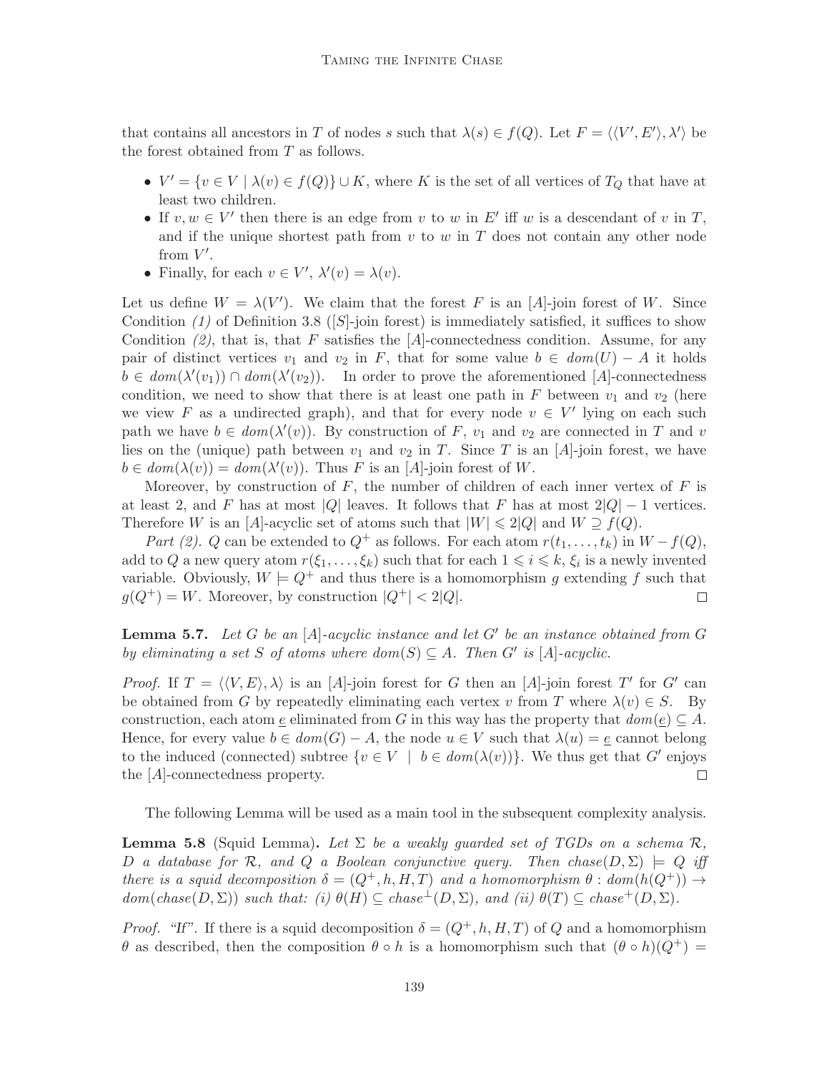that contains all ancestors in $T$ of nodes $s$ such that $\lambda(s) \in f(Q)$. Let $F = \langle\langle V', E'\rangle, \lambda'\rangle$ be the forest obtained from $T$ as follows.

- $V' = \{v \in V \mid \lambda(v) \in f(Q)\} \cup K$, where $K$ is the set of all vertices of $T_Q$ that have at least two children.
- If $v, w \in V'$ then there is an edge from $v$ to $w$ in $E'$ iff $w$ is a descendant of $v$ in $T$, and if the unique shortest path from $v$ to $w$ in $T$ does not contain any other node from $V'$.
- Finally, for each $v \in V'$, $\lambda'(v) = \lambda(v)$.

Let us define $W = \lambda(V')$. We claim that the forest $F$ is an $[A]$-join forest of $W$. Since Condition *(1)* of Definition 3.8 ($[S]$-join forest) is immediately satisfied, it suffices to show Condition *(2)*, that is, that $F$ satisfies the $[A]$-connectedness condition. Assume, for any pair of distinct vertices $v_1$ and $v_2$ in $F$, that for some value $b \in dom(U) - A$ it holds $b \in dom(\lambda'(v_1)) \cap dom(\lambda'(v_2))$. In order to prove the aforementioned $[A]$-connectedness condition, we need to show that there is at least one path in $F$ between $v_1$ and $v_2$ (here we view $F$ as a undirected graph), and that for every node $v \in V'$ lying on each such path we have $b \in dom(\lambda'(v))$. By construction of $F$, $v_1$ and $v_2$ are connected in $T$ and $v$ lies on the (unique) path between $v_1$ and $v_2$ in $T$. Since $T$ is an $[A]$-join forest, we have $b \in dom(\lambda(v)) = dom(\lambda'(v))$. Thus $F$ is an $[A]$-join forest of $W$.

Moreover, by construction of $F$, the number of children of each inner vertex of $F$ is at least 2, and $F$ has at most $|Q|$ leaves. It follows that $F$ has at most $2|Q| - 1$ vertices. Therefore $W$ is an $[A]$-acyclic set of atoms such that $|W| \leqslant 2|Q|$ and $W \supseteq f(Q)$.

*Part (2).* $Q$ can be extended to $Q^+$ as follows. For each atom $r(t_1, \ldots, t_k)$ in $W - f(Q)$, add to $Q$ a new query atom $r(\xi_1, \ldots, \xi_k)$ such that for each $1 \leqslant i \leqslant k$, $\xi_i$ is a newly invented variable. Obviously, $W \models Q^+$ and thus there is a homomorphism $g$ extending $f$ such that $g(Q^+) = W$. Moreover, by construction $|Q^+| < 2|Q|$. □

**Lemma 5.7.** *Let $G$ be an $[A]$-acyclic instance and let $G'$ be an instance obtained from $G$ by eliminating a set $S$ of atoms where $dom(S) \subseteq A$. Then $G'$ is $[A]$-acyclic.*

*Proof.* If $T = \langle\langle V, E\rangle, \lambda\rangle$ is an $[A]$-join forest for $G$ then an $[A]$-join forest $T'$ for $G'$ can be obtained from $G$ by repeatedly eliminating each vertex $v$ from $T$ where $\lambda(v) \in S$. By construction, each atom $\underline{e}$ eliminated from $G$ in this way has the property that $dom(\underline{e}) \subseteq A$. Hence, for every value $b \in dom(G) - A$, the node $u \in V$ such that $\lambda(u) = \underline{e}$ cannot belong to the induced (connected) subtree $\{v \in V \mid b \in dom(\lambda(v))\}$. We thus get that $G'$ enjoys the $[A]$-connectedness property. □

The following Lemma will be used as a main tool in the subsequent complexity analysis.

**Lemma 5.8** (Squid Lemma)**.** *Let $\Sigma$ be a weakly guarded set of TGDs on a schema $\mathcal{R}$, $D$ a database for $\mathcal{R}$, and $Q$ a Boolean conjunctive query. Then $chase(D, \Sigma) \models Q$ iff there is a squid decomposition $\delta = (Q^+, h, H, T)$ and a homomorphism $\theta : dom(h(Q^+)) \to dom(chase(D, \Sigma))$ such that: (i) $\theta(H) \subseteq chase^{\perp}(D, \Sigma)$, and (ii) $\theta(T) \subseteq chase^+(D, \Sigma)$.*

*Proof.* "If". If there is a squid decomposition $\delta = (Q^+, h, H, T)$ of $Q$ and a homomorphism $\theta$ as described, then the composition $\theta \circ h$ is a homomorphism such that $(\theta \circ h)(Q^+) =$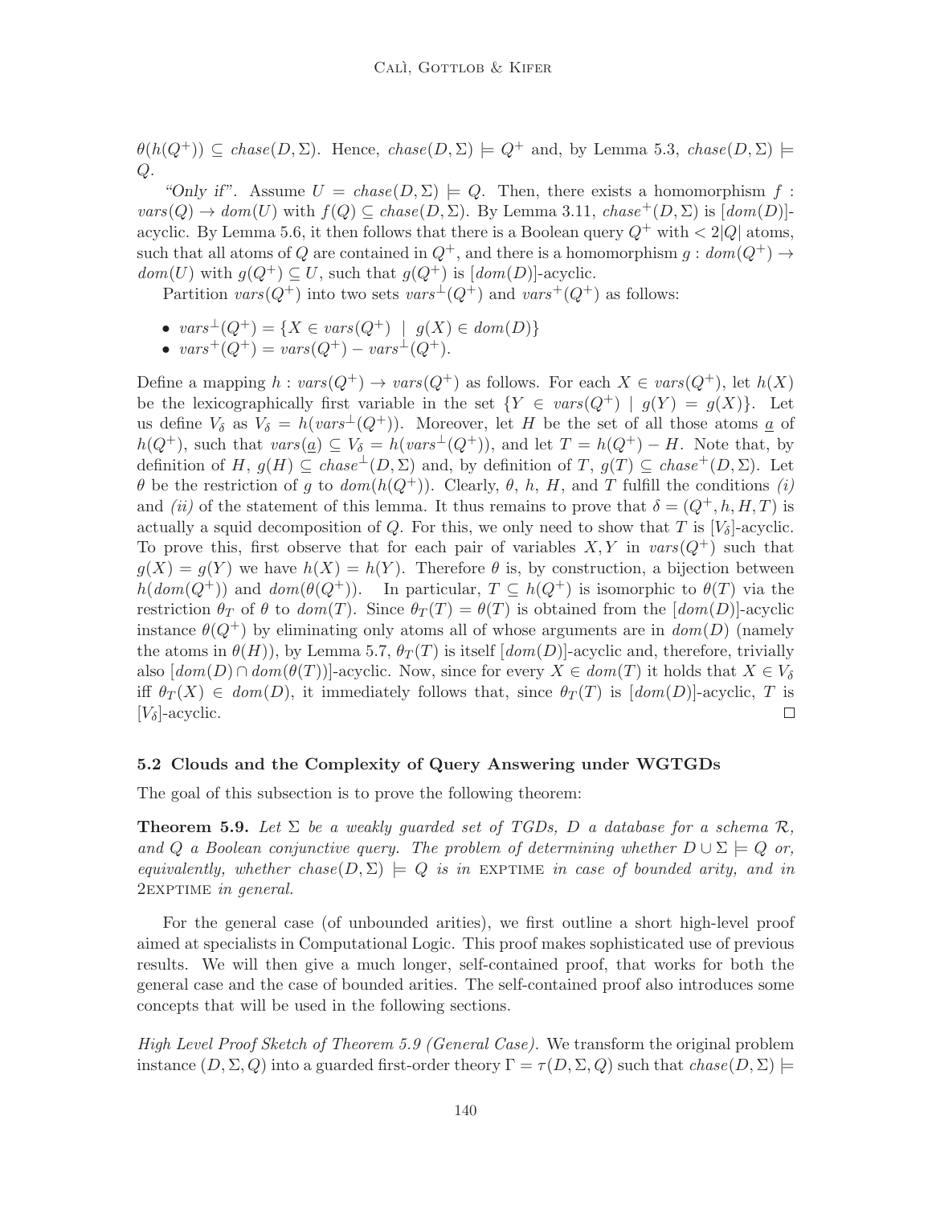$\theta(h(Q^+)) \subseteq chase(D, \Sigma)$. Hence, $chase(D, \Sigma) \models Q^+$ and, by Lemma 5.3, $chase(D, \Sigma) \models Q$.

*"Only if"*. Assume $U = chase(D, \Sigma) \models Q$. Then, there exists a homomorphism $f : vars(Q) \rightarrow dom(U)$ with $f(Q) \subseteq chase(D, \Sigma)$. By Lemma 3.11, $chase^+(D, \Sigma)$ is $[dom(D)]$-acyclic. By Lemma 5.6, it then follows that there is a Boolean query $Q^+$ with $< 2|Q|$ atoms, such that all atoms of $Q$ are contained in $Q^+$, and there is a homomorphism $g : dom(Q^+) \rightarrow dom(U)$ with $g(Q^+) \subseteq U$, such that $g(Q^+)$ is $[dom(D)]$-acyclic.

Partition $vars(Q^+)$ into two sets $vars^\perp(Q^+)$ and $vars^+(Q^+)$ as follows:

- $vars^\perp(Q^+) = \{X \in vars(Q^+) \mid g(X) \in dom(D)\}$
- $vars^+(Q^+) = vars(Q^+) - vars^\perp(Q^+)$.

Define a mapping $h : vars(Q^+) \rightarrow vars(Q^+)$ as follows. For each $X \in vars(Q^+)$, let $h(X)$ be the lexicographically first variable in the set $\{Y \in vars(Q^+) \mid g(Y) = g(X)\}$. Let us define $V_\delta$ as $V_\delta = h(vars^\perp(Q^+))$. Moreover, let $H$ be the set of all those atoms $\underline{a}$ of $h(Q^+)$, such that $vars(\underline{a}) \subseteq V_\delta = h(vars^\perp(Q^+))$, and let $T = h(Q^+) - H$. Note that, by definition of $H$, $g(H) \subseteq chase^\perp(D, \Sigma)$ and, by definition of $T$, $g(T) \subseteq chase^+(D, \Sigma)$. Let $\theta$ be the restriction of $g$ to $dom(h(Q^+))$. Clearly, $\theta$, $h$, $H$, and $T$ fulfill the conditions *(i)* and *(ii)* of the statement of this lemma. It thus remains to prove that $\delta = (Q^+, h, H, T)$ is actually a squid decomposition of $Q$. For this, we only need to show that $T$ is $[V_\delta]$-acyclic. To prove this, first observe that for each pair of variables $X, Y$ in $vars(Q^+)$ such that $g(X) = g(Y)$ we have $h(X) = h(Y)$. Therefore $\theta$ is, by construction, a bijection between $h(dom(Q^+))$ and $dom(\theta(Q^+))$. In particular, $T \subseteq h(Q^+)$ is isomorphic to $\theta(T)$ via the restriction $\theta_T$ of $\theta$ to $dom(T)$. Since $\theta_T(T) = \theta(T)$ is obtained from the $[dom(D)]$-acyclic instance $\theta(Q^+)$ by eliminating only atoms all of whose arguments are in $dom(D)$ (namely the atoms in $\theta(H)$), by Lemma 5.7, $\theta_T(T)$ is itself $[dom(D)]$-acyclic and, therefore, trivially also $[dom(D) \cap dom(\theta(T))]$-acyclic. Now, since for every $X \in dom(T)$ it holds that $X \in V_\delta$ iff $\theta_T(X) \in dom(D)$, it immediately follows that, since $\theta_T(T)$ is $[dom(D)]$-acyclic, $T$ is $[V_\delta]$-acyclic. □

### 5.2 Clouds and the Complexity of Query Answering under WGTGDs

The goal of this subsection is to prove the following theorem:

**Theorem 5.9.** *Let $\Sigma$ be a weakly guarded set of TGDs, $D$ a database for a schema $\mathcal{R}$, and $Q$ a Boolean conjunctive query. The problem of determining whether $D \cup \Sigma \models Q$ or, equivalently, whether $chase(D, \Sigma) \models Q$ is in* EXPTIME *in case of bounded arity, and in* 2EXPTIME *in general.*

For the general case (of unbounded arities), we first outline a short high-level proof aimed at specialists in Computational Logic. This proof makes sophisticated use of previous results. We will then give a much longer, self-contained proof, that works for both the general case and the case of bounded arities. The self-contained proof also introduces some concepts that will be used in the following sections.

*High Level Proof Sketch of Theorem 5.9 (General Case).* We transform the original problem instance $(D, \Sigma, Q)$ into a guarded first-order theory $\Gamma = \tau(D, \Sigma, Q)$ such that $chase(D, \Sigma) \models$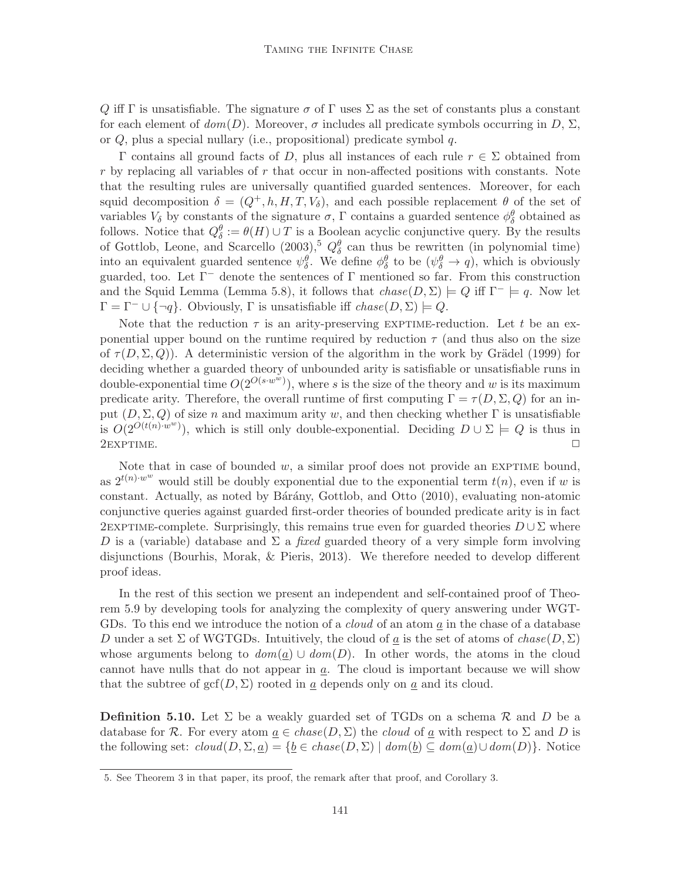$Q$ iff $\Gamma$ is unsatisfiable. The signature $\sigma$ of $\Gamma$ uses $\Sigma$ as the set of constants plus a constant for each element of $dom(D)$. Moreover, $\sigma$ includes all predicate symbols occurring in $D$, $\Sigma$, or $Q$, plus a special nullary (i.e., propositional) predicate symbol $q$.

$\Gamma$ contains all ground facts of $D$, plus all instances of each rule $r \in \Sigma$ obtained from $r$ by replacing all variables of $r$ that occur in non-affected positions with constants. Note that the resulting rules are universally quantified guarded sentences. Moreover, for each squid decomposition $\delta = (Q^+, h, H, T, V_\delta)$, and each possible replacement $\theta$ of the set of variables $V_\delta$ by constants of the signature $\sigma$, $\Gamma$ contains a guarded sentence $\phi^\theta_\delta$ obtained as follows. Notice that $Q^\theta_\delta := \theta(H) \cup T$ is a Boolean acyclic conjunctive query. By the results of Gottlob, Leone, and Scarcello (2003),[5] $Q^\theta_\delta$ can thus be rewritten (in polynomial time) into an equivalent guarded sentence $\psi^\theta_\delta$. We define $\phi^\theta_\delta$ to be $(\psi^\theta_\delta \rightarrow q)$, which is obviously guarded, too. Let $\Gamma^-$ denote the sentences of $\Gamma$ mentioned so far. From this construction and the Squid Lemma (Lemma 5.8), it follows that $chase(D, \Sigma) \models Q$ iff $\Gamma^- \models q$. Now let $\Gamma = \Gamma^- \cup \{\neg q\}$. Obviously, $\Gamma$ is unsatisfiable iff $chase(D, \Sigma) \models Q$.

Note that the reduction $\tau$ is an arity-preserving EXPTIME-reduction. Let $t$ be an exponential upper bound on the runtime required by reduction $\tau$ (and thus also on the size of $\tau(D, \Sigma, Q)$). A deterministic version of the algorithm in the work by Grädel (1999) for deciding whether a guarded theory of unbounded arity is satisfiable or unsatisfiable runs in double-exponential time $O(2^{O(s \cdot w^w)})$, where $s$ is the size of the theory and $w$ is its maximum predicate arity. Therefore, the overall runtime of first computing $\Gamma = \tau(D, \Sigma, Q)$ for an input $(D, \Sigma, Q)$ of size $n$ and maximum arity $w$, and then checking whether $\Gamma$ is unsatisfiable is $O(2^{O(t(n) \cdot w^w)})$, which is still only double-exponential. Deciding $D \cup \Sigma \models Q$ is thus in 2EXPTIME. $\square$

Note that in case of bounded $w$, a similar proof does not provide an EXPTIME bound, as $2^{t(n) \cdot w^w}$ would still be doubly exponential due to the exponential term $t(n)$, even if $w$ is constant. Actually, as noted by Bárány, Gottlob, and Otto (2010), evaluating non-atomic conjunctive queries against guarded first-order theories of bounded predicate arity is in fact 2EXPTIME-complete. Surprisingly, this remains true even for guarded theories $D \cup \Sigma$ where $D$ is a (variable) database and $\Sigma$ a *fixed* guarded theory of a very simple form involving disjunctions (Bourhis, Morak, & Pieris, 2013). We therefore needed to develop different proof ideas.

In the rest of this section we present an independent and self-contained proof of Theorem 5.9 by developing tools for analyzing the complexity of query answering under WGTGDs. To this end we introduce the notion of a *cloud* of an atom $\underline{a}$ in the chase of a database $D$ under a set $\Sigma$ of WGTGDs. Intuitively, the cloud of $\underline{a}$ is the set of atoms of $chase(D, \Sigma)$ whose arguments belong to $dom(\underline{a}) \cup dom(D)$. In other words, the atoms in the cloud cannot have nulls that do not appear in $\underline{a}$. The cloud is important because we will show that the subtree of $\text{gcf}(D, \Sigma)$ rooted in $\underline{a}$ depends only on $\underline{a}$ and its cloud.

**Definition 5.10.** Let $\Sigma$ be a weakly guarded set of TGDs on a schema $\mathcal{R}$ and $D$ be a database for $\mathcal{R}$. For every atom $\underline{a} \in chase(D, \Sigma)$ the *cloud* of $\underline{a}$ with respect to $\Sigma$ and $D$ is the following set: $cloud(D, \Sigma, \underline{a}) = \{\underline{b} \in chase(D, \Sigma) \mid dom(\underline{b}) \subseteq dom(\underline{a}) \cup dom(D)\}$. Notice

5. See Theorem 3 in that paper, its proof, the remark after that proof, and Corollary 3.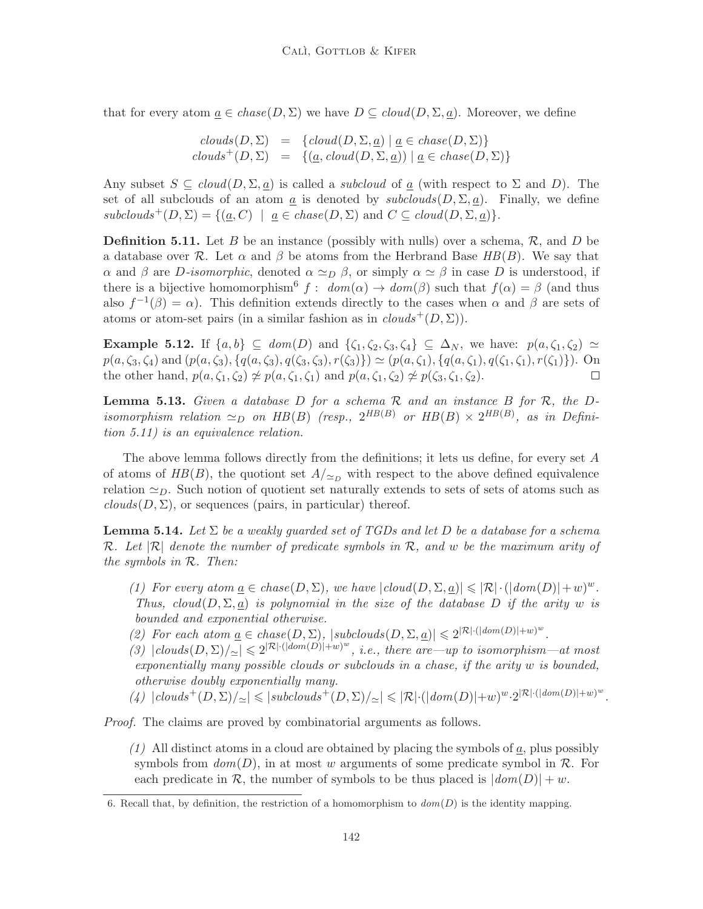that for every atom $\underline{a} \in \mathit{chase}(D, \Sigma)$ we have $D \subseteq \mathit{cloud}(D, \Sigma, \underline{a})$. Moreover, we define

$$
\begin{aligned}
\mathit{clouds}(D, \Sigma) &= \{\mathit{cloud}(D, \Sigma, \underline{a}) \mid \underline{a} \in \mathit{chase}(D, \Sigma)\} \\
\mathit{clouds}^+(D, \Sigma) &= \{(\underline{a}, \mathit{cloud}(D, \Sigma, \underline{a})) \mid \underline{a} \in \mathit{chase}(D, \Sigma)\}
\end{aligned}
$$

Any subset $S \subseteq \mathit{cloud}(D, \Sigma, \underline{a})$ is called a *subcloud* of $\underline{a}$ (with respect to $\Sigma$ and $D$). The set of all subclouds of an atom $\underline{a}$ is denoted by $\mathit{subclouds}(D, \Sigma, \underline{a})$. Finally, we define $\mathit{subclouds}^+(D, \Sigma) = \{(\underline{a}, C) \mid \underline{a} \in \mathit{chase}(D, \Sigma) \text{ and } C \subseteq \mathit{cloud}(D, \Sigma, \underline{a})\}$.

**Definition 5.11.** Let $B$ be an instance (possibly with nulls) over a schema, $\mathcal{R}$, and $D$ be a database over $\mathcal{R}$. Let $\alpha$ and $\beta$ be atoms from the Herbrand Base $HB(B)$. We say that $\alpha$ and $\beta$ are *$D$-isomorphic*, denoted $\alpha \simeq_D \beta$, or simply $\alpha \simeq \beta$ in case $D$ is understood, if there is a bijective homomorphism[6] $f: \mathit{dom}(\alpha) \to \mathit{dom}(\beta)$ such that $f(\alpha) = \beta$ (and thus also $f^{-1}(\beta) = \alpha$). This definition extends directly to the cases when $\alpha$ and $\beta$ are sets of atoms or atom-set pairs (in a similar fashion as in $\mathit{clouds}^+(D, \Sigma)$).

**Example 5.12.** If $\{a, b\} \subseteq \mathit{dom}(D)$ and $\{\zeta_1, \zeta_2, \zeta_3, \zeta_4\} \subseteq \Delta_N$, we have: $p(a, \zeta_1, \zeta_2) \simeq p(a, \zeta_3, \zeta_4)$ and $(p(a, \zeta_3), \{q(a, \zeta_3), q(\zeta_3, \zeta_3), r(\zeta_3)\}) \simeq (p(a, \zeta_1), \{q(a, \zeta_1), q(\zeta_1, \zeta_1), r(\zeta_1)\})$. On the other hand, $p(a, \zeta_1, \zeta_2) \not\simeq p(a, \zeta_1, \zeta_1)$ and $p(a, \zeta_1, \zeta_2) \not\simeq p(\zeta_3, \zeta_1, \zeta_2)$. □

**Lemma 5.13.** *Given a database $D$ for a schema $\mathcal{R}$ and an instance $B$ for $\mathcal{R}$, the $D$-isomorphism relation $\simeq_D$ on $HB(B)$ (resp., $2^{HB(B)}$ or $HB(B) \times 2^{HB(B)}$, as in Definition 5.11) is an equivalence relation.*

The above lemma follows directly from the definitions; it lets us define, for every set $A$ of atoms of $HB(B)$, the quotiont set $A/_{\simeq_D}$ with respect to the above defined equivalence relation $\simeq_D$. Such notion of quotient set naturally extends to sets of sets of atoms such as $\mathit{clouds}(D, \Sigma)$, or sequences (pairs, in particular) thereof.

**Lemma 5.14.** *Let $\Sigma$ be a weakly guarded set of TGDs and let $D$ be a database for a schema $\mathcal{R}$. Let $|\mathcal{R}|$ denote the number of predicate symbols in $\mathcal{R}$, and $w$ be the maximum arity of the symbols in $\mathcal{R}$. Then:*

*(1) For every atom $\underline{a} \in \mathit{chase}(D, \Sigma)$, we have $|\mathit{cloud}(D, \Sigma, \underline{a})| \leqslant |\mathcal{R}| \cdot (|\mathit{dom}(D)| + w)^w$. Thus, $\mathit{cloud}(D, \Sigma, \underline{a})$ is polynomial in the size of the database $D$ if the arity $w$ is bounded and exponential otherwise.*

*(2) For each atom $\underline{a} \in \mathit{chase}(D, \Sigma)$, $|\mathit{subclouds}(D, \Sigma, \underline{a})| \leqslant 2^{|\mathcal{R}| \cdot (|\mathit{dom}(D)| + w)^w}$.*

*(3) $|\mathit{clouds}(D, \Sigma)/_{\simeq}| \leqslant 2^{|\mathcal{R}| \cdot (|\mathit{dom}(D)| + w)^w}$, i.e., there are—up to isomorphism—at most exponentially many possible clouds or subclouds in a chase, if the arity $w$ is bounded, otherwise doubly exponentially many.*

*(4) $|\mathit{clouds}^+(D, \Sigma)/_{\simeq}| \leqslant |\mathit{subclouds}^+(D, \Sigma)/_{\simeq}| \leqslant |\mathcal{R}| \cdot (|\mathit{dom}(D)| + w)^w \cdot 2^{|\mathcal{R}| \cdot (|\mathit{dom}(D)| + w)^w}$.*

*Proof.* The claims are proved by combinatorial arguments as follows.

*(1)* All distinct atoms in a cloud are obtained by placing the symbols of $\underline{a}$, plus possibly symbols from $\mathit{dom}(D)$, in at most $w$ arguments of some predicate symbol in $\mathcal{R}$. For each predicate in $\mathcal{R}$, the number of symbols to be thus placed is $|\mathit{dom}(D)| + w$.

6. Recall that, by definition, the restriction of a homomorphism to $\mathit{dom}(D)$ is the identity mapping.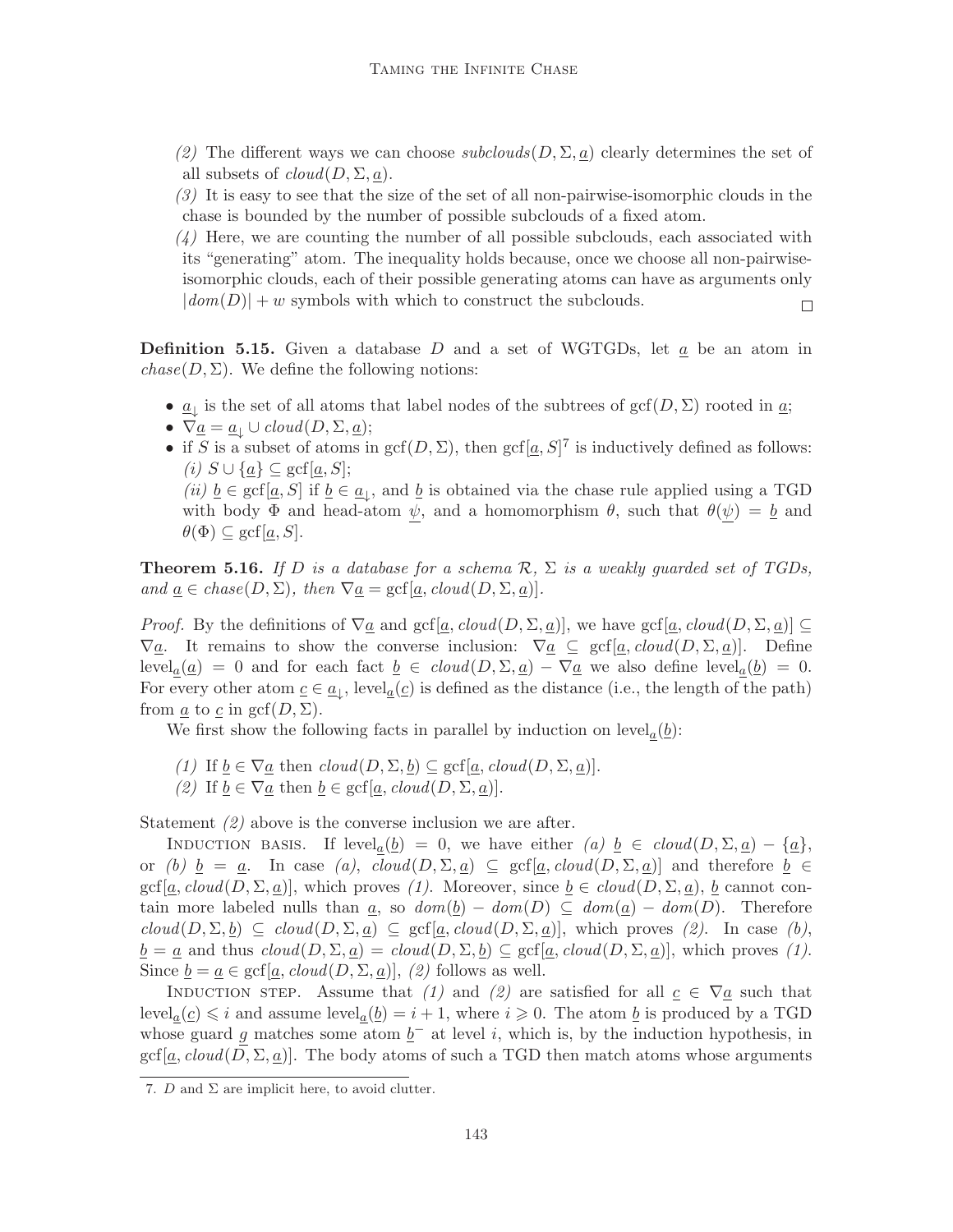*(2)* The different ways we can choose $subclouds(D, \Sigma, \underline{a})$ clearly determines the set of all subsets of $cloud(D, \Sigma, \underline{a})$.

*(3)* It is easy to see that the size of the set of all non-pairwise-isomorphic clouds in the chase is bounded by the number of possible subclouds of a fixed atom.

*(4)* Here, we are counting the number of all possible subclouds, each associated with its "generating" atom. The inequality holds because, once we choose all non-pairwise-isomorphic clouds, each of their possible generating atoms can have as arguments only $|dom(D)| + w$ symbols with which to construct the subclouds. □

**Definition 5.15.** Given a database $D$ and a set of WGTGDs, let $\underline{a}$ be an atom in $chase(D, \Sigma)$. We define the following notions:

- $\underline{a}_{\downarrow}$ is the set of all atoms that label nodes of the subtrees of $\mathrm{gcf}(D, \Sigma)$ rooted in $\underline{a}$;
- $\nabla\underline{a} = \underline{a}_{\downarrow} \cup cloud(D, \Sigma, \underline{a})$;
- if $S$ is a subset of atoms in $\mathrm{gcf}(D, \Sigma)$, then $\mathrm{gcf}[\underline{a}, S]$[7] is inductively defined as follows:
  *(i)* $S \cup \{\underline{a}\} \subseteq \mathrm{gcf}[\underline{a}, S]$;
  *(ii)* $\underline{b} \in \mathrm{gcf}[\underline{a}, S]$ if $\underline{b} \in \underline{a}_{\downarrow}$, and $\underline{b}$ is obtained via the chase rule applied using a TGD with body $\Phi$ and head-atom $\underline{\psi}$, and a homomorphism $\theta$, such that $\theta(\underline{\psi}) = \underline{b}$ and $\theta(\Phi) \subseteq \mathrm{gcf}[\underline{a}, S]$.

**Theorem 5.16.** *If $D$ is a database for a schema $\mathcal{R}$, $\Sigma$ is a weakly guarded set of TGDs, and $\underline{a} \in chase(D, \Sigma)$, then $\nabla\underline{a} = \mathrm{gcf}[\underline{a}, cloud(D, \Sigma, \underline{a})]$.*

*Proof.* By the definitions of $\nabla\underline{a}$ and $\mathrm{gcf}[\underline{a}, cloud(D, \Sigma, \underline{a})]$, we have $\mathrm{gcf}[\underline{a}, cloud(D, \Sigma, \underline{a})] \subseteq \nabla\underline{a}$. It remains to show the converse inclusion: $\nabla\underline{a} \subseteq \mathrm{gcf}[\underline{a}, cloud(D, \Sigma, \underline{a})]$. Define $\mathrm{level}_{\underline{a}}(\underline{a}) = 0$ and for each fact $\underline{b} \in cloud(D, \Sigma, \underline{a}) - \nabla\underline{a}$ we also define $\mathrm{level}_{\underline{a}}(\underline{b}) = 0$. For every other atom $\underline{c} \in \underline{a}_{\downarrow}$, $\mathrm{level}_{\underline{a}}(\underline{c})$ is defined as the distance (i.e., the length of the path) from $\underline{a}$ to $\underline{c}$ in $\mathrm{gcf}(D, \Sigma)$.

We first show the following facts in parallel by induction on $\mathrm{level}_{\underline{a}}(\underline{b})$:

*(1)* If $\underline{b} \in \nabla\underline{a}$ then $cloud(D, \Sigma, \underline{b}) \subseteq \mathrm{gcf}[\underline{a}, cloud(D, \Sigma, \underline{a})]$.

*(2)* If $\underline{b} \in \nabla\underline{a}$ then $\underline{b} \in \mathrm{gcf}[\underline{a}, cloud(D, \Sigma, \underline{a})]$.

Statement *(2)* above is the converse inclusion we are after.

Induction basis. If $\mathrm{level}_{\underline{a}}(\underline{b}) = 0$, we have either *(a)* $\underline{b} \in cloud(D, \Sigma, \underline{a}) - \{\underline{a}\}$, or *(b)* $\underline{b} = \underline{a}$. In case *(a)*, $cloud(D, \Sigma, \underline{a}) \subseteq \mathrm{gcf}[\underline{a}, cloud(D, \Sigma, \underline{a})]$ and therefore $\underline{b} \in \mathrm{gcf}[\underline{a}, cloud(D, \Sigma, \underline{a})]$, which proves *(1)*. Moreover, since $\underline{b} \in cloud(D, \Sigma, \underline{a})$, $\underline{b}$ cannot contain more labeled nulls than $\underline{a}$, so $dom(\underline{b}) - dom(D) \subseteq dom(\underline{a}) - dom(D)$. Therefore $cloud(D, \Sigma, \underline{b}) \subseteq cloud(D, \Sigma, \underline{a}) \subseteq \mathrm{gcf}[\underline{a}, cloud(D, \Sigma, \underline{a})]$, which proves *(2)*. In case *(b)*, $\underline{b} = \underline{a}$ and thus $cloud(D, \Sigma, \underline{a}) = cloud(D, \Sigma, \underline{b}) \subseteq \mathrm{gcf}[\underline{a}, cloud(D, \Sigma, \underline{a})]$, which proves *(1)*. Since $\underline{b} = \underline{a} \in \mathrm{gcf}[\underline{a}, cloud(D, \Sigma, \underline{a})]$, *(2)* follows as well.

Induction step. Assume that *(1)* and *(2)* are satisfied for all $\underline{c} \in \nabla\underline{a}$ such that $\mathrm{level}_{\underline{a}}(\underline{c}) \leqslant i$ and assume $\mathrm{level}_{\underline{a}}(\underline{b}) = i + 1$, where $i \geqslant 0$. The atom $\underline{b}$ is produced by a TGD whose guard $\underline{g}$ matches some atom $\underline{b}^{-}$ at level $i$, which is, by the induction hypothesis, in $\mathrm{gcf}[\underline{a}, cloud(D, \Sigma, \underline{a})]$. The body atoms of such a TGD then match atoms whose arguments

7. $D$ and $\Sigma$ are implicit here, to avoid clutter.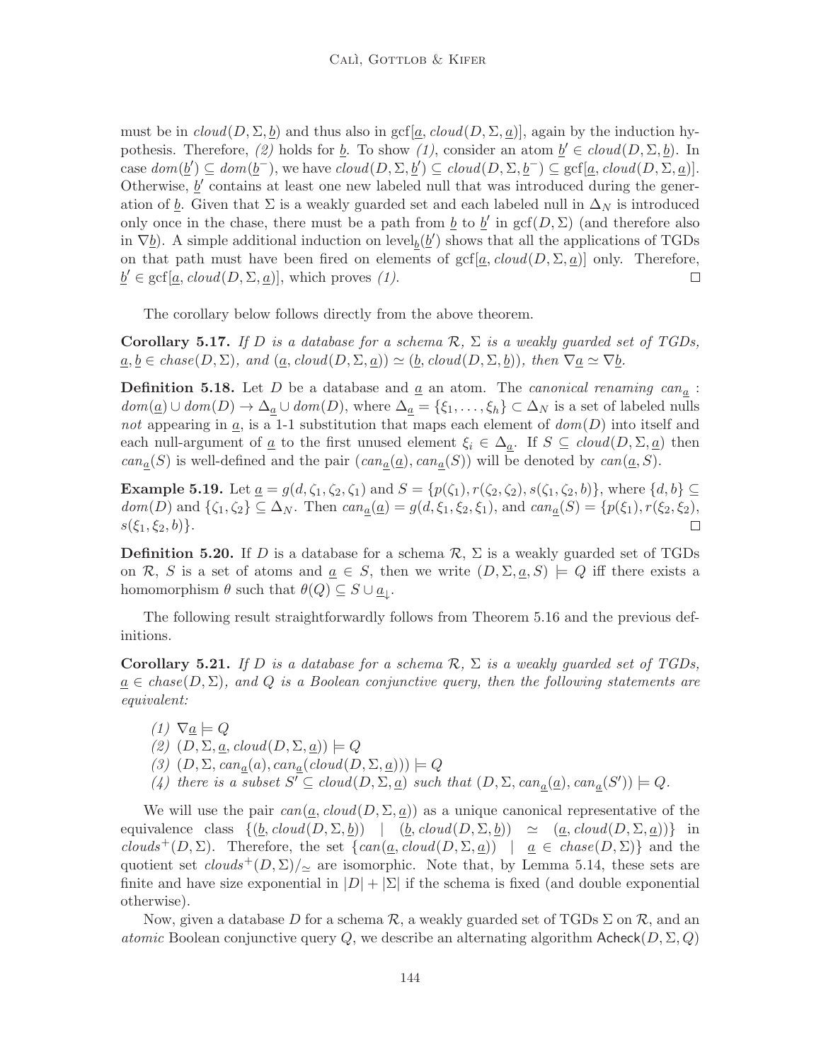must be in $cloud(D, \Sigma, \underline{b})$ and thus also in gcf$[\underline{a}, cloud(D, \Sigma, \underline{a})]$, again by the induction hypothesis. Therefore, *(2)* holds for $\underline{b}$. To show *(1)*, consider an atom $\underline{b}' \in cloud(D, \Sigma, \underline{b})$. In case $dom(\underline{b}') \subseteq dom(\underline{b}^-)$, we have $cloud(D, \Sigma, \underline{b}') \subseteq cloud(D, \Sigma, \underline{b}^-) \subseteq$ gcf$[\underline{a}, cloud(D, \Sigma, \underline{a})]$. Otherwise, $\underline{b}'$ contains at least one new labeled null that was introduced during the generation of $\underline{b}$. Given that $\Sigma$ is a weakly guarded set and each labeled null in $\Delta_N$ is introduced only once in the chase, there must be a path from $\underline{b}$ to $\underline{b}'$ in gcf$(D, \Sigma)$ (and therefore also in $\nabla \underline{b}$). A simple additional induction on level$_{\underline{b}}(\underline{b}')$ shows that all the applications of TGDs on that path must have been fired on elements of gcf$[\underline{a}, cloud(D, \Sigma, \underline{a})]$ only. Therefore, $\underline{b}' \in$ gcf$[\underline{a}, cloud(D, \Sigma, \underline{a})]$, which proves *(1)*. □

The corollary below follows directly from the above theorem.

**Corollary 5.17.** *If $D$ is a database for a schema $\mathcal{R}$, $\Sigma$ is a weakly guarded set of TGDs, $\underline{a}, \underline{b} \in chase(D, \Sigma)$, and $(\underline{a}, cloud(D, \Sigma, \underline{a})) \simeq (\underline{b}, cloud(D, \Sigma, \underline{b}))$, then $\nabla \underline{a} \simeq \nabla \underline{b}$.*

**Definition 5.18.** Let $D$ be a database and $\underline{a}$ an atom. The *canonical renaming* $can_{\underline{a}} : dom(\underline{a}) \cup dom(D) \rightarrow \Delta_{\underline{a}} \cup dom(D)$, where $\Delta_{\underline{a}} = \{\xi_1, \ldots, \xi_h\} \subset \Delta_N$ is a set of labeled nulls *not* appearing in $\underline{a}$, is a 1-1 substitution that maps each element of $dom(D)$ into itself and each null-argument of $\underline{a}$ to the first unused element $\xi_i \in \Delta_{\underline{a}}$. If $S \subseteq cloud(D, \Sigma, \underline{a})$ then $can_{\underline{a}}(S)$ is well-defined and the pair $(can_{\underline{a}}(\underline{a}), can_{\underline{a}}(S))$ will be denoted by $can(\underline{a}, S)$.

**Example 5.19.** Let $\underline{a} = g(d, \zeta_1, \zeta_2, \zeta_1)$ and $S = \{p(\zeta_1), r(\zeta_2, \zeta_2), s(\zeta_1, \zeta_2, b)\}$, where $\{d, b\} \subseteq dom(D)$ and $\{\zeta_1, \zeta_2\} \subseteq \Delta_N$. Then $can_{\underline{a}}(\underline{a}) = g(d, \xi_1, \xi_2, \xi_1)$, and $can_{\underline{a}}(S) = \{p(\xi_1), r(\xi_2, \xi_2), s(\xi_1, \xi_2, b)\}$. □

**Definition 5.20.** If $D$ is a database for a schema $\mathcal{R}$, $\Sigma$ is a weakly guarded set of TGDs on $\mathcal{R}$, $S$ is a set of atoms and $\underline{a} \in S$, then we write $(D, \Sigma, \underline{a}, S) \models Q$ iff there exists a homomorphism $\theta$ such that $\theta(Q) \subseteq S \cup \underline{a}_{\downarrow}$.

The following result straightforwardly follows from Theorem 5.16 and the previous definitions.

**Corollary 5.21.** *If $D$ is a database for a schema $\mathcal{R}$, $\Sigma$ is a weakly guarded set of TGDs, $\underline{a} \in chase(D, \Sigma)$, and $Q$ is a Boolean conjunctive query, then the following statements are equivalent:*

- *(1)* $\nabla \underline{a} \models Q$
- *(2)* $(D, \Sigma, \underline{a}, cloud(D, \Sigma, \underline{a})) \models Q$
- *(3)* $(D, \Sigma, can_{\underline{a}}(a), can_{\underline{a}}(cloud(D, \Sigma, \underline{a}))) \models Q$
- *(4) there is a subset* $S' \subseteq cloud(D, \Sigma, \underline{a})$ *such that* $(D, \Sigma, can_{\underline{a}}(\underline{a}), can_{\underline{a}}(S')) \models Q$.

We will use the pair $can(\underline{a}, cloud(D, \Sigma, \underline{a}))$ as a unique canonical representative of the equivalence class $\{(\underline{b}, cloud(D, \Sigma, \underline{b})) \mid (\underline{b}, cloud(D, \Sigma, \underline{b})) \simeq (\underline{a}, cloud(D, \Sigma, \underline{a}))\}$ in $clouds^+(D, \Sigma)$. Therefore, the set $\{can(\underline{a}, cloud(D, \Sigma, \underline{a})) \mid \underline{a} \in chase(D, \Sigma)\}$ and the quotient set $clouds^+(D, \Sigma)/_{\simeq}$ are isomorphic. Note that, by Lemma 5.14, these sets are finite and have size exponential in $|D| + |\Sigma|$ if the schema is fixed (and double exponential otherwise).

Now, given a database $D$ for a schema $\mathcal{R}$, a weakly guarded set of TGDs $\Sigma$ on $\mathcal{R}$, and an *atomic* Boolean conjunctive query $Q$, we describe an alternating algorithm $\mathsf{Acheck}(D, \Sigma, Q)$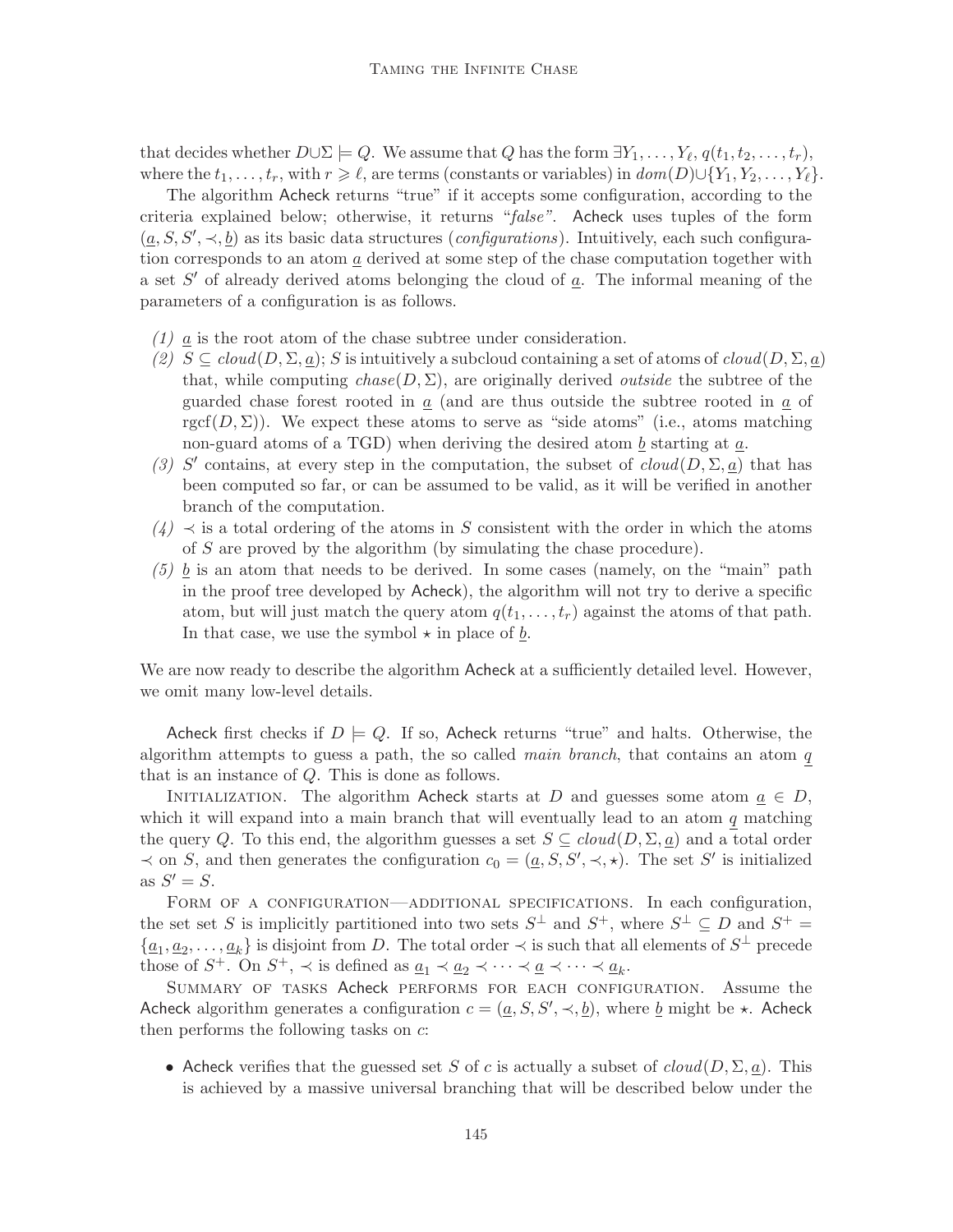that decides whether $D \cup \Sigma \models Q$. We assume that $Q$ has the form $\exists Y_1, \ldots, Y_\ell, q(t_1, t_2, \ldots, t_r)$, where the $t_1, \ldots, t_r$, with $r \geqslant \ell$, are terms (constants or variables) in $dom(D) \cup \{Y_1, Y_2, \ldots, Y_\ell\}$.

The algorithm Acheck returns "true" if it accepts some configuration, according to the criteria explained below; otherwise, it returns "*false*". Acheck uses tuples of the form $(\underline{a}, S, S', \prec, \underline{b})$ as its basic data structures (*configurations*). Intuitively, each such configuration corresponds to an atom $\underline{a}$ derived at some step of the chase computation together with a set $S'$ of already derived atoms belonging the cloud of $\underline{a}$. The informal meaning of the parameters of a configuration is as follows.

*(1)* $\underline{a}$ is the root atom of the chase subtree under consideration.

*(2)* $S \subseteq cloud(D, \Sigma, \underline{a})$; $S$ is intuitively a subcloud containing a set of atoms of $cloud(D, \Sigma, \underline{a})$ that, while computing $chase(D, \Sigma)$, are originally derived *outside* the subtree of the guarded chase forest rooted in $\underline{a}$ (and are thus outside the subtree rooted in $\underline{a}$ of $\mathrm{rgcf}(D, \Sigma)$). We expect these atoms to serve as "side atoms" (i.e., atoms matching non-guard atoms of a TGD) when deriving the desired atom $\underline{b}$ starting at $\underline{a}$.

*(3)* $S'$ contains, at every step in the computation, the subset of $cloud(D, \Sigma, \underline{a})$ that has been computed so far, or can be assumed to be valid, as it will be verified in another branch of the computation.

*(4)* $\prec$ is a total ordering of the atoms in $S$ consistent with the order in which the atoms of $S$ are proved by the algorithm (by simulating the chase procedure).

*(5)* $\underline{b}$ is an atom that needs to be derived. In some cases (namely, on the "main" path in the proof tree developed by Acheck), the algorithm will not try to derive a specific atom, but will just match the query atom $q(t_1, \ldots, t_r)$ against the atoms of that path. In that case, we use the symbol $\star$ in place of $\underline{b}$.

We are now ready to describe the algorithm Acheck at a sufficiently detailed level. However, we omit many low-level details.

Acheck first checks if $D \models Q$. If so, Acheck returns "true" and halts. Otherwise, the algorithm attempts to guess a path, the so called *main branch*, that contains an atom $\underline{q}$ that is an instance of $Q$. This is done as follows.

Initialization. The algorithm Acheck starts at $D$ and guesses some atom $\underline{a} \in D$, which it will expand into a main branch that will eventually lead to an atom $\underline{q}$ matching the query $Q$. To this end, the algorithm guesses a set $S \subseteq cloud(D, \Sigma, \underline{a})$ and a total order $\prec$ on $S$, and then generates the configuration $c_0 = (\underline{a}, S, S', \prec, \star)$. The set $S'$ is initialized as $S' = S$.

Form of a configuration—additional specifications. In each configuration, the set set $S$ is implicitly partitioned into two sets $S^{\perp}$ and $S^{+}$, where $S^{\perp} \subseteq D$ and $S^{+} = \{\underline{a}_1, \underline{a}_2, \ldots, \underline{a}_k\}$ is disjoint from $D$. The total order $\prec$ is such that all elements of $S^{\perp}$ precede those of $S^{+}$. On $S^{+}$, $\prec$ is defined as $\underline{a}_1 \prec \underline{a}_2 \prec \cdots \prec \underline{a} \prec \cdots \prec \underline{a}_k$.

Summary of tasks Acheck performs for each configuration. Assume the Acheck algorithm generates a configuration $c = (\underline{a}, S, S', \prec, \underline{b})$, where $\underline{b}$ might be $\star$. Acheck then performs the following tasks on $c$:

- Acheck verifies that the guessed set $S$ of $c$ is actually a subset of $cloud(D, \Sigma, \underline{a})$. This is achieved by a massive universal branching that will be described below under the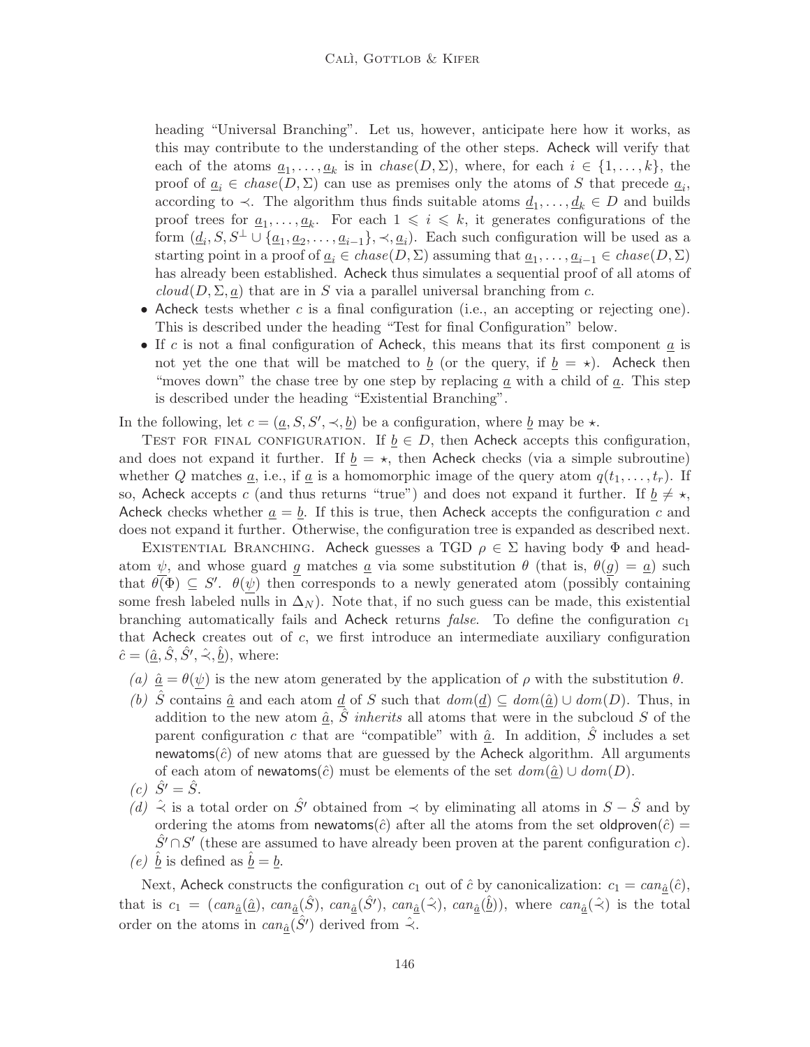heading "Universal Branching". Let us, however, anticipate here how it works, as this may contribute to the understanding of the other steps. Acheck will verify that each of the atoms $\underline{a}_1, \ldots, \underline{a}_k$ is in $chase(D, \Sigma)$, where, for each $i \in \{1, \ldots, k\}$, the proof of $\underline{a}_i \in chase(D, \Sigma)$ can use as premises only the atoms of $S$ that precede $\underline{a}_i$, according to $\prec$. The algorithm thus finds suitable atoms $\underline{d}_1, \ldots, \underline{d}_k \in D$ and builds proof trees for $\underline{a}_1, \ldots, \underline{a}_k$. For each $1 \leqslant i \leqslant k$, it generates configurations of the form $(\underline{d}_i, S, S^{\perp} \cup \{\underline{a}_1, \underline{a}_2, \ldots, \underline{a}_{i-1}\}, \prec, \underline{a}_i)$. Each such configuration will be used as a starting point in a proof of $\underline{a}_i \in chase(D, \Sigma)$ assuming that $\underline{a}_1, \ldots, \underline{a}_{i-1} \in chase(D, \Sigma)$ has already been established. Acheck thus simulates a sequential proof of all atoms of $cloud(D, \Sigma, \underline{a})$ that are in $S$ via a parallel universal branching from $c$.

- Acheck tests whether $c$ is a final configuration (i.e., an accepting or rejecting one). This is described under the heading "Test for final Configuration" below.
- If $c$ is not a final configuration of Acheck, this means that its first component $\underline{a}$ is not yet the one that will be matched to $\underline{b}$ (or the query, if $\underline{b} = \star$). Acheck then "moves down" the chase tree by one step by replacing $\underline{a}$ with a child of $\underline{a}$. This step is described under the heading "Existential Branching".

In the following, let $c = (\underline{a}, S, S', \prec, \underline{b})$ be a configuration, where $\underline{b}$ may be $\star$.

Test for final configuration. If $\underline{b} \in D$, then Acheck accepts this configuration, and does not expand it further. If $\underline{b} = \star$, then Acheck checks (via a simple subroutine) whether $Q$ matches $\underline{a}$, i.e., if $\underline{a}$ is a homomorphic image of the query atom $q(t_1, \ldots, t_r)$. If so, Acheck accepts $c$ (and thus returns "true") and does not expand it further. If $\underline{b} \neq \star$, Acheck checks whether $\underline{a} = \underline{b}$. If this is true, then Acheck accepts the configuration $c$ and does not expand it further. Otherwise, the configuration tree is expanded as described next.

Existential Branching. Acheck guesses a TGD $\rho \in \Sigma$ having body $\Phi$ and head-atom $\underline{\psi}$, and whose guard $\underline{g}$ matches $\underline{a}$ via some substitution $\theta$ (that is, $\theta(\underline{g}) = \underline{a}$) such that $\theta(\Phi) \subseteq S'$. $\theta(\underline{\psi})$ then corresponds to a newly generated atom (possibly containing some fresh labeled nulls in $\Delta_N$). Note that, if no such guess can be made, this existential branching automatically fails and Acheck returns *false*. To define the configuration $c_1$ that Acheck creates out of $c$, we first introduce an intermediate auxiliary configuration $\hat{c} = (\hat{\underline{a}}, \hat{S}, \hat{S}', \hat{\prec}, \hat{\underline{b}})$, where:

*(a)* $\hat{\underline{a}} = \theta(\underline{\psi})$ is the new atom generated by the application of $\rho$ with the substitution $\theta$.

*(b)* $\hat{S}$ contains $\hat{\underline{a}}$ and each atom $\underline{d}$ of $S$ such that $dom(\underline{d}) \subseteq dom(\hat{\underline{a}}) \cup dom(D)$. Thus, in addition to the new atom $\hat{\underline{a}}$, $\hat{S}$ *inherits* all atoms that were in the subcloud $S$ of the parent configuration $c$ that are "compatible" with $\hat{\underline{a}}$. In addition, $\hat{S}$ includes a set $\mathsf{newatoms}(\hat{c})$ of new atoms that are guessed by the Acheck algorithm. All arguments of each atom of $\mathsf{newatoms}(\hat{c})$ must be elements of the set $dom(\hat{\underline{a}}) \cup dom(D)$.

*(c)* $\hat{S}' = \hat{S}$.

*(d)* $\hat{\prec}$ is a total order on $\hat{S}'$ obtained from $\prec$ by eliminating all atoms in $S - \hat{S}$ and by ordering the atoms from $\mathsf{newatoms}(\hat{c})$ after all the atoms from the set $\mathsf{oldproven}(\hat{c}) = \hat{S}' \cap S'$ (these are assumed to have already been proven at the parent configuration $c$).

*(e)* $\hat{\underline{b}}$ is defined as $\hat{\underline{b}} = \underline{b}$.

Next, Acheck constructs the configuration $c_1$ out of $\hat{c}$ by canonicalization: $c_1 = can_{\hat{\underline{a}}}(\hat{c})$, that is $c_1 = (can_{\hat{\underline{a}}}(\hat{\underline{a}}), can_{\hat{\underline{a}}}(\hat{S}), can_{\hat{\underline{a}}}(\hat{S}'), can_{\hat{\underline{a}}}(\hat{\prec}), can_{\hat{\underline{a}}}(\hat{\underline{b}}))$, where $can_{\hat{\underline{a}}}(\hat{\prec})$ is the total order on the atoms in $can_{\hat{\underline{a}}}(\hat{S}')$ derived from $\hat{\prec}$.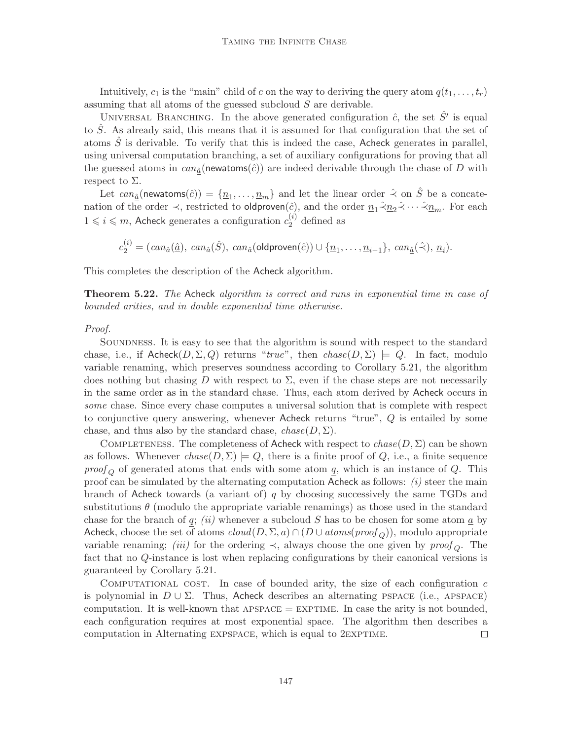Intuitively, $c_1$ is the "main" child of $c$ on the way to deriving the query atom $q(t_1, \ldots, t_r)$ assuming that all atoms of the guessed subcloud $S$ are derivable.

Universal Branching. In the above generated configuration $\hat{c}$, the set $\hat{S}'$ is equal to $\hat{S}$. As already said, this means that it is assumed for that configuration that the set of atoms $\hat{S}$ is derivable. To verify that this is indeed the case, Acheck generates in parallel, using universal computation branching, a set of auxiliary configurations for proving that all the guessed atoms in $can_{\underline{\hat{a}}}(\mathsf{newatoms}(\hat{c}))$ are indeed derivable through the chase of $D$ with respect to $\Sigma$.

Let $can_{\underline{\hat{a}}}(\mathsf{newatoms}(\hat{c})) = \{\underline{n}_1, \ldots, \underline{n}_m\}$ and let the linear order $\hat{\prec}$ on $\hat{S}$ be a concatenation of the order $\prec$, restricted to $\mathsf{oldproven}(\hat{c})$, and the order $\underline{n}_1 \hat{\prec} \underline{n}_2 \hat{\prec} \cdots \hat{\prec} \underline{n}_m$. For each $1 \leqslant i \leqslant m$, Acheck generates a configuration $c_2^{(i)}$ defined as

$$c_2^{(i)} = (can_{\hat{a}}(\underline{\hat{a}}),\ can_{\hat{a}}(\hat{S}),\ can_{\hat{a}}(\mathsf{oldproven}(\hat{c})) \cup \{\underline{n}_1, \ldots, \underline{n}_{i-1}\},\ can_{\underline{\hat{a}}}(\hat{\prec}),\ \underline{n}_i).$$

This completes the description of the Acheck algorithm.

**Theorem 5.22.** *The* Acheck *algorithm is correct and runs in exponential time in case of bounded arities, and in double exponential time otherwise.*

*Proof.*

Soundness. It is easy to see that the algorithm is sound with respect to the standard chase, i.e., if $\mathsf{Acheck}(D, \Sigma, Q)$ returns "*true*", then $chase(D, \Sigma) \models Q$. In fact, modulo variable renaming, which preserves soundness according to Corollary 5.21, the algorithm does nothing but chasing $D$ with respect to $\Sigma$, even if the chase steps are not necessarily in the same order as in the standard chase. Thus, each atom derived by Acheck occurs in *some* chase. Since every chase computes a universal solution that is complete with respect to conjunctive query answering, whenever Acheck returns "true", $Q$ is entailed by some chase, and thus also by the standard chase, $chase(D, \Sigma)$.

Completeness. The completeness of Acheck with respect to $chase(D, \Sigma)$ can be shown as follows. Whenever $chase(D, \Sigma) \models Q$, there is a finite proof of $Q$, i.e., a finite sequence $proof_Q$ of generated atoms that ends with some atom $\underline{q}$, which is an instance of $Q$. This proof can be simulated by the alternating computation Acheck as follows: *(i)* steer the main branch of Acheck towards (a variant of) $\underline{q}$ by choosing successively the same TGDs and substitutions $\theta$ (modulo the appropriate variable renamings) as those used in the standard chase for the branch of $\underline{q}$; *(ii)* whenever a subcloud $S$ has to be chosen for some atom $\underline{a}$ by Acheck, choose the set of atoms $cloud(D, \Sigma, \underline{a}) \cap (D \cup atoms(proof_Q))$, modulo appropriate variable renaming; *(iii)* for the ordering $\prec$, always choose the one given by $proof_Q$. The fact that no $Q$-instance is lost when replacing configurations by their canonical versions is guaranteed by Corollary 5.21.

Computational cost. In case of bounded arity, the size of each configuration $c$ is polynomial in $D \cup \Sigma$. Thus, Acheck describes an alternating PSPACE (i.e., APSPACE) computation. It is well-known that APSPACE = EXPTIME. In case the arity is not bounded, each configuration requires at most exponential space. The algorithm then describes a computation in Alternating EXPSPACE, which is equal to 2EXPTIME. □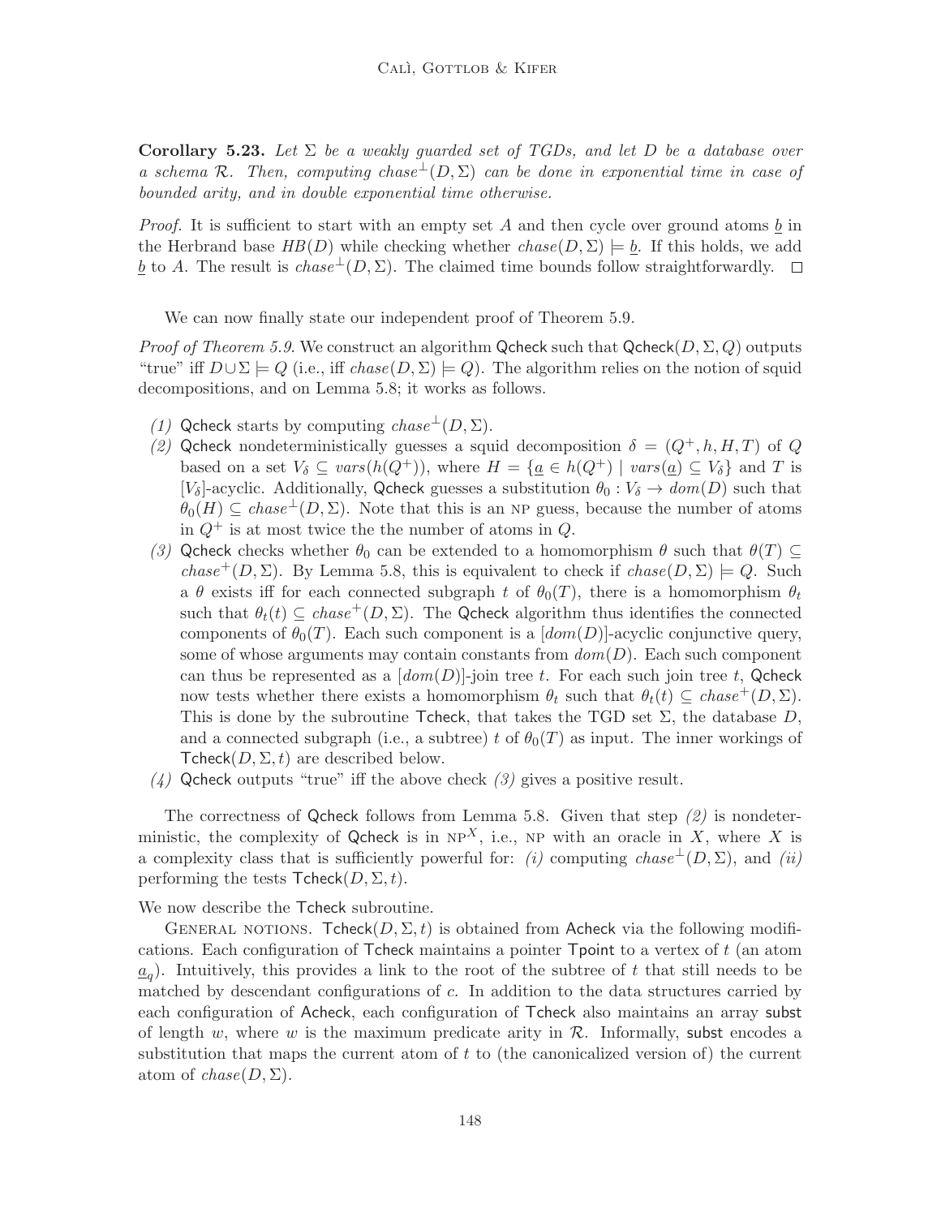**Corollary 5.23.** *Let $\Sigma$ be a weakly guarded set of TGDs, and let $D$ be a database over a schema $\mathcal{R}$. Then, computing $chase^{\perp}(D, \Sigma)$ can be done in exponential time in case of bounded arity, and in double exponential time otherwise.*

*Proof.* It is sufficient to start with an empty set $A$ and then cycle over ground atoms $\underline{b}$ in the Herbrand base $HB(D)$ while checking whether $chase(D, \Sigma) \models \underline{b}$. If this holds, we add $\underline{b}$ to $A$. The result is $chase^{\perp}(D, \Sigma)$. The claimed time bounds follow straightforwardly. $\square$

We can now finally state our independent proof of Theorem 5.9.

*Proof of Theorem 5.9.* We construct an algorithm Qcheck such that Qcheck$(D, \Sigma, Q)$ outputs "true" iff $D \cup \Sigma \models Q$ (i.e., iff $chase(D, \Sigma) \models Q$). The algorithm relies on the notion of squid decompositions, and on Lemma 5.8; it works as follows.

*(1)* Qcheck starts by computing $chase^{\perp}(D, \Sigma)$.

*(2)* Qcheck nondeterministically guesses a squid decomposition $\delta = (Q^{+}, h, H, T)$ of $Q$ based on a set $V_{\delta} \subseteq vars(h(Q^{+}))$, where $H = \{\underline{a} \in h(Q^{+}) \mid vars(\underline{a}) \subseteq V_{\delta}\}$ and $T$ is $[V_{\delta}]$-acyclic. Additionally, Qcheck guesses a substitution $\theta_0 : V_{\delta} \to dom(D)$ such that $\theta_0(H) \subseteq chase^{\perp}(D, \Sigma)$. Note that this is an NP guess, because the number of atoms in $Q^{+}$ is at most twice the the number of atoms in $Q$.

*(3)* Qcheck checks whether $\theta_0$ can be extended to a homomorphism $\theta$ such that $\theta(T) \subseteq chase^{+}(D, \Sigma)$. By Lemma 5.8, this is equivalent to check if $chase(D, \Sigma) \models Q$. Such a $\theta$ exists iff for each connected subgraph $t$ of $\theta_0(T)$, there is a homomorphism $\theta_t$ such that $\theta_t(t) \subseteq chase^{+}(D, \Sigma)$. The Qcheck algorithm thus identifies the connected components of $\theta_0(T)$. Each such component is a $[dom(D)]$-acyclic conjunctive query, some of whose arguments may contain constants from $dom(D)$. Each such component can thus be represented as a $[dom(D)]$-join tree $t$. For each such join tree $t$, Qcheck now tests whether there exists a homomorphism $\theta_t$ such that $\theta_t(t) \subseteq chase^{+}(D, \Sigma)$. This is done by the subroutine Tcheck, that takes the TGD set $\Sigma$, the database $D$, and a connected subgraph (i.e., a subtree) $t$ of $\theta_0(T)$ as input. The inner workings of Tcheck$(D, \Sigma, t)$ are described below.

*(4)* Qcheck outputs "true" iff the above check *(3)* gives a positive result.

The correctness of Qcheck follows from Lemma 5.8. Given that step *(2)* is nondeterministic, the complexity of Qcheck is in $\text{NP}^{X}$, i.e., NP with an oracle in $X$, where $X$ is a complexity class that is sufficiently powerful for: *(i)* computing $chase^{\perp}(D, \Sigma)$, and *(ii)* performing the tests Tcheck$(D, \Sigma, t)$.

We now describe the Tcheck subroutine.

General notions. Tcheck$(D, \Sigma, t)$ is obtained from Acheck via the following modifications. Each configuration of Tcheck maintains a pointer Tpoint to a vertex of $t$ (an atom $\underline{a}_q$). Intuitively, this provides a link to the root of the subtree of $t$ that still needs to be matched by descendant configurations of $c$. In addition to the data structures carried by each configuration of Acheck, each configuration of Tcheck also maintains an array subst of length $w$, where $w$ is the maximum predicate arity in $\mathcal{R}$. Informally, subst encodes a substitution that maps the current atom of $t$ to (the canonicalized version of) the current atom of $chase(D, \Sigma)$.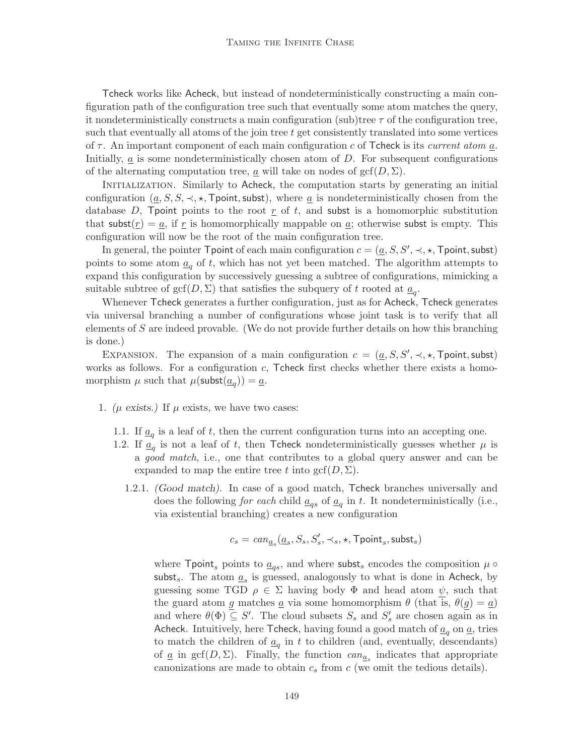Tcheck works like Acheck, but instead of nondeterministically constructing a main configuration path of the configuration tree such that eventually some atom matches the query, it nondeterministically constructs a main configuration (sub)tree $\tau$ of the configuration tree, such that eventually all atoms of the join tree $t$ get consistently translated into some vertices of $\tau$. An important component of each main configuration $c$ of Tcheck is its *current atom* $\underline{a}$. Initially, $\underline{a}$ is some nondeterministically chosen atom of $D$. For subsequent configurations of the alternating computation tree, $\underline{a}$ will take on nodes of $\text{gcf}(D, \Sigma)$.

Initialization. Similarly to Acheck, the computation starts by generating an initial configuration $(\underline{a}, S, S, \prec, \star, \mathsf{Tpoint}, \mathsf{subst})$, where $\underline{a}$ is nondeterministically chosen from the database $D$, Tpoint points to the root $\underline{r}$ of $t$, and subst is a homomorphic substitution that $\mathsf{subst}(\underline{r}) = \underline{a}$, if $\underline{r}$ is homomorphically mappable on $\underline{a}$; otherwise subst is empty. This configuration will now be the root of the main configuration tree.

In general, the pointer Tpoint of each main configuration $c = (\underline{a}, S, S', \prec, \star, \mathsf{Tpoint}, \mathsf{subst})$ points to some atom $\underline{a}_q$ of $t$, which has not yet been matched. The algorithm attempts to expand this configuration by successively guessing a subtree of configurations, mimicking a suitable subtree of $\text{gcf}(D, \Sigma)$ that satisfies the subquery of $t$ rooted at $\underline{a}_q$.

Whenever Tcheck generates a further configuration, just as for Acheck, Tcheck generates via universal branching a number of configurations whose joint task is to verify that all elements of $S$ are indeed provable. (We do not provide further details on how this branching is done.)

Expansion. The expansion of a main configuration $c = (\underline{a}, S, S', \prec, \star, \mathsf{Tpoint}, \mathsf{subst})$ works as follows. For a configuration $c$, Tcheck first checks whether there exists a homomorphism $\mu$ such that $\mu(\mathsf{subst}(\underline{a}_q)) = \underline{a}$.

1. *($\mu$ exists.)* If $\mu$ exists, we have two cases:

   1.1. If $\underline{a}_q$ is a leaf of $t$, then the current configuration turns into an accepting one.

   1.2. If $\underline{a}_q$ is not a leaf of $t$, then Tcheck nondeterministically guesses whether $\mu$ is a *good match*, i.e., one that contributes to a global query answer and can be expanded to map the entire tree $t$ into $\text{gcf}(D, \Sigma)$.

      1.2.1. *(Good match).* In case of a good match, Tcheck branches universally and does the following *for each* child $\underline{a}_{qs}$ of $\underline{a}_q$ in $t$. It nondeterministically (i.e., via existential branching) creates a new configuration

      $$c_s = can_{\underline{a}_s}(\underline{a}_s, S_s, S'_s, \prec_s, \star, \mathsf{Tpoint}_s, \mathsf{subst}_s)$$

      where $\mathsf{Tpoint}_s$ points to $\underline{a}_{qs}$, and where $\mathsf{subst}_s$ encodes the composition $\mu \circ \mathsf{subst}_s$. The atom $\underline{a}_s$ is guessed, analogously to what is done in Acheck, by guessing some TGD $\rho \in \Sigma$ having body $\Phi$ and head atom $\underline{\psi}$, such that the guard atom $\underline{g}$ matches $\underline{a}$ via some homomorphism $\theta$ (that is, $\theta(\underline{g}) = \underline{a}$) and where $\theta(\Phi) \subseteq S'$. The cloud subsets $S_s$ and $S'_s$ are chosen again as in Acheck. Intuitively, here Tcheck, having found a good match of $\underline{a}_q$ on $\underline{a}$, tries to match the children of $\underline{a}_q$ in $t$ to children (and, eventually, descendants) of $\underline{a}$ in $\text{gcf}(D, \Sigma)$. Finally, the function $can_{\underline{a}_s}$ indicates that appropriate canonizations are made to obtain $c_s$ from $c$ (we omit the tedious details).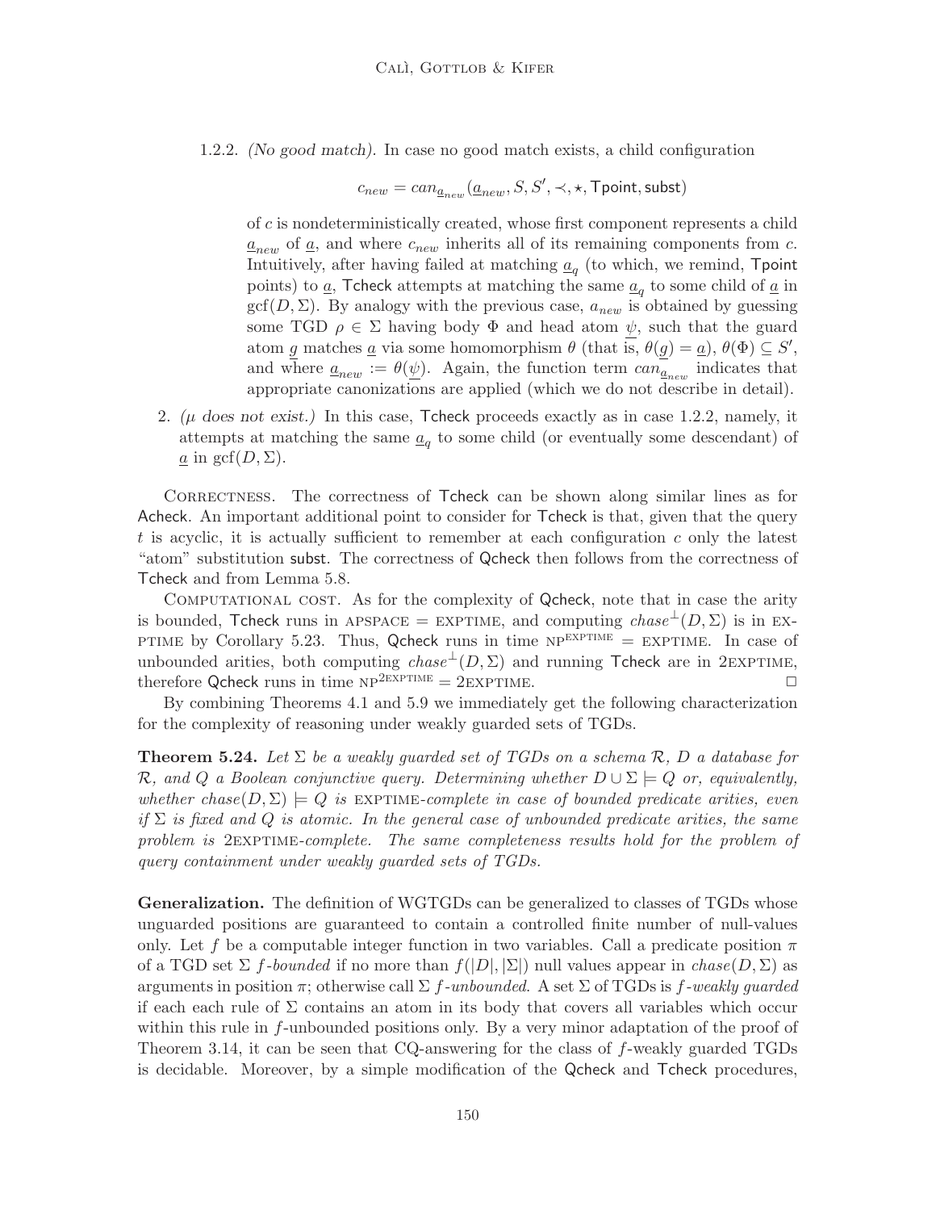1.2.2. *(No good match).* In case no good match exists, a child configuration

$$c_{new} = can_{\underline{a}_{new}}(\underline{a}_{new}, S, S', \prec, \star, \mathsf{Tpoint}, \mathsf{subst})$$

of $c$ is nondeterministically created, whose first component represents a child $\underline{a}_{new}$ of $\underline{a}$, and where $c_{new}$ inherits all of its remaining components from $c$. Intuitively, after having failed at matching $\underline{a}_q$ (to which, we remind, Tpoint points) to $\underline{a}$, Tcheck attempts at matching the same $\underline{a}_q$ to some child of $\underline{a}$ in gcf$(D, \Sigma)$. By analogy with the previous case, $a_{new}$ is obtained by guessing some TGD $\rho \in \Sigma$ having body $\Phi$ and head atom $\underline{\psi}$, such that the guard atom $\underline{g}$ matches $\underline{a}$ via some homomorphism $\theta$ (that is, $\theta(\underline{g}) = \underline{a}$), $\theta(\Phi) \subseteq S'$, and where $\underline{a}_{new} := \theta(\underline{\psi})$. Again, the function term $can_{\underline{a}_{new}}$ indicates that appropriate canonizations are applied (which we do not describe in detail).

2. *($\mu$ does not exist.)* In this case, Tcheck proceeds exactly as in case 1.2.2, namely, it attempts at matching the same $\underline{a}_q$ to some child (or eventually some descendant) of $\underline{a}$ in gcf$(D, \Sigma)$.

Correctness. The correctness of Tcheck can be shown along similar lines as for Acheck. An important additional point to consider for Tcheck is that, given that the query $t$ is acyclic, it is actually sufficient to remember at each configuration $c$ only the latest "atom" substitution subst. The correctness of Qcheck then follows from the correctness of Tcheck and from Lemma 5.8.

Computational cost. As for the complexity of Qcheck, note that in case the arity is bounded, Tcheck runs in APSPACE = EXPTIME, and computing $chase^{\perp}(D, \Sigma)$ is in EXPTIME by Corollary 5.23. Thus, Qcheck runs in time $\text{NP}^{\text{EXPTIME}} = \text{EXPTIME}$. In case of unbounded arities, both computing $chase^{\perp}(D, \Sigma)$ and running Tcheck are in 2EXPTIME, therefore Qcheck runs in time $\text{NP}^{\text{2EXPTIME}} = \text{2EXPTIME}$. □

By combining Theorems 4.1 and 5.9 we immediately get the following characterization for the complexity of reasoning under weakly guarded sets of TGDs.

**Theorem 5.24.** *Let $\Sigma$ be a weakly guarded set of TGDs on a schema $\mathcal{R}$, $D$ a database for $\mathcal{R}$, and $Q$ a Boolean conjunctive query. Determining whether $D \cup \Sigma \models Q$ or, equivalently, whether $chase(D, \Sigma) \models Q$ is* EXPTIME*-complete in case of bounded predicate arities, even if $\Sigma$ is fixed and $Q$ is atomic. In the general case of unbounded predicate arities, the same problem is* 2EXPTIME*-complete. The same completeness results hold for the problem of query containment under weakly guarded sets of TGDs.*

**Generalization.** The definition of WGTGDs can be generalized to classes of TGDs whose unguarded positions are guaranteed to contain a controlled finite number of null-values only. Let $f$ be a computable integer function in two variables. Call a predicate position $\pi$ of a TGD set $\Sigma$ *$f$-bounded* if no more than $f(|D|, |\Sigma|)$ null values appear in $chase(D, \Sigma)$ as arguments in position $\pi$; otherwise call $\Sigma$ *$f$-unbounded*. A set $\Sigma$ of TGDs is *$f$-weakly guarded* if each each rule of $\Sigma$ contains an atom in its body that covers all variables which occur within this rule in $f$-unbounded positions only. By a very minor adaptation of the proof of Theorem 3.14, it can be seen that CQ-answering for the class of $f$-weakly guarded TGDs is decidable. Moreover, by a simple modification of the Qcheck and Tcheck procedures,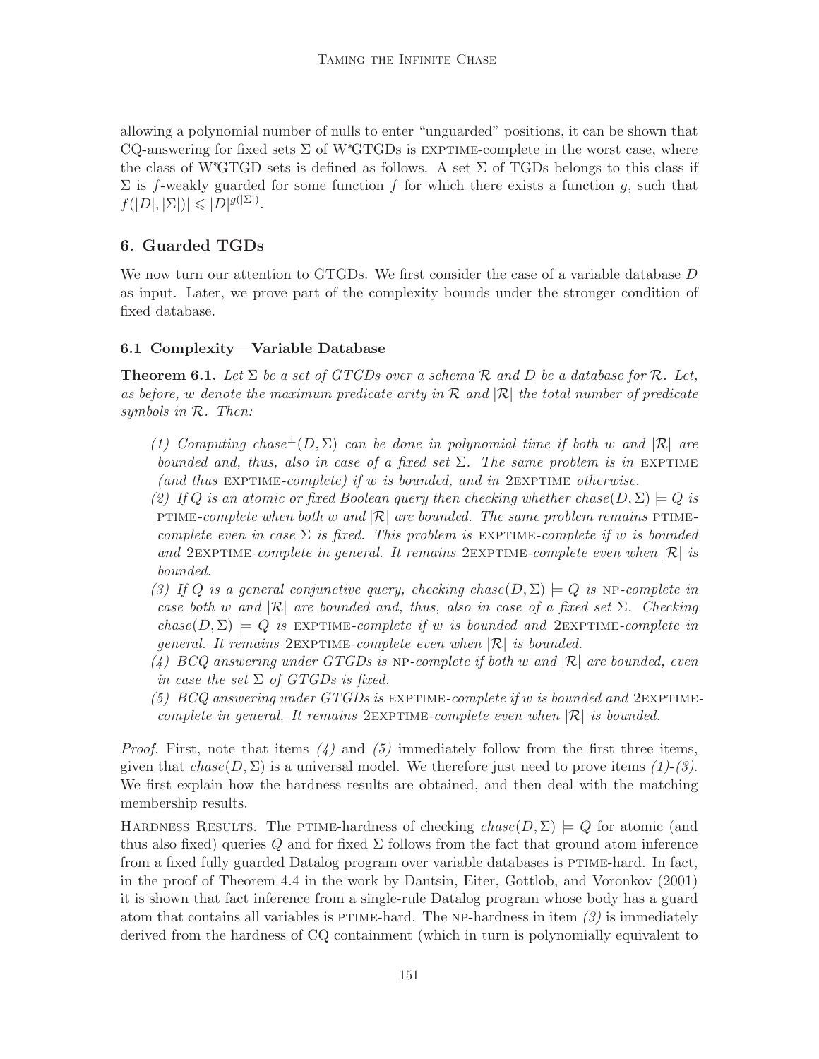allowing a polynomial number of nulls to enter "unguarded" positions, it can be shown that CQ-answering for fixed sets $\Sigma$ of W*GTGDs is EXPTIME-complete in the worst case, where the class of W*GTGD sets is defined as follows. A set $\Sigma$ of TGDs belongs to this class if $\Sigma$ is $f$-weakly guarded for some function $f$ for which there exists a function $g$, such that $f(|D|, |\Sigma|) \leqslant |D|^{g(|\Sigma|)}$.

## 6. Guarded TGDs

We now turn our attention to GTGDs. We first consider the case of a variable database $D$ as input. Later, we prove part of the complexity bounds under the stronger condition of fixed database.

### 6.1 Complexity—Variable Database

**Theorem 6.1.** *Let $\Sigma$ be a set of GTGDs over a schema $\mathcal{R}$ and $D$ be a database for $\mathcal{R}$. Let, as before, $w$ denote the maximum predicate arity in $\mathcal{R}$ and $|\mathcal{R}|$ the total number of predicate symbols in $\mathcal{R}$. Then:*

*(1) Computing $chase^{\perp}(D, \Sigma)$ can be done in polynomial time if both $w$ and $|\mathcal{R}|$ are bounded and, thus, also in case of a fixed set $\Sigma$. The same problem is in* EXPTIME *(and thus* EXPTIME*-complete) if $w$ is bounded, and in* 2EXPTIME *otherwise.*

*(2) If $Q$ is an atomic or fixed Boolean query then checking whether $chase(D, \Sigma) \models Q$ is* PTIME*-complete when both $w$ and $|\mathcal{R}|$ are bounded. The same problem remains* PTIME*-complete even in case $\Sigma$ is fixed. This problem is* EXPTIME*-complete if $w$ is bounded and* 2EXPTIME*-complete in general. It remains* 2EXPTIME*-complete even when $|\mathcal{R}|$ is bounded.*

*(3) If $Q$ is a general conjunctive query, checking $chase(D, \Sigma) \models Q$ is* NP*-complete in case both $w$ and $|\mathcal{R}|$ are bounded and, thus, also in case of a fixed set $\Sigma$. Checking $chase(D, \Sigma) \models Q$ is* EXPTIME*-complete if $w$ is bounded and* 2EXPTIME*-complete in general. It remains* 2EXPTIME*-complete even when $|\mathcal{R}|$ is bounded.*

*(4) BCQ answering under GTGDs is* NP*-complete if both $w$ and $|\mathcal{R}|$ are bounded, even in case the set $\Sigma$ of GTGDs is fixed.*

*(5) BCQ answering under GTGDs is* EXPTIME*-complete if $w$ is bounded and* 2EXPTIME*-complete in general. It remains* 2EXPTIME*-complete even when $|\mathcal{R}|$ is bounded.*

*Proof.* First, note that items *(4)* and *(5)* immediately follow from the first three items, given that $chase(D, \Sigma)$ is a universal model. We therefore just need to prove items *(1)*-*(3)*. We first explain how the hardness results are obtained, and then deal with the matching membership results.

HARDNESS RESULTS. The PTIME-hardness of checking $chase(D, \Sigma) \models Q$ for atomic (and thus also fixed) queries $Q$ and for fixed $\Sigma$ follows from the fact that ground atom inference from a fixed fully guarded Datalog program over variable databases is PTIME-hard. In fact, in the proof of Theorem 4.4 in the work by Dantsin, Eiter, Gottlob, and Voronkov (2001) it is shown that fact inference from a single-rule Datalog program whose body has a guard atom that contains all variables is PTIME-hard. The NP-hardness in item *(3)* is immediately derived from the hardness of CQ containment (which in turn is polynomially equivalent to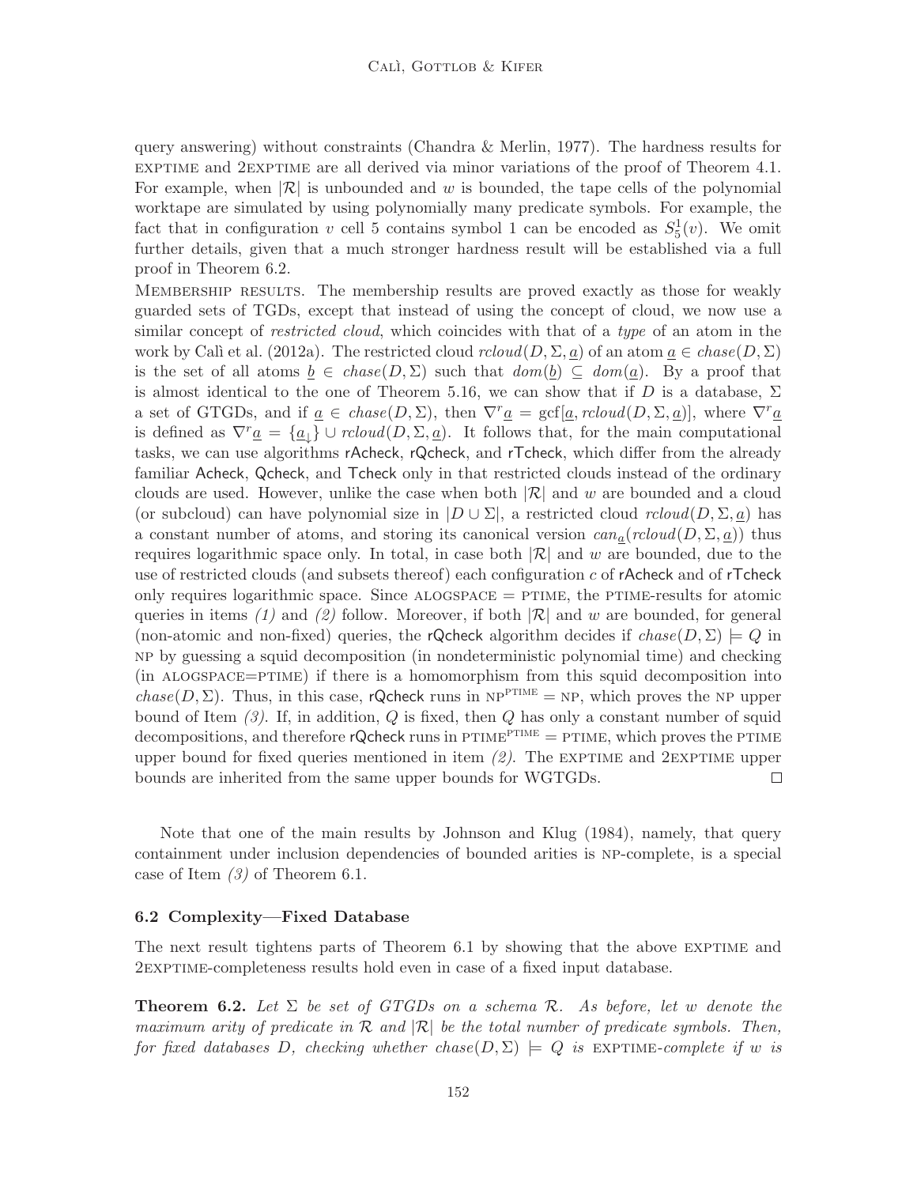query answering) without constraints (Chandra & Merlin, 1977). The hardness results for EXPTIME and 2EXPTIME are all derived via minor variations of the proof of Theorem 4.1. For example, when $|\mathcal{R}|$ is unbounded and $w$ is bounded, the tape cells of the polynomial worktape are simulated by using polynomially many predicate symbols. For example, the fact that in configuration $v$ cell 5 contains symbol 1 can be encoded as $S_5^1(v)$. We omit further details, given that a much stronger hardness result will be established via a full proof in Theorem 6.2.

MEMBERSHIP RESULTS. The membership results are proved exactly as those for weakly guarded sets of TGDs, except that instead of using the concept of cloud, we now use a similar concept of *restricted cloud*, which coincides with that of a *type* of an atom in the work by Calì et al. (2012a). The restricted cloud $rcloud(D, \Sigma, \underline{a})$ of an atom $\underline{a} \in chase(D, \Sigma)$ is the set of all atoms $\underline{b} \in chase(D, \Sigma)$ such that $dom(\underline{b}) \subseteq dom(\underline{a})$. By a proof that is almost identical to the one of Theorem 5.16, we can show that if $D$ is a database, $\Sigma$ a set of GTGDs, and if $\underline{a} \in chase(D, \Sigma)$, then $\nabla^r \underline{a} = \text{gcf}[\underline{a}, rcloud(D, \Sigma, \underline{a})]$, where $\nabla^r \underline{a}$ is defined as $\nabla^r \underline{a} = \{\underline{a}_\downarrow\} \cup rcloud(D, \Sigma, \underline{a})$. It follows that, for the main computational tasks, we can use algorithms rAcheck, rQcheck, and rTcheck, which differ from the already familiar Acheck, Qcheck, and Tcheck only in that restricted clouds instead of the ordinary clouds are used. However, unlike the case when both $|\mathcal{R}|$ and $w$ are bounded and a cloud (or subcloud) can have polynomial size in $|D \cup \Sigma|$, a restricted cloud $rcloud(D, \Sigma, \underline{a})$ has a constant number of atoms, and storing its canonical version $can_{\underline{a}}(rcloud(D, \Sigma, \underline{a}))$ thus requires logarithmic space only. In total, in case both $|\mathcal{R}|$ and $w$ are bounded, due to the use of restricted clouds (and subsets thereof) each configuration $c$ of rAcheck and of rTcheck only requires logarithmic space. Since ALOGSPACE = PTIME, the PTIME-results for atomic queries in items *(1)* and *(2)* follow. Moreover, if both $|\mathcal{R}|$ and $w$ are bounded, for general (non-atomic and non-fixed) queries, the rQcheck algorithm decides if $chase(D, \Sigma) \models Q$ in NP by guessing a squid decomposition (in nondeterministic polynomial time) and checking (in ALOGSPACE=PTIME) if there is a homomorphism from this squid decomposition into $chase(D, \Sigma)$. Thus, in this case, rQcheck runs in $\text{NP}^{\text{PTIME}} = \text{NP}$, which proves the NP upper bound of Item *(3)*. If, in addition, $Q$ is fixed, then $Q$ has only a constant number of squid decompositions, and therefore rQcheck runs in $\text{PTIME}^{\text{PTIME}} = \text{PTIME}$, which proves the PTIME upper bound for fixed queries mentioned in item *(2)*. The EXPTIME and 2EXPTIME upper bounds are inherited from the same upper bounds for WGTGDs. □

Note that one of the main results by Johnson and Klug (1984), namely, that query containment under inclusion dependencies of bounded arities is NP-complete, is a special case of Item *(3)* of Theorem 6.1.

### 6.2 Complexity—Fixed Database

The next result tightens parts of Theorem 6.1 by showing that the above EXPTIME and 2EXPTIME-completeness results hold even in case of a fixed input database.

**Theorem 6.2.** *Let $\Sigma$ be set of GTGDs on a schema $\mathcal{R}$. As before, let $w$ denote the maximum arity of predicate in $\mathcal{R}$ and $|\mathcal{R}|$ be the total number of predicate symbols. Then, for fixed databases $D$, checking whether $chase(D, \Sigma) \models Q$ is* EXPTIME*-complete if $w$ is*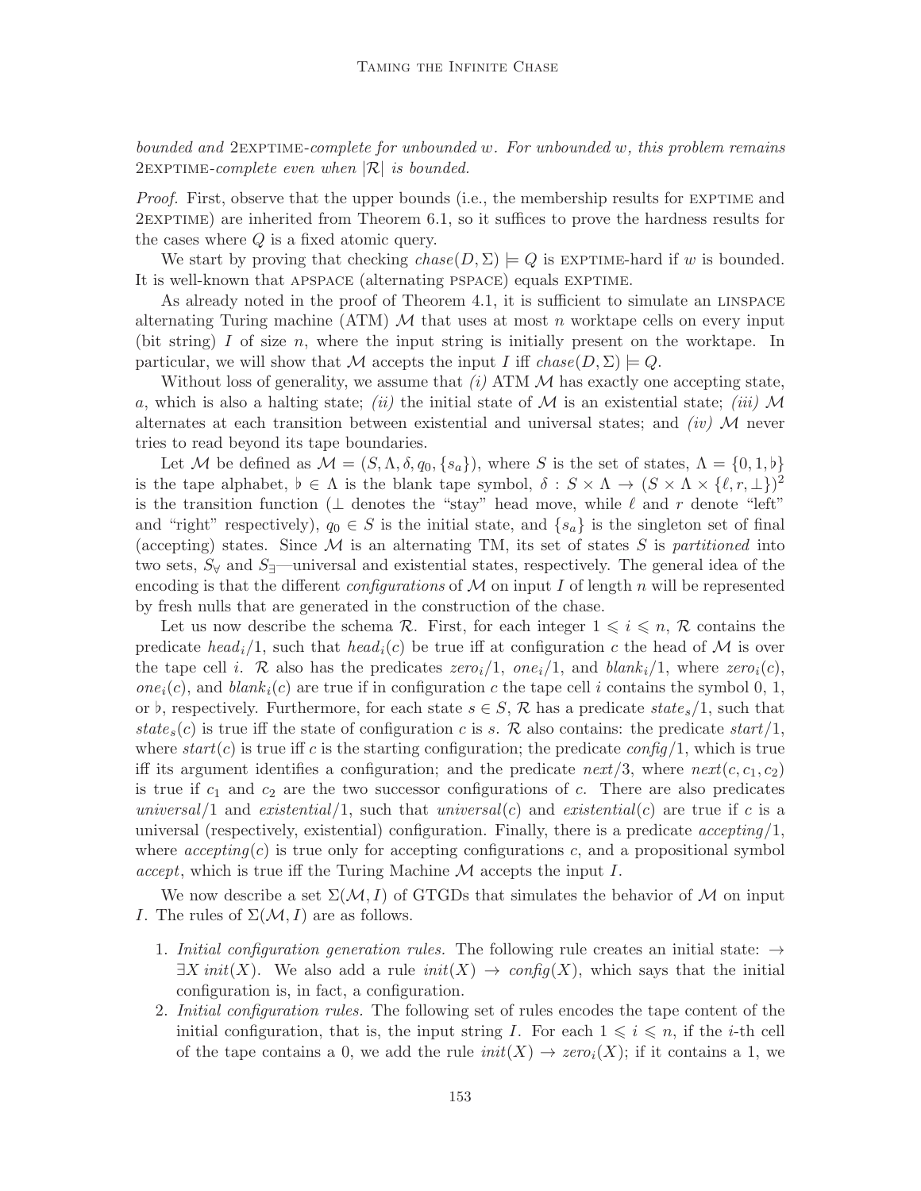*bounded and* 2EXPTIME*-complete for unbounded* $w$*. For unbounded* $w$*, this problem remains* 2EXPTIME*-complete even when* $|\mathcal{R}|$ *is bounded.*

*Proof.* First, observe that the upper bounds (i.e., the membership results for EXPTIME and 2EXPTIME) are inherited from Theorem 6.1, so it suffices to prove the hardness results for the cases where $Q$ is a fixed atomic query.

We start by proving that checking $chase(D, \Sigma) \models Q$ is EXPTIME-hard if $w$ is bounded. It is well-known that APSPACE (alternating PSPACE) equals EXPTIME.

As already noted in the proof of Theorem 4.1, it is sufficient to simulate an LINSPACE alternating Turing machine (ATM) $\mathcal{M}$ that uses at most $n$ worktape cells on every input (bit string) $I$ of size $n$, where the input string is initially present on the worktape. In particular, we will show that $\mathcal{M}$ accepts the input $I$ iff $chase(D, \Sigma) \models Q$.

Without loss of generality, we assume that *(i)* ATM $\mathcal{M}$ has exactly one accepting state, $a$, which is also a halting state; *(ii)* the initial state of $\mathcal{M}$ is an existential state; *(iii)* $\mathcal{M}$ alternates at each transition between existential and universal states; and *(iv)* $\mathcal{M}$ never tries to read beyond its tape boundaries.

Let $\mathcal{M}$ be defined as $\mathcal{M} = (S, \Lambda, \delta, q_0, \{s_a\})$, where $S$ is the set of states, $\Lambda = \{0, 1, \flat\}$ is the tape alphabet, $\flat \in \Lambda$ is the blank tape symbol, $\delta : S \times \Lambda \to (S \times \Lambda \times \{\ell, r, \bot\})^2$ is the transition function ($\bot$ denotes the "stay" head move, while $\ell$ and $r$ denote "left" and "right" respectively), $q_0 \in S$ is the initial state, and $\{s_a\}$ is the singleton set of final (accepting) states. Since $\mathcal{M}$ is an alternating TM, its set of states $S$ is *partitioned* into two sets, $S_\forall$ and $S_\exists$—universal and existential states, respectively. The general idea of the encoding is that the different *configurations* of $\mathcal{M}$ on input $I$ of length $n$ will be represented by fresh nulls that are generated in the construction of the chase.

Let us now describe the schema $\mathcal{R}$. First, for each integer $1 \leqslant i \leqslant n$, $\mathcal{R}$ contains the predicate $head_i/1$, such that $head_i(c)$ be true iff at configuration $c$ the head of $\mathcal{M}$ is over the tape cell $i$. $\mathcal{R}$ also has the predicates $zero_i/1$, $one_i/1$, and $blank_i/1$, where $zero_i(c)$, $one_i(c)$, and $blank_i(c)$ are true if in configuration $c$ the tape cell $i$ contains the symbol 0, 1, or $\flat$, respectively. Furthermore, for each state $s \in S$, $\mathcal{R}$ has a predicate $state_s/1$, such that $state_s(c)$ is true iff the state of configuration $c$ is $s$. $\mathcal{R}$ also contains: the predicate $start/1$, where $start(c)$ is true iff $c$ is the starting configuration; the predicate $config/1$, which is true iff its argument identifies a configuration; and the predicate $next/3$, where $next(c, c_1, c_2)$ is true if $c_1$ and $c_2$ are the two successor configurations of $c$. There are also predicates $universal/1$ and $existential/1$, such that $universal(c)$ and $existential(c)$ are true if $c$ is a universal (respectively, existential) configuration. Finally, there is a predicate $accepting/1$, where $accepting(c)$ is true only for accepting configurations $c$, and a propositional symbol $accept$, which is true iff the Turing Machine $\mathcal{M}$ accepts the input $I$.

We now describe a set $\Sigma(\mathcal{M}, I)$ of GTGDs that simulates the behavior of $\mathcal{M}$ on input $I$. The rules of $\Sigma(\mathcal{M}, I)$ are as follows.

1. *Initial configuration generation rules.* The following rule creates an initial state: $\to \exists X\, init(X)$. We also add a rule $init(X) \to config(X)$, which says that the initial configuration is, in fact, a configuration.
2. *Initial configuration rules.* The following set of rules encodes the tape content of the initial configuration, that is, the input string $I$. For each $1 \leqslant i \leqslant n$, if the $i$-th cell of the tape contains a 0, we add the rule $init(X) \to zero_i(X)$; if it contains a 1, we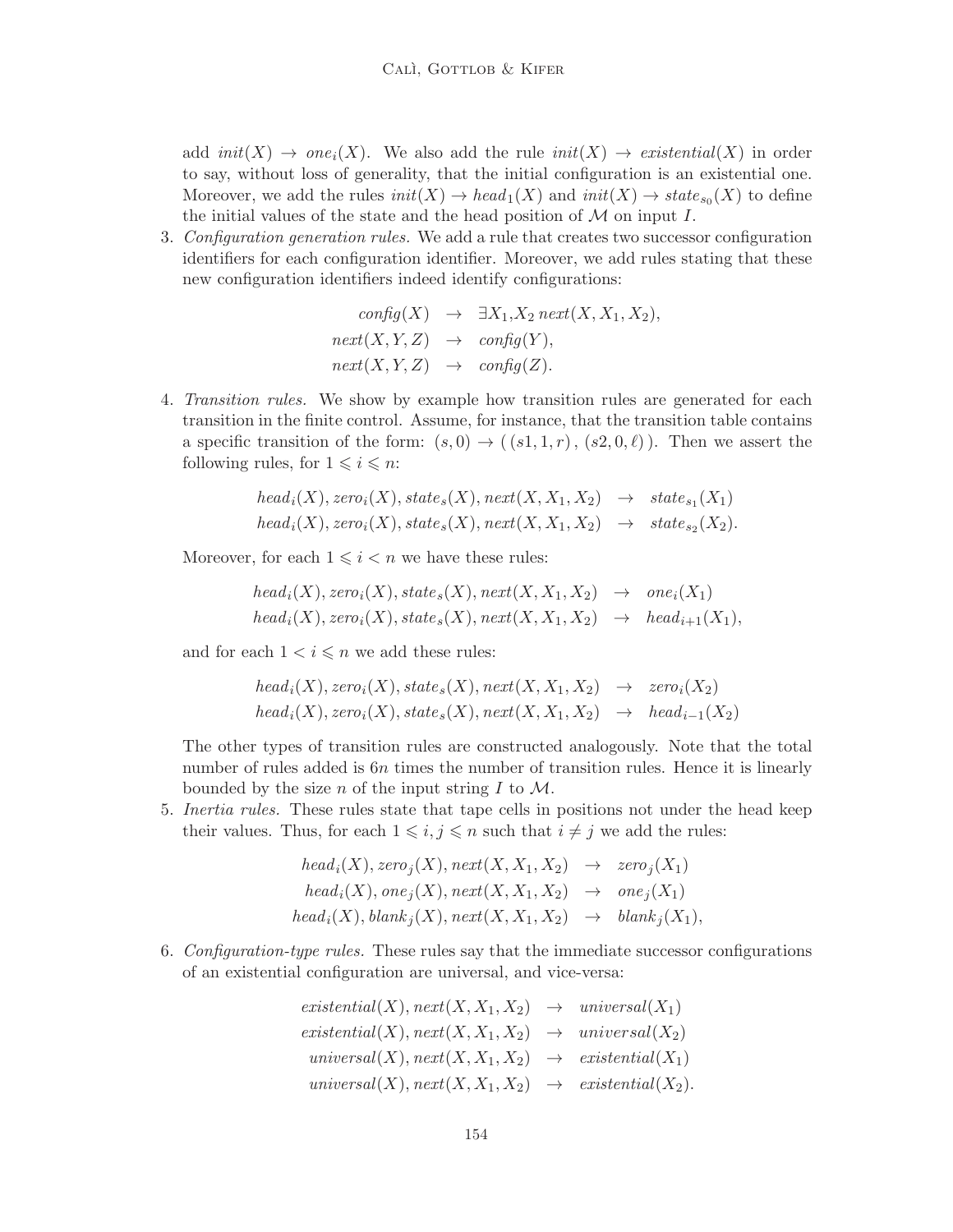add $init(X) \rightarrow one_i(X)$. We also add the rule $init(X) \rightarrow existential(X)$ in order to say, without loss of generality, that the initial configuration is an existential one. Moreover, we add the rules $init(X) \rightarrow head_1(X)$ and $init(X) \rightarrow state_{s_0}(X)$ to define the initial values of the state and the head position of $\mathcal{M}$ on input $I$.

3. *Configuration generation rules.* We add a rule that creates two successor configuration identifiers for each configuration identifier. Moreover, we add rules stating that these new configuration identifiers indeed identify configurations:

$$\begin{aligned} config(X) &\rightarrow \exists X_1, X_2 \, next(X, X_1, X_2), \\ next(X, Y, Z) &\rightarrow config(Y), \\ next(X, Y, Z) &\rightarrow config(Z). \end{aligned}$$

4. *Transition rules.* We show by example how transition rules are generated for each transition in the finite control. Assume, for instance, that the transition table contains a specific transition of the form: $(s, 0) \rightarrow (\,(s1, 1, r)\,,\,(s2, 0, \ell)\,)$. Then we assert the following rules, for $1 \leqslant i \leqslant n$:

$$\begin{aligned} head_i(X), zero_i(X), state_s(X), next(X, X_1, X_2) &\rightarrow state_{s_1}(X_1) \\ head_i(X), zero_i(X), state_s(X), next(X, X_1, X_2) &\rightarrow state_{s_2}(X_2). \end{aligned}$$

Moreover, for each $1 \leqslant i < n$ we have these rules:

$$\begin{aligned} head_i(X), zero_i(X), state_s(X), next(X, X_1, X_2) &\rightarrow one_i(X_1) \\ head_i(X), zero_i(X), state_s(X), next(X, X_1, X_2) &\rightarrow head_{i+1}(X_1), \end{aligned}$$

and for each $1 < i \leqslant n$ we add these rules:

$$\begin{aligned} head_i(X), zero_i(X), state_s(X), next(X, X_1, X_2) &\rightarrow zero_i(X_2) \\ head_i(X), zero_i(X), state_s(X), next(X, X_1, X_2) &\rightarrow head_{i-1}(X_2) \end{aligned}$$

The other types of transition rules are constructed analogously. Note that the total number of rules added is $6n$ times the number of transition rules. Hence it is linearly bounded by the size $n$ of the input string $I$ to $\mathcal{M}$.

5. *Inertia rules.* These rules state that tape cells in positions not under the head keep their values. Thus, for each $1 \leqslant i, j \leqslant n$ such that $i \neq j$ we add the rules:

$$\begin{aligned} head_i(X), zero_j(X), next(X, X_1, X_2) &\rightarrow zero_j(X_1) \\ head_i(X), one_j(X), next(X, X_1, X_2) &\rightarrow one_j(X_1) \\ head_i(X), blank_j(X), next(X, X_1, X_2) &\rightarrow blank_j(X_1), \end{aligned}$$

6. *Configuration-type rules.* These rules say that the immediate successor configurations of an existential configuration are universal, and vice-versa:

$$\begin{aligned} existential(X), next(X, X_1, X_2) &\rightarrow universal(X_1) \\ existential(X), next(X, X_1, X_2) &\rightarrow universal(X_2) \\ universal(X), next(X, X_1, X_2) &\rightarrow existential(X_1) \\ universal(X), next(X, X_1, X_2) &\rightarrow existential(X_2). \end{aligned}$$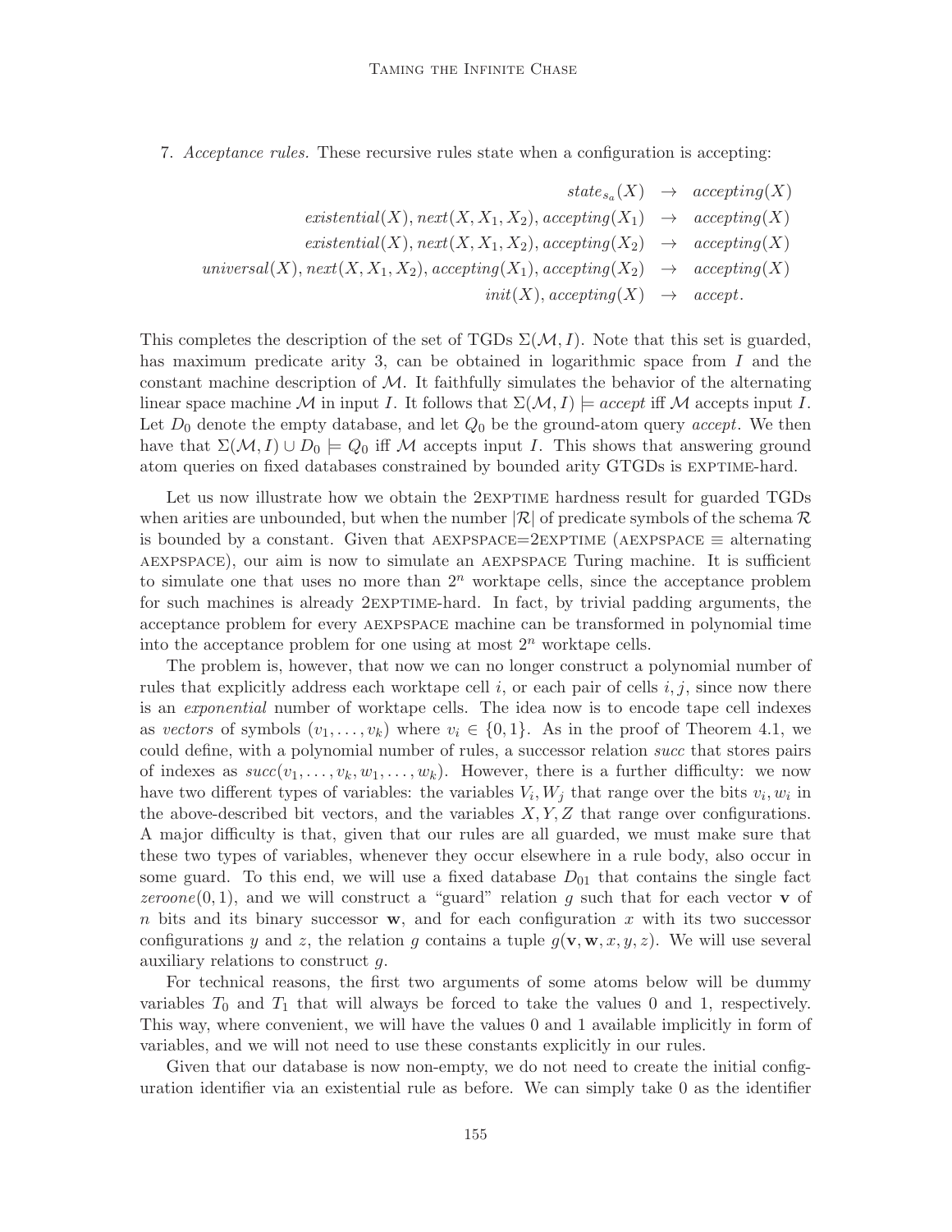7. *Acceptance rules.* These recursive rules state when a configuration is accepting:

$$
\begin{aligned}
state_{s_a}(X) &\rightarrow accepting(X) \\
existential(X), next(X, X_1, X_2), accepting(X_1) &\rightarrow accepting(X) \\
existential(X), next(X, X_1, X_2), accepting(X_2) &\rightarrow accepting(X) \\
universal(X), next(X, X_1, X_2), accepting(X_1), accepting(X_2) &\rightarrow accepting(X) \\
init(X), accepting(X) &\rightarrow accept.
\end{aligned}
$$

This completes the description of the set of TGDs $\Sigma(\mathcal{M}, I)$. Note that this set is guarded, has maximum predicate arity 3, can be obtained in logarithmic space from $I$ and the constant machine description of $\mathcal{M}$. It faithfully simulates the behavior of the alternating linear space machine $\mathcal{M}$ in input $I$. It follows that $\Sigma(\mathcal{M}, I) \models accept$ iff $\mathcal{M}$ accepts input $I$. Let $D_0$ denote the empty database, and let $Q_0$ be the ground-atom query *accept*. We then have that $\Sigma(\mathcal{M}, I) \cup D_0 \models Q_0$ iff $\mathcal{M}$ accepts input $I$. This shows that answering ground atom queries on fixed databases constrained by bounded arity GTGDs is EXPTIME-hard.

Let us now illustrate how we obtain the 2EXPTIME hardness result for guarded TGDs when arities are unbounded, but when the number $|\mathcal{R}|$ of predicate symbols of the schema $\mathcal{R}$ is bounded by a constant. Given that AEXPSPACE=2EXPTIME (AEXPSPACE $\equiv$ alternating AEXPSPACE), our aim is now to simulate an AEXPSPACE Turing machine. It is sufficient to simulate one that uses no more than $2^n$ worktape cells, since the acceptance problem for such machines is already 2EXPTIME-hard. In fact, by trivial padding arguments, the acceptance problem for every AEXPSPACE machine can be transformed in polynomial time into the acceptance problem for one using at most $2^n$ worktape cells.

The problem is, however, that now we can no longer construct a polynomial number of rules that explicitly address each worktape cell $i$, or each pair of cells $i, j$, since now there is an *exponential* number of worktape cells. The idea now is to encode tape cell indexes as *vectors* of symbols $(v_1, \ldots, v_k)$ where $v_i \in \{0, 1\}$. As in the proof of Theorem 4.1, we could define, with a polynomial number of rules, a successor relation *succ* that stores pairs of indexes as $succ(v_1, \ldots, v_k, w_1, \ldots, w_k)$. However, there is a further difficulty: we now have two different types of variables: the variables $V_i, W_j$ that range over the bits $v_i, w_i$ in the above-described bit vectors, and the variables $X, Y, Z$ that range over configurations. A major difficulty is that, given that our rules are all guarded, we must make sure that these two types of variables, whenever they occur elsewhere in a rule body, also occur in some guard. To this end, we will use a fixed database $D_{01}$ that contains the single fact $zeroone(0, 1)$, and we will construct a "guard" relation $g$ such that for each vector $\mathbf{v}$ of $n$ bits and its binary successor $\mathbf{w}$, and for each configuration $x$ with its two successor configurations $y$ and $z$, the relation $g$ contains a tuple $g(\mathbf{v}, \mathbf{w}, x, y, z)$. We will use several auxiliary relations to construct $g$.

For technical reasons, the first two arguments of some atoms below will be dummy variables $T_0$ and $T_1$ that will always be forced to take the values 0 and 1, respectively. This way, where convenient, we will have the values 0 and 1 available implicitly in form of variables, and we will not need to use these constants explicitly in our rules.

Given that our database is now non-empty, we do not need to create the initial configuration identifier via an existential rule as before. We can simply take 0 as the identifier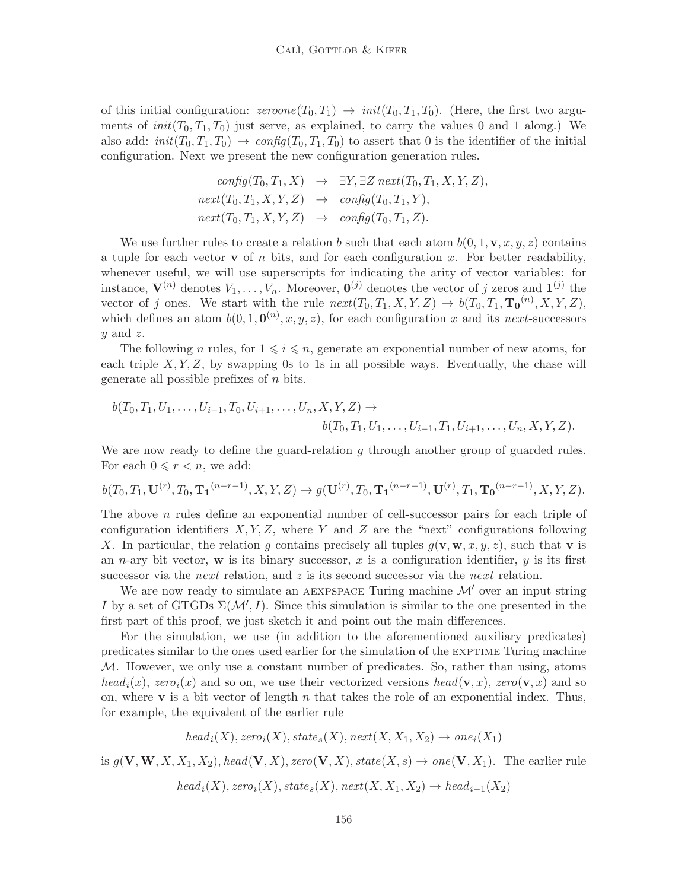of this initial configuration: $zeroone(T_0, T_1) \rightarrow init(T_0, T_1, T_0)$. (Here, the first two arguments of $init(T_0, T_1, T_0)$ just serve, as explained, to carry the values 0 and 1 along.) We also add: $init(T_0, T_1, T_0) \rightarrow config(T_0, T_1, T_0)$ to assert that 0 is the identifier of the initial configuration. Next we present the new configuration generation rules.

$$
\begin{aligned}
config(T_0, T_1, X) &\rightarrow \exists Y, \exists Z\; next(T_0, T_1, X, Y, Z),\\
next(T_0, T_1, X, Y, Z) &\rightarrow config(T_0, T_1, Y),\\
next(T_0, T_1, X, Y, Z) &\rightarrow config(T_0, T_1, Z).
\end{aligned}
$$

We use further rules to create a relation $b$ such that each atom $b(0, 1, \mathbf{v}, x, y, z)$ contains a tuple for each vector $\mathbf{v}$ of $n$ bits, and for each configuration $x$. For better readability, whenever useful, we will use superscripts for indicating the arity of vector variables: for instance, $\mathbf{V}^{(n)}$ denotes $V_1, \ldots, V_n$. Moreover, $\mathbf{0}^{(j)}$ denotes the vector of $j$ zeros and $\mathbf{1}^{(j)}$ the vector of $j$ ones. We start with the rule $next(T_0, T_1, X, Y, Z) \rightarrow b(T_0, T_1, \mathbf{T_0}^{(n)}, X, Y, Z)$, which defines an atom $b(0, 1, \mathbf{0}^{(n)}, x, y, z)$, for each configuration $x$ and its $next$-successors $y$ and $z$.

The following $n$ rules, for $1 \leqslant i \leqslant n$, generate an exponential number of new atoms, for each triple $X, Y, Z$, by swapping 0s to 1s in all possible ways. Eventually, the chase will generate all possible prefixes of $n$ bits.

$$
b(T_0, T_1, U_1, \ldots, U_{i-1}, T_0, U_{i+1}, \ldots, U_n, X, Y, Z) \rightarrow b(T_0, T_1, U_1, \ldots, U_{i-1}, T_1, U_{i+1}, \ldots, U_n, X, Y, Z).
$$

We are now ready to define the guard-relation $g$ through another group of guarded rules. For each $0 \leqslant r < n$, we add:

$$
b(T_0, T_1, \mathbf{U}^{(r)}, T_0, \mathbf{T_1}^{(n-r-1)}, X, Y, Z) \rightarrow g(\mathbf{U}^{(r)}, T_0, \mathbf{T_1}^{(n-r-1)}, \mathbf{U}^{(r)}, T_1, \mathbf{T_0}^{(n-r-1)}, X, Y, Z).
$$

The above $n$ rules define an exponential number of cell-successor pairs for each triple of configuration identifiers $X, Y, Z$, where $Y$ and $Z$ are the "next" configurations following $X$. In particular, the relation $g$ contains precisely all tuples $g(\mathbf{v}, \mathbf{w}, x, y, z)$, such that $\mathbf{v}$ is an $n$-ary bit vector, $\mathbf{w}$ is its binary successor, $x$ is a configuration identifier, $y$ is its first successor via the $next$ relation, and $z$ is its second successor via the $next$ relation.

We are now ready to simulate an AEXPSPACE Turing machine $\mathcal{M}'$ over an input string $I$ by a set of GTGDs $\Sigma(\mathcal{M}', I)$. Since this simulation is similar to the one presented in the first part of this proof, we just sketch it and point out the main differences.

For the simulation, we use (in addition to the aforementioned auxiliary predicates) predicates similar to the ones used earlier for the simulation of the EXPTIME Turing machine $\mathcal{M}$. However, we only use a constant number of predicates. So, rather than using, atoms $head_i(x)$, $zero_i(x)$ and so on, we use their vectorized versions $head(\mathbf{v}, x)$, $zero(\mathbf{v}, x)$ and so on, where $\mathbf{v}$ is a bit vector of length $n$ that takes the role of an exponential index. Thus, for example, the equivalent of the earlier rule

$$
head_i(X), zero_i(X), state_s(X), next(X, X_1, X_2) \rightarrow one_i(X_1)
$$

is $g(\mathbf{V}, \mathbf{W}, X, X_1, X_2), head(\mathbf{V}, X), zero(\mathbf{V}, X), state(X, s) \rightarrow one(\mathbf{V}, X_1)$. The earlier rule

$$
head_i(X), zero_i(X), state_s(X), next(X, X_1, X_2) \rightarrow head_{i-1}(X_2)
$$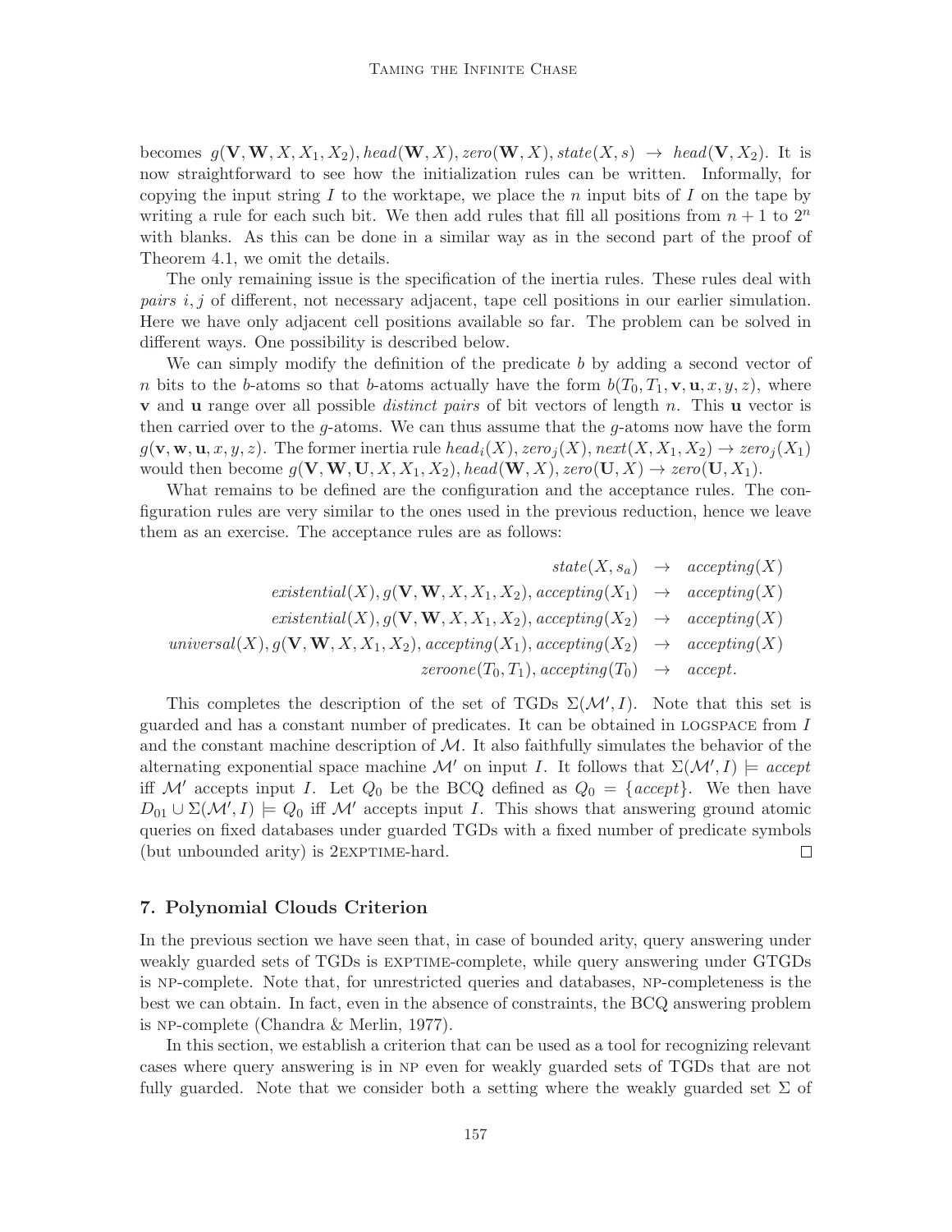becomes $g(\mathbf{V}, \mathbf{W}, X, X_1, X_2), \mathit{head}(\mathbf{W}, X), \mathit{zero}(\mathbf{W}, X), \mathit{state}(X, s) \rightarrow \mathit{head}(\mathbf{V}, X_2)$. It is now straightforward to see how the initialization rules can be written. Informally, for copying the input string $I$ to the worktape, we place the $n$ input bits of $I$ on the tape by writing a rule for each such bit. We then add rules that fill all positions from $n+1$ to $2^n$ with blanks. As this can be done in a similar way as in the second part of the proof of Theorem 4.1, we omit the details.

The only remaining issue is the specification of the inertia rules. These rules deal with *pairs* $i, j$ of different, not necessary adjacent, tape cell positions in our earlier simulation. Here we have only adjacent cell positions available so far. The problem can be solved in different ways. One possibility is described below.

We can simply modify the definition of the predicate $b$ by adding a second vector of $n$ bits to the $b$-atoms so that $b$-atoms actually have the form $b(T_0, T_1, \mathbf{v}, \mathbf{u}, x, y, z)$, where $\mathbf{v}$ and $\mathbf{u}$ range over all possible *distinct pairs* of bit vectors of length $n$. This $\mathbf{u}$ vector is then carried over to the $g$-atoms. We can thus assume that the $g$-atoms now have the form $g(\mathbf{v}, \mathbf{w}, \mathbf{u}, x, y, z)$. The former inertia rule $\mathit{head}_i(X), \mathit{zero}_j(X), \mathit{next}(X, X_1, X_2) \rightarrow \mathit{zero}_j(X_1)$ would then become $g(\mathbf{V}, \mathbf{W}, \mathbf{U}, X, X_1, X_2), \mathit{head}(\mathbf{W}, X), \mathit{zero}(\mathbf{U}, X) \rightarrow \mathit{zero}(\mathbf{U}, X_1)$.

What remains to be defined are the configuration and the acceptance rules. The configuration rules are very similar to the ones used in the previous reduction, hence we leave them as an exercise. The acceptance rules are as follows:

$$
\begin{array}{rcl}
\mathit{state}(X, s_a) & \rightarrow & \mathit{accepting}(X) \\
\mathit{existential}(X), g(\mathbf{V}, \mathbf{W}, X, X_1, X_2), \mathit{accepting}(X_1) & \rightarrow & \mathit{accepting}(X) \\
\mathit{existential}(X), g(\mathbf{V}, \mathbf{W}, X, X_1, X_2), \mathit{accepting}(X_2) & \rightarrow & \mathit{accepting}(X) \\
\mathit{universal}(X), g(\mathbf{V}, \mathbf{W}, X, X_1, X_2), \mathit{accepting}(X_1), \mathit{accepting}(X_2) & \rightarrow & \mathit{accepting}(X) \\
\mathit{zeroone}(T_0, T_1), \mathit{accepting}(T_0) & \rightarrow & \mathit{accept}.
\end{array}
$$

This completes the description of the set of TGDs $\Sigma(\mathcal{M}', I)$. Note that this set is guarded and has a constant number of predicates. It can be obtained in LOGSPACE from $I$ and the constant machine description of $\mathcal{M}$. It also faithfully simulates the behavior of the alternating exponential space machine $\mathcal{M}'$ on input $I$. It follows that $\Sigma(\mathcal{M}', I) \models \mathit{accept}$ iff $\mathcal{M}'$ accepts input $I$. Let $Q_0$ be the BCQ defined as $Q_0 = \{\mathit{accept}\}$. We then have $D_{01} \cup \Sigma(\mathcal{M}', I) \models Q_0$ iff $\mathcal{M}'$ accepts input $I$. This shows that answering ground atomic queries on fixed databases under guarded TGDs with a fixed number of predicate symbols (but unbounded arity) is 2EXPTIME-hard. □

## 7. Polynomial Clouds Criterion

In the previous section we have seen that, in case of bounded arity, query answering under weakly guarded sets of TGDs is EXPTIME-complete, while query answering under GTGDs is NP-complete. Note that, for unrestricted queries and databases, NP-completeness is the best we can obtain. In fact, even in the absence of constraints, the BCQ answering problem is NP-complete (Chandra & Merlin, 1977).

In this section, we establish a criterion that can be used as a tool for recognizing relevant cases where query answering is in NP even for weakly guarded sets of TGDs that are not fully guarded. Note that we consider both a setting where the weakly guarded set $\Sigma$ of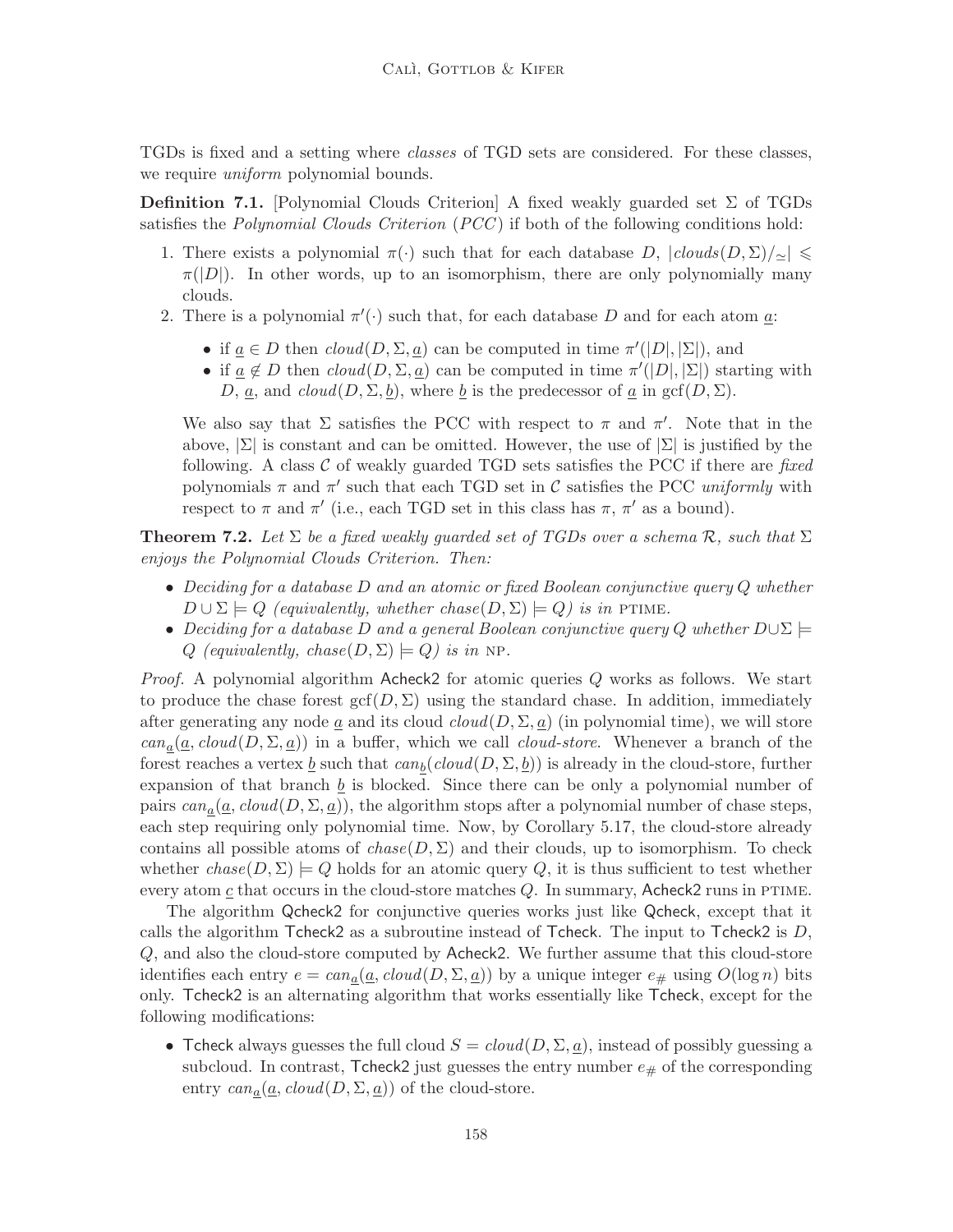TGDs is fixed and a setting where *classes* of TGD sets are considered. For these classes, we require *uniform* polynomial bounds.

**Definition 7.1.** [Polynomial Clouds Criterion] A fixed weakly guarded set $\Sigma$ of TGDs satisfies the *Polynomial Clouds Criterion* (*PCC*) if both of the following conditions hold:

1. There exists a polynomial $\pi(\cdot)$ such that for each database $D$, $|clouds(D,\Sigma)/_{\simeq}| \leqslant \pi(|D|)$. In other words, up to an isomorphism, there are only polynomially many clouds.
2. There is a polynomial $\pi'(\cdot)$ such that, for each database $D$ and for each atom $\underline{a}$:
   - if $\underline{a} \in D$ then $cloud(D,\Sigma,\underline{a})$ can be computed in time $\pi'(|D|,|\Sigma|)$, and
   - if $\underline{a} \notin D$ then $cloud(D,\Sigma,\underline{a})$ can be computed in time $\pi'(|D|,|\Sigma|)$ starting with $D$, $\underline{a}$, and $cloud(D,\Sigma,\underline{b})$, where $\underline{b}$ is the predecessor of $\underline{a}$ in $\mathrm{gcf}(D,\Sigma)$.

   We also say that $\Sigma$ satisfies the PCC with respect to $\pi$ and $\pi'$. Note that in the above, $|\Sigma|$ is constant and can be omitted. However, the use of $|\Sigma|$ is justified by the following. A class $\mathcal{C}$ of weakly guarded TGD sets satisfies the PCC if there are *fixed* polynomials $\pi$ and $\pi'$ such that each TGD set in $\mathcal{C}$ satisfies the PCC *uniformly* with respect to $\pi$ and $\pi'$ (i.e., each TGD set in this class has $\pi$, $\pi'$ as a bound).

**Theorem 7.2.** *Let $\Sigma$ be a fixed weakly guarded set of TGDs over a schema $\mathcal{R}$, such that $\Sigma$ enjoys the Polynomial Clouds Criterion. Then:*

- *Deciding for a database $D$ and an atomic or fixed Boolean conjunctive query $Q$ whether $D \cup \Sigma \models Q$ (equivalently, whether $chase(D,\Sigma) \models Q$) is in* PTIME.
- *Deciding for a database $D$ and a general Boolean conjunctive query $Q$ whether $D \cup \Sigma \models Q$ (equivalently, $chase(D,\Sigma) \models Q$) is in* NP.

*Proof.* A polynomial algorithm Acheck2 for atomic queries $Q$ works as follows. We start to produce the chase forest $\mathrm{gcf}(D,\Sigma)$ using the standard chase. In addition, immediately after generating any node $\underline{a}$ and its cloud $cloud(D,\Sigma,\underline{a})$ (in polynomial time), we will store $can_{\underline{a}}(\underline{a}, cloud(D,\Sigma,\underline{a}))$ in a buffer, which we call *cloud-store*. Whenever a branch of the forest reaches a vertex $\underline{b}$ such that $can_{\underline{b}}(cloud(D,\Sigma,\underline{b}))$ is already in the cloud-store, further expansion of that branch $\underline{b}$ is blocked. Since there can be only a polynomial number of pairs $can_{\underline{a}}(\underline{a}, cloud(D,\Sigma,\underline{a}))$, the algorithm stops after a polynomial number of chase steps, each step requiring only polynomial time. Now, by Corollary 5.17, the cloud-store already contains all possible atoms of $chase(D,\Sigma)$ and their clouds, up to isomorphism. To check whether $chase(D,\Sigma) \models Q$ holds for an atomic query $Q$, it is thus sufficient to test whether every atom $\underline{c}$ that occurs in the cloud-store matches $Q$. In summary, Acheck2 runs in PTIME.

The algorithm Qcheck2 for conjunctive queries works just like Qcheck, except that it calls the algorithm Tcheck2 as a subroutine instead of Tcheck. The input to Tcheck2 is $D$, $Q$, and also the cloud-store computed by Acheck2. We further assume that this cloud-store identifies each entry $e = can_{\underline{a}}(\underline{a}, cloud(D,\Sigma,\underline{a}))$ by a unique integer $e_{\#}$ using $O(\log n)$ bits only. Tcheck2 is an alternating algorithm that works essentially like Tcheck, except for the following modifications:

- Tcheck always guesses the full cloud $S = cloud(D,\Sigma,\underline{a})$, instead of possibly guessing a subcloud. In contrast, Tcheck2 just guesses the entry number $e_{\#}$ of the corresponding entry $can_{\underline{a}}(\underline{a}, cloud(D,\Sigma,\underline{a}))$ of the cloud-store.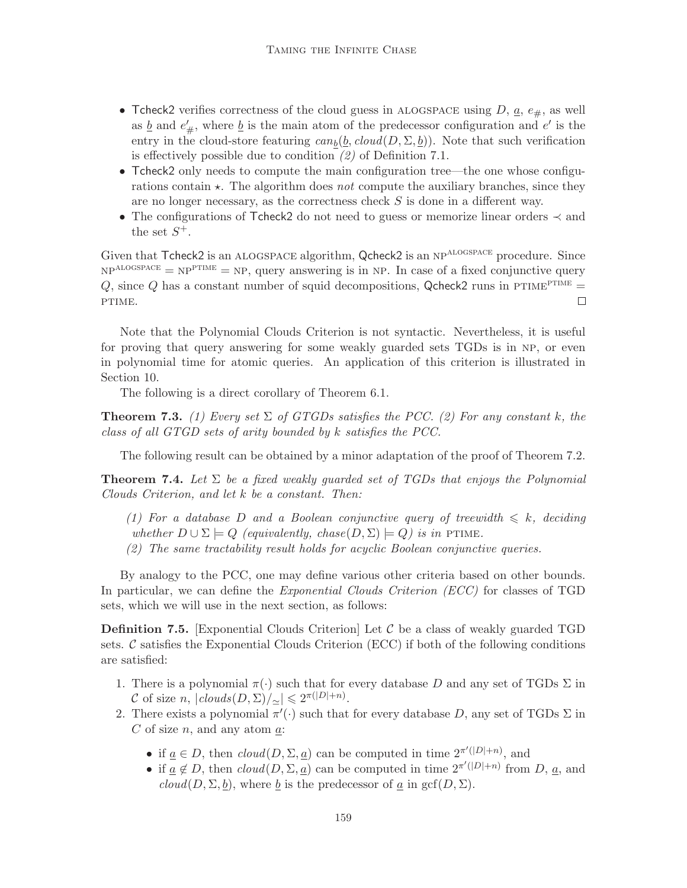- Tcheck2 verifies correctness of the cloud guess in ALOGSPACE using $D$, $\underline{a}$, $e_{\#}$, as well as $\underline{b}$ and $e'_{\#}$, where $\underline{b}$ is the main atom of the predecessor configuration and $e'$ is the entry in the cloud-store featuring $can_{\underline{b}}(\underline{b}, cloud(D, \Sigma, \underline{b}))$. Note that such verification is effectively possible due to condition *(2)* of Definition 7.1.
- Tcheck2 only needs to compute the main configuration tree—the one whose configurations contain $\star$. The algorithm does *not* compute the auxiliary branches, since they are no longer necessary, as the correctness check $S$ is done in a different way.
- The configurations of Tcheck2 do not need to guess or memorize linear orders $\prec$ and the set $S^+$.

Given that Tcheck2 is an ALOGSPACE algorithm, Qcheck2 is an $\text{NP}^{\text{ALOGSPACE}}$ procedure. Since $\text{NP}^{\text{ALOGSPACE}} = \text{NP}^{\text{PTIME}} = \text{NP}$, query answering is in NP. In case of a fixed conjunctive query $Q$, since $Q$ has a constant number of squid decompositions, Qcheck2 runs in $\text{PTIME}^{\text{PTIME}} = \text{PTIME}$. □

Note that the Polynomial Clouds Criterion is not syntactic. Nevertheless, it is useful for proving that query answering for some weakly guarded sets TGDs is in NP, or even in polynomial time for atomic queries. An application of this criterion is illustrated in Section 10.

The following is a direct corollary of Theorem 6.1.

**Theorem 7.3.** *(1) Every set $\Sigma$ of GTGDs satisfies the PCC. (2) For any constant $k$, the class of all GTGD sets of arity bounded by $k$ satisfies the PCC.*

The following result can be obtained by a minor adaptation of the proof of Theorem 7.2.

**Theorem 7.4.** *Let $\Sigma$ be a fixed weakly guarded set of TGDs that enjoys the Polynomial Clouds Criterion, and let $k$ be a constant. Then:*

*(1) For a database $D$ and a Boolean conjunctive query of treewidth $\leqslant k$, deciding whether $D \cup \Sigma \models Q$ (equivalently, $chase(D, \Sigma) \models Q$) is in PTIME.*

*(2) The same tractability result holds for acyclic Boolean conjunctive queries.*

By analogy to the PCC, one may define various other criteria based on other bounds. In particular, we can define the *Exponential Clouds Criterion (ECC)* for classes of TGD sets, which we will use in the next section, as follows:

**Definition 7.5.** [Exponential Clouds Criterion] Let $\mathcal{C}$ be a class of weakly guarded TGD sets. $\mathcal{C}$ satisfies the Exponential Clouds Criterion (ECC) if both of the following conditions are satisfied:

1. There is a polynomial $\pi(\cdot)$ such that for every database $D$ and any set of TGDs $\Sigma$ in $\mathcal{C}$ of size $n$, $|clouds(D, \Sigma)/_{\simeq}| \leqslant 2^{\pi(|D|+n)}$.
2. There exists a polynomial $\pi'(\cdot)$ such that for every database $D$, any set of TGDs $\Sigma$ in $C$ of size $n$, and any atom $\underline{a}$:
   - if $\underline{a} \in D$, then $cloud(D, \Sigma, \underline{a})$ can be computed in time $2^{\pi'(|D|+n)}$, and
   - if $\underline{a} \notin D$, then $cloud(D, \Sigma, \underline{a})$ can be computed in time $2^{\pi'(|D|+n)}$ from $D$, $\underline{a}$, and $cloud(D, \Sigma, \underline{b})$, where $\underline{b}$ is the predecessor of $\underline{a}$ in $\text{gcf}(D, \Sigma)$.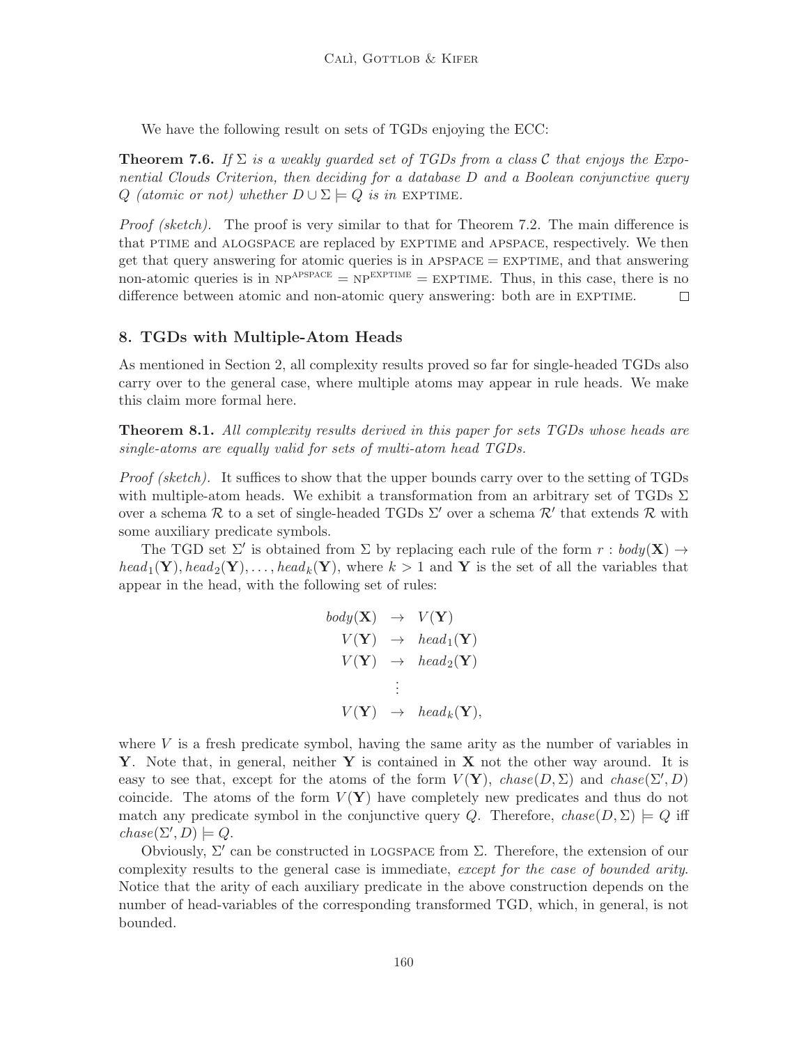We have the following result on sets of TGDs enjoying the ECC:

**Theorem 7.6.** *If $\Sigma$ is a weakly guarded set of TGDs from a class $\mathcal{C}$ that enjoys the Exponential Clouds Criterion, then deciding for a database $D$ and a Boolean conjunctive query $Q$ (atomic or not) whether $D \cup \Sigma \models Q$ is in* EXPTIME.

*Proof (sketch).* The proof is very similar to that for Theorem 7.2. The main difference is that PTIME and ALOGSPACE are replaced by EXPTIME and APSPACE, respectively. We then get that query answering for atomic queries is in APSPACE = EXPTIME, and that answering non-atomic queries is in $\text{NP}^{\text{APSPACE}} = \text{NP}^{\text{EXPTIME}} = \text{EXPTIME}$. Thus, in this case, there is no difference between atomic and non-atomic query answering: both are in EXPTIME. □

## 8. TGDs with Multiple-Atom Heads

As mentioned in Section 2, all complexity results proved so far for single-headed TGDs also carry over to the general case, where multiple atoms may appear in rule heads. We make this claim more formal here.

**Theorem 8.1.** *All complexity results derived in this paper for sets TGDs whose heads are single-atoms are equally valid for sets of multi-atom head TGDs.*

*Proof (sketch).* It suffices to show that the upper bounds carry over to the setting of TGDs with multiple-atom heads. We exhibit a transformation from an arbitrary set of TGDs $\Sigma$ over a schema $\mathcal{R}$ to a set of single-headed TGDs $\Sigma'$ over a schema $\mathcal{R}'$ that extends $\mathcal{R}$ with some auxiliary predicate symbols.

The TGD set $\Sigma'$ is obtained from $\Sigma$ by replacing each rule of the form $r : \mathit{body}(\mathbf{X}) \rightarrow \mathit{head}_1(\mathbf{Y}), \mathit{head}_2(\mathbf{Y}), \ldots, \mathit{head}_k(\mathbf{Y})$, where $k > 1$ and $\mathbf{Y}$ is the set of all the variables that appear in the head, with the following set of rules:

$$
\begin{array}{rcl}
\mathit{body}(\mathbf{X}) & \rightarrow & V(\mathbf{Y}) \\
V(\mathbf{Y}) & \rightarrow & \mathit{head}_1(\mathbf{Y}) \\
V(\mathbf{Y}) & \rightarrow & \mathit{head}_2(\mathbf{Y}) \\
& \vdots & \\
V(\mathbf{Y}) & \rightarrow & \mathit{head}_k(\mathbf{Y}),
\end{array}
$$

where $V$ is a fresh predicate symbol, having the same arity as the number of variables in $\mathbf{Y}$. Note that, in general, neither $\mathbf{Y}$ is contained in $\mathbf{X}$ not the other way around. It is easy to see that, except for the atoms of the form $V(\mathbf{Y})$, $\mathit{chase}(D, \Sigma)$ and $\mathit{chase}(\Sigma', D)$ coincide. The atoms of the form $V(\mathbf{Y})$ have completely new predicates and thus do not match any predicate symbol in the conjunctive query $Q$. Therefore, $\mathit{chase}(D, \Sigma) \models Q$ iff $\mathit{chase}(\Sigma', D) \models Q$.

Obviously, $\Sigma'$ can be constructed in LOGSPACE from $\Sigma$. Therefore, the extension of our complexity results to the general case is immediate, *except for the case of bounded arity*. Notice that the arity of each auxiliary predicate in the above construction depends on the number of head-variables of the corresponding transformed TGD, which, in general, is not bounded.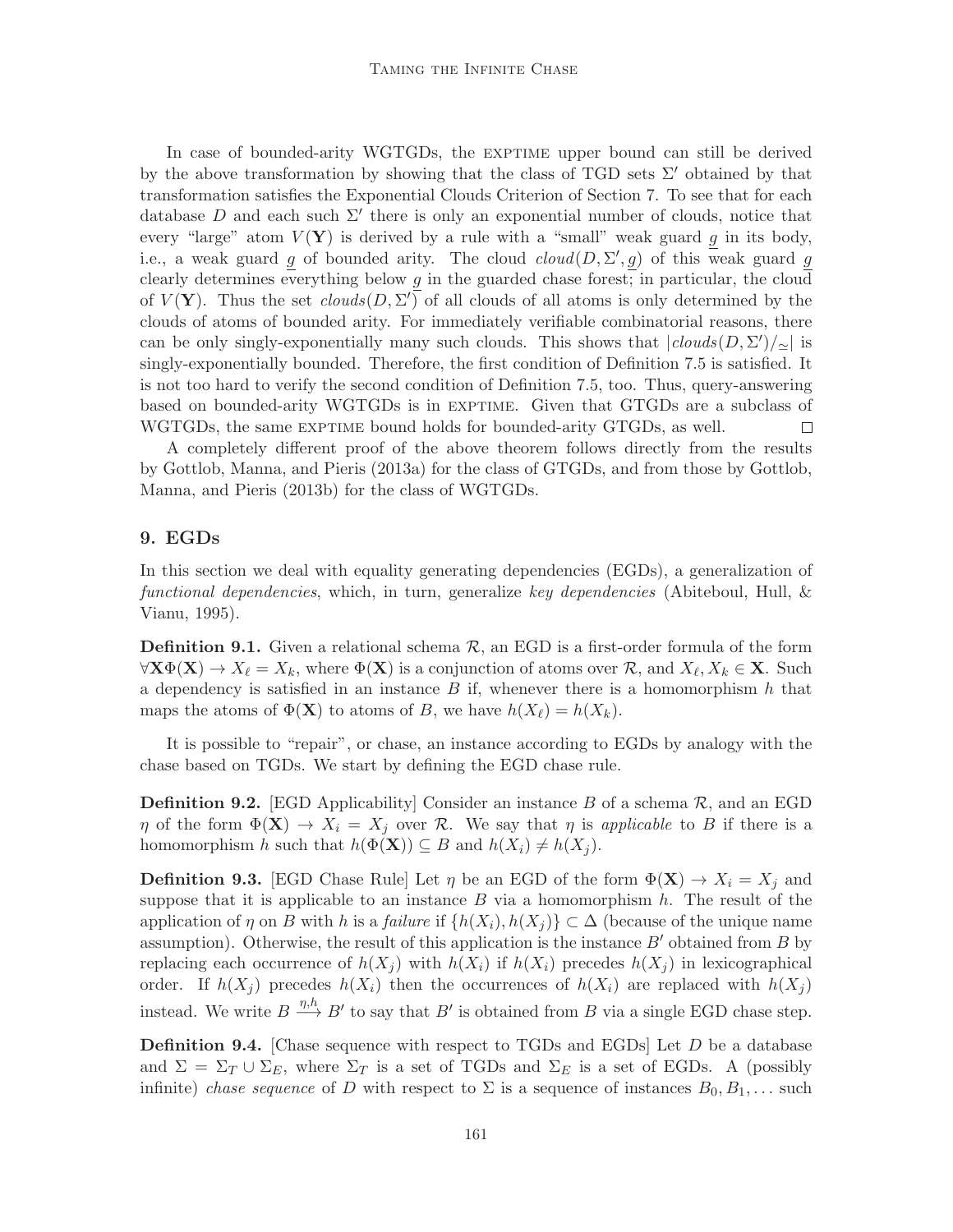In case of bounded-arity WGTGDs, the EXPTIME upper bound can still be derived by the above transformation by showing that the class of TGD sets $\Sigma'$ obtained by that transformation satisfies the Exponential Clouds Criterion of Section 7. To see that for each database $D$ and each such $\Sigma'$ there is only an exponential number of clouds, notice that every "large" atom $V(\mathbf{Y})$ is derived by a rule with a "small" weak guard $\underline{g}$ in its body, i.e., a weak guard $\underline{g}$ of bounded arity. The cloud $cloud(D, \Sigma', \underline{g})$ of this weak guard $\underline{g}$ clearly determines everything below $\underline{g}$ in the guarded chase forest; in particular, the cloud of $V(\mathbf{Y})$. Thus the set $clouds(D, \Sigma')$ of all clouds of all atoms is only determined by the clouds of atoms of bounded arity. For immediately verifiable combinatorial reasons, there can be only singly-exponentially many such clouds. This shows that $|clouds(D, \Sigma')/_{\simeq}|$ is singly-exponentially bounded. Therefore, the first condition of Definition 7.5 is satisfied. It is not too hard to verify the second condition of Definition 7.5, too. Thus, query-answering based on bounded-arity WGTGDs is in EXPTIME. Given that GTGDs are a subclass of WGTGDs, the same EXPTIME bound holds for bounded-arity GTGDs, as well. $\square$

A completely different proof of the above theorem follows directly from the results by Gottlob, Manna, and Pieris (2013a) for the class of GTGDs, and from those by Gottlob, Manna, and Pieris (2013b) for the class of WGTGDs.

## 9. EGDs

In this section we deal with equality generating dependencies (EGDs), a generalization of *functional dependencies*, which, in turn, generalize *key dependencies* (Abiteboul, Hull, & Vianu, 1995).

**Definition 9.1.** Given a relational schema $\mathcal{R}$, an EGD is a first-order formula of the form $\forall \mathbf{X} \Phi(\mathbf{X}) \rightarrow X_\ell = X_k$, where $\Phi(\mathbf{X})$ is a conjunction of atoms over $\mathcal{R}$, and $X_\ell, X_k \in \mathbf{X}$. Such a dependency is satisfied in an instance $B$ if, whenever there is a homomorphism $h$ that maps the atoms of $\Phi(\mathbf{X})$ to atoms of $B$, we have $h(X_\ell) = h(X_k)$.

It is possible to "repair", or chase, an instance according to EGDs by analogy with the chase based on TGDs. We start by defining the EGD chase rule.

**Definition 9.2.** [EGD Applicability] Consider an instance $B$ of a schema $\mathcal{R}$, and an EGD $\eta$ of the form $\Phi(\mathbf{X}) \rightarrow X_i = X_j$ over $\mathcal{R}$. We say that $\eta$ is *applicable* to $B$ if there is a homomorphism $h$ such that $h(\Phi(\mathbf{X})) \subseteq B$ and $h(X_i) \neq h(X_j)$.

**Definition 9.3.** [EGD Chase Rule] Let $\eta$ be an EGD of the form $\Phi(\mathbf{X}) \rightarrow X_i = X_j$ and suppose that it is applicable to an instance $B$ via a homomorphism $h$. The result of the application of $\eta$ on $B$ with $h$ is a *failure* if $\{h(X_i), h(X_j)\} \subset \Delta$ (because of the unique name assumption). Otherwise, the result of this application is the instance $B'$ obtained from $B$ by replacing each occurrence of $h(X_j)$ with $h(X_i)$ if $h(X_i)$ precedes $h(X_j)$ in lexicographical order. If $h(X_j)$ precedes $h(X_i)$ then the occurrences of $h(X_i)$ are replaced with $h(X_j)$ instead. We write $B \xrightarrow{\eta,h} B'$ to say that $B'$ is obtained from $B$ via a single EGD chase step.

**Definition 9.4.** [Chase sequence with respect to TGDs and EGDs] Let $D$ be a database and $\Sigma = \Sigma_T \cup \Sigma_E$, where $\Sigma_T$ is a set of TGDs and $\Sigma_E$ is a set of EGDs. A (possibly infinite) *chase sequence* of $D$ with respect to $\Sigma$ is a sequence of instances $B_0, B_1, \ldots$ such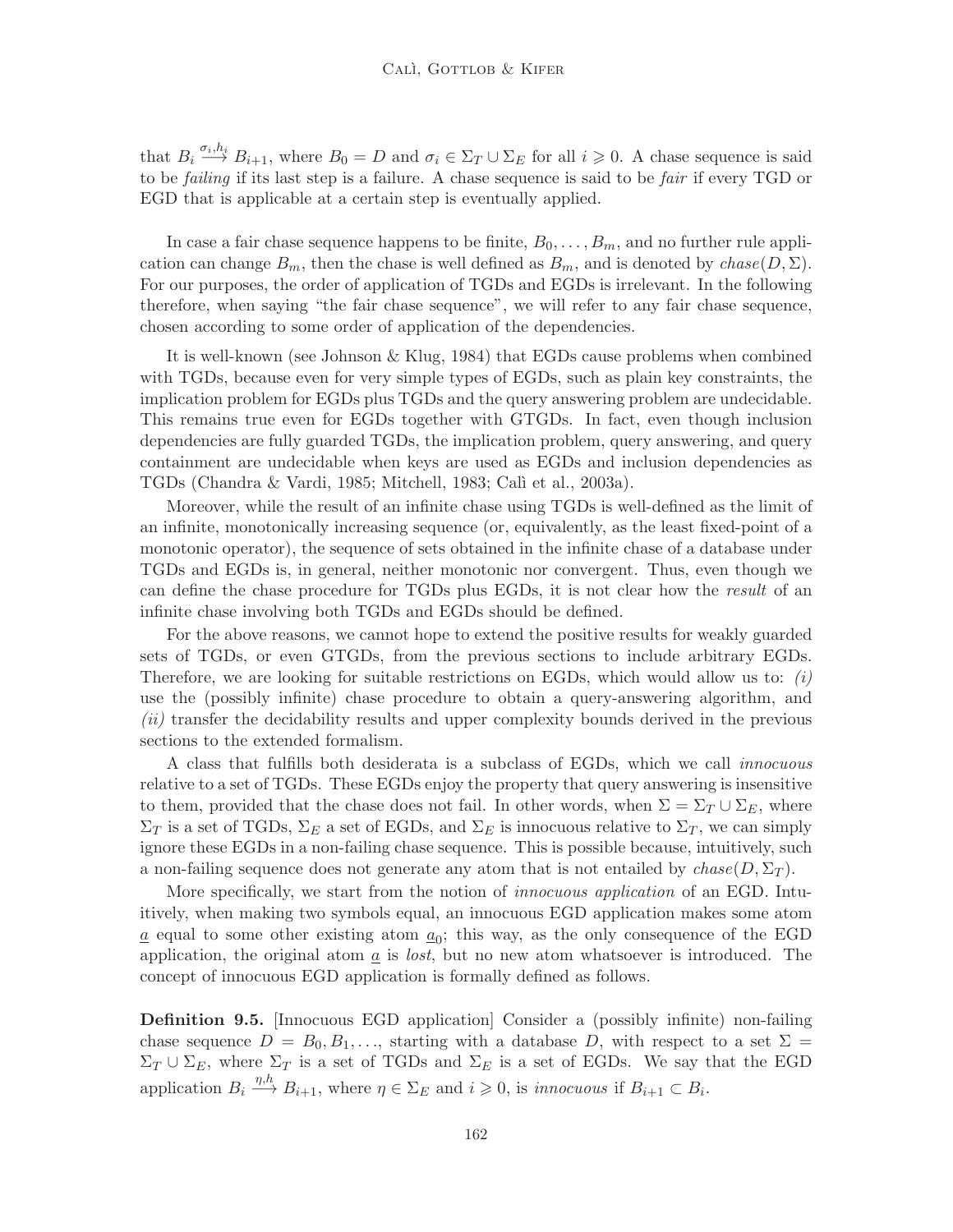that $B_i \xrightarrow{\sigma_i,h_i} B_{i+1}$, where $B_0 = D$ and $\sigma_i \in \Sigma_T \cup \Sigma_E$ for all $i \geqslant 0$. A chase sequence is said to be *failing* if its last step is a failure. A chase sequence is said to be *fair* if every TGD or EGD that is applicable at a certain step is eventually applied.

In case a fair chase sequence happens to be finite, $B_0, \ldots, B_m$, and no further rule application can change $B_m$, then the chase is well defined as $B_m$, and is denoted by $chase(D, \Sigma)$. For our purposes, the order of application of TGDs and EGDs is irrelevant. In the following therefore, when saying "the fair chase sequence", we will refer to any fair chase sequence, chosen according to some order of application of the dependencies.

It is well-known (see Johnson & Klug, 1984) that EGDs cause problems when combined with TGDs, because even for very simple types of EGDs, such as plain key constraints, the implication problem for EGDs plus TGDs and the query answering problem are undecidable. This remains true even for EGDs together with GTGDs. In fact, even though inclusion dependencies are fully guarded TGDs, the implication problem, query answering, and query containment are undecidable when keys are used as EGDs and inclusion dependencies as TGDs (Chandra & Vardi, 1985; Mitchell, 1983; Calì et al., 2003a).

Moreover, while the result of an infinite chase using TGDs is well-defined as the limit of an infinite, monotonically increasing sequence (or, equivalently, as the least fixed-point of a monotonic operator), the sequence of sets obtained in the infinite chase of a database under TGDs and EGDs is, in general, neither monotonic nor convergent. Thus, even though we can define the chase procedure for TGDs plus EGDs, it is not clear how the *result* of an infinite chase involving both TGDs and EGDs should be defined.

For the above reasons, we cannot hope to extend the positive results for weakly guarded sets of TGDs, or even GTGDs, from the previous sections to include arbitrary EGDs. Therefore, we are looking for suitable restrictions on EGDs, which would allow us to: *(i)* use the (possibly infinite) chase procedure to obtain a query-answering algorithm, and *(ii)* transfer the decidability results and upper complexity bounds derived in the previous sections to the extended formalism.

A class that fulfills both desiderata is a subclass of EGDs, which we call *innocuous* relative to a set of TGDs. These EGDs enjoy the property that query answering is insensitive to them, provided that the chase does not fail. In other words, when $\Sigma = \Sigma_T \cup \Sigma_E$, where $\Sigma_T$ is a set of TGDs, $\Sigma_E$ a set of EGDs, and $\Sigma_E$ is innocuous relative to $\Sigma_T$, we can simply ignore these EGDs in a non-failing chase sequence. This is possible because, intuitively, such a non-failing sequence does not generate any atom that is not entailed by $chase(D, \Sigma_T)$.

More specifically, we start from the notion of *innocuous application* of an EGD. Intuitively, when making two symbols equal, an innocuous EGD application makes some atom $\underline{a}$ equal to some other existing atom $\underline{a}_0$; this way, as the only consequence of the EGD application, the original atom $\underline{a}$ is *lost*, but no new atom whatsoever is introduced. The concept of innocuous EGD application is formally defined as follows.

**Definition 9.5.** [Innocuous EGD application] Consider a (possibly infinite) non-failing chase sequence $D = B_0, B_1, \ldots$, starting with a database $D$, with respect to a set $\Sigma = \Sigma_T \cup \Sigma_E$, where $\Sigma_T$ is a set of TGDs and $\Sigma_E$ is a set of EGDs. We say that the EGD application $B_i \xrightarrow{\eta,h} B_{i+1}$, where $\eta \in \Sigma_E$ and $i \geqslant 0$, is *innocuous* if $B_{i+1} \subset B_i$.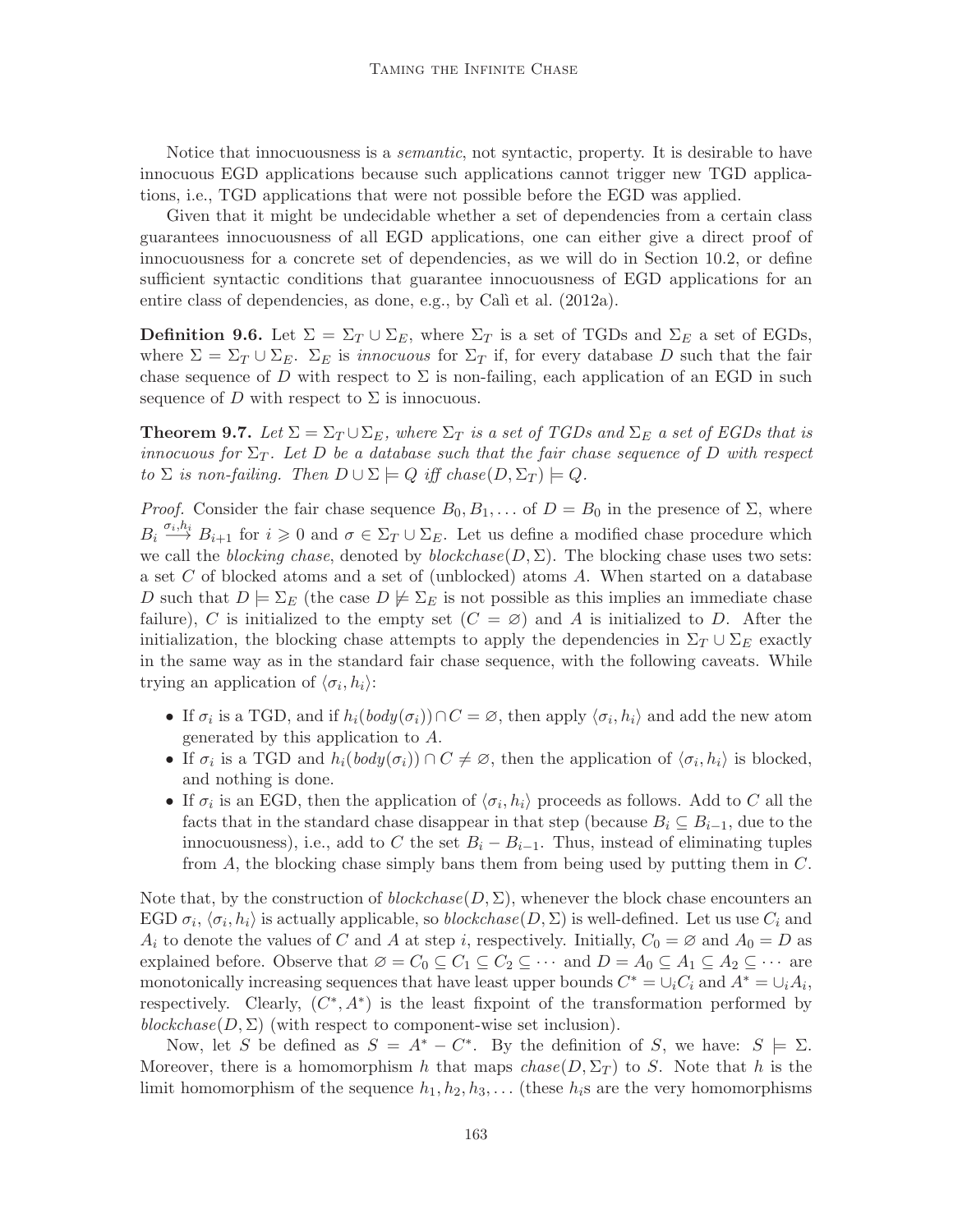Notice that innocuousness is a *semantic*, not syntactic, property. It is desirable to have innocuous EGD applications because such applications cannot trigger new TGD applications, i.e., TGD applications that were not possible before the EGD was applied.

Given that it might be undecidable whether a set of dependencies from a certain class guarantees innocuousness of all EGD applications, one can either give a direct proof of innocuousness for a concrete set of dependencies, as we will do in Section 10.2, or define sufficient syntactic conditions that guarantee innocuousness of EGD applications for an entire class of dependencies, as done, e.g., by Calì et al. (2012a).

**Definition 9.6.** Let $\Sigma = \Sigma_T \cup \Sigma_E$, where $\Sigma_T$ is a set of TGDs and $\Sigma_E$ a set of EGDs, where $\Sigma = \Sigma_T \cup \Sigma_E$. $\Sigma_E$ is *innocuous* for $\Sigma_T$ if, for every database $D$ such that the fair chase sequence of $D$ with respect to $\Sigma$ is non-failing, each application of an EGD in such sequence of $D$ with respect to $\Sigma$ is innocuous.

**Theorem 9.7.** *Let $\Sigma = \Sigma_T \cup \Sigma_E$, where $\Sigma_T$ is a set of TGDs and $\Sigma_E$ a set of EGDs that is innocuous for $\Sigma_T$. Let $D$ be a database such that the fair chase sequence of $D$ with respect to $\Sigma$ is non-failing. Then $D \cup \Sigma \models Q$ iff $chase(D, \Sigma_T) \models Q$.*

*Proof.* Consider the fair chase sequence $B_0, B_1, \ldots$ of $D = B_0$ in the presence of $\Sigma$, where $B_i \xrightarrow{\sigma_i, h_i} B_{i+1}$ for $i \geqslant 0$ and $\sigma \in \Sigma_T \cup \Sigma_E$. Let us define a modified chase procedure which we call the *blocking chase*, denoted by $blockchase(D, \Sigma)$. The blocking chase uses two sets: a set $C$ of blocked atoms and a set of (unblocked) atoms $A$. When started on a database $D$ such that $D \models \Sigma_E$ (the case $D \not\models \Sigma_E$ is not possible as this implies an immediate chase failure), $C$ is initialized to the empty set ($C = \varnothing$) and $A$ is initialized to $D$. After the initialization, the blocking chase attempts to apply the dependencies in $\Sigma_T \cup \Sigma_E$ exactly in the same way as in the standard fair chase sequence, with the following caveats. While trying an application of $\langle \sigma_i, h_i \rangle$:

- If $\sigma_i$ is a TGD, and if $h_i(body(\sigma_i)) \cap C = \varnothing$, then apply $\langle \sigma_i, h_i \rangle$ and add the new atom generated by this application to $A$.
- If $\sigma_i$ is a TGD and $h_i(body(\sigma_i)) \cap C \neq \varnothing$, then the application of $\langle \sigma_i, h_i \rangle$ is blocked, and nothing is done.
- If $\sigma_i$ is an EGD, then the application of $\langle \sigma_i, h_i \rangle$ proceeds as follows. Add to $C$ all the facts that in the standard chase disappear in that step (because $B_i \subseteq B_{i-1}$, due to the innocuousness), i.e., add to $C$ the set $B_i - B_{i-1}$. Thus, instead of eliminating tuples from $A$, the blocking chase simply bans them from being used by putting them in $C$.

Note that, by the construction of $blockchase(D, \Sigma)$, whenever the block chase encounters an EGD $\sigma_i$, $\langle \sigma_i, h_i \rangle$ is actually applicable, so $blockchase(D, \Sigma)$ is well-defined. Let us use $C_i$ and $A_i$ to denote the values of $C$ and $A$ at step $i$, respectively. Initially, $C_0 = \varnothing$ and $A_0 = D$ as explained before. Observe that $\varnothing = C_0 \subseteq C_1 \subseteq C_2 \subseteq \cdots$ and $D = A_0 \subseteq A_1 \subseteq A_2 \subseteq \cdots$ are monotonically increasing sequences that have least upper bounds $C^* = \cup_i C_i$ and $A^* = \cup_i A_i$, respectively. Clearly, $(C^*, A^*)$ is the least fixpoint of the transformation performed by $blockchase(D, \Sigma)$ (with respect to component-wise set inclusion).

Now, let $S$ be defined as $S = A^* - C^*$. By the definition of $S$, we have: $S \models \Sigma$. Moreover, there is a homomorphism $h$ that maps $chase(D, \Sigma_T)$ to $S$. Note that $h$ is the limit homomorphism of the sequence $h_1, h_2, h_3, \ldots$ (these $h_i$s are the very homomorphisms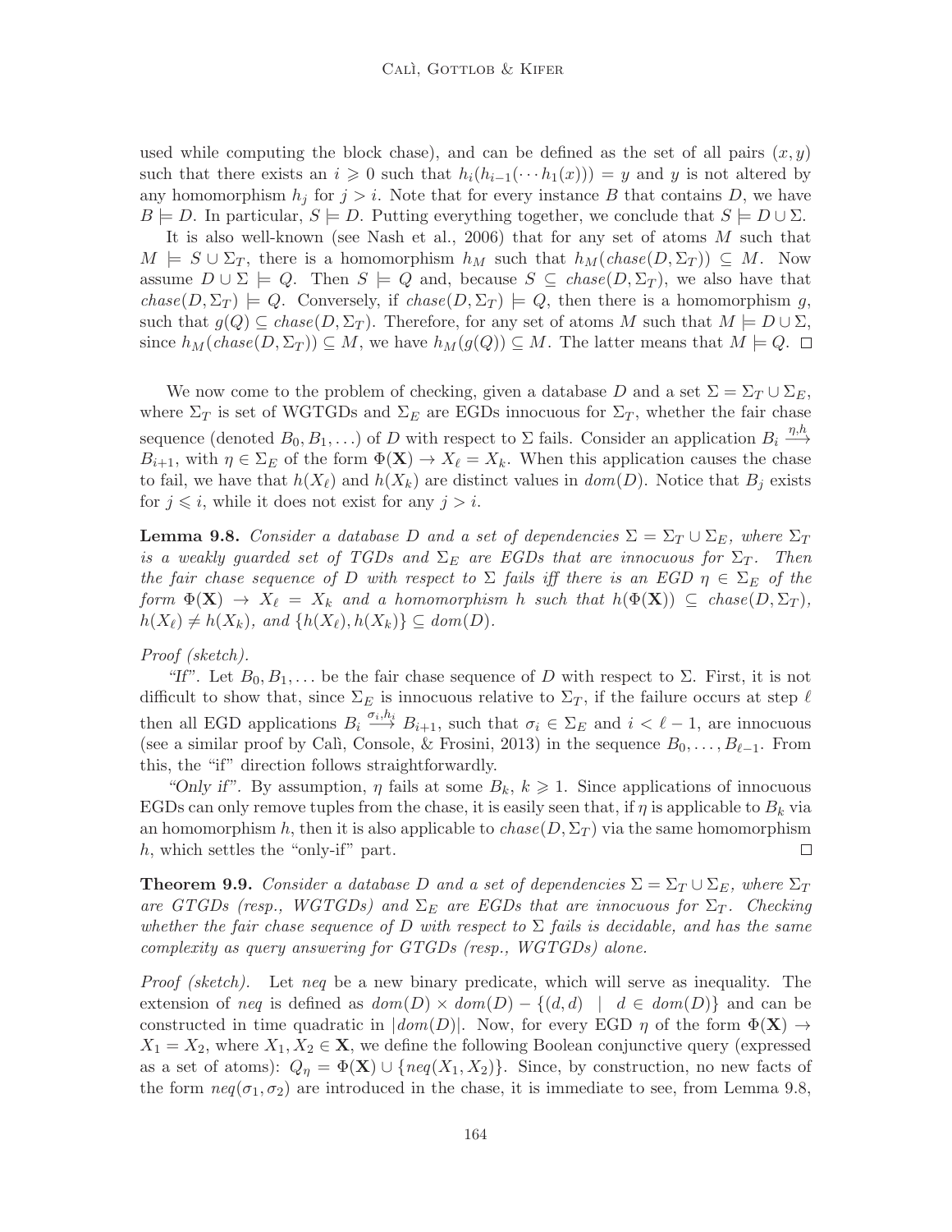used while computing the block chase), and can be defined as the set of all pairs $(x, y)$ such that there exists an $i \geqslant 0$ such that $h_i(h_{i-1}(\cdots h_1(x))) = y$ and $y$ is not altered by any homomorphism $h_j$ for $j > i$. Note that for every instance $B$ that contains $D$, we have $B \models D$. In particular, $S \models D$. Putting everything together, we conclude that $S \models D \cup \Sigma$.

It is also well-known (see Nash et al., 2006) that for any set of atoms $M$ such that $M \models S \cup \Sigma_T$, there is a homomorphism $h_M$ such that $h_M(\mathit{chase}(D, \Sigma_T)) \subseteq M$. Now assume $D \cup \Sigma \models Q$. Then $S \models Q$ and, because $S \subseteq \mathit{chase}(D, \Sigma_T)$, we also have that $\mathit{chase}(D, \Sigma_T) \models Q$. Conversely, if $\mathit{chase}(D, \Sigma_T) \models Q$, then there is a homomorphism $g$, such that $g(Q) \subseteq \mathit{chase}(D, \Sigma_T)$. Therefore, for any set of atoms $M$ such that $M \models D \cup \Sigma$, since $h_M(\mathit{chase}(D, \Sigma_T)) \subseteq M$, we have $h_M(g(Q)) \subseteq M$. The latter means that $M \models Q$. □

We now come to the problem of checking, given a database $D$ and a set $\Sigma = \Sigma_T \cup \Sigma_E$, where $\Sigma_T$ is set of WGTGDs and $\Sigma_E$ are EGDs innocuous for $\Sigma_T$, whether the fair chase sequence (denoted $B_0, B_1, \ldots$) of $D$ with respect to $\Sigma$ fails. Consider an application $B_i \xrightarrow{\eta, h} B_{i+1}$, with $\eta \in \Sigma_E$ of the form $\Phi(\mathbf{X}) \rightarrow X_\ell = X_k$. When this application causes the chase to fail, we have that $h(X_\ell)$ and $h(X_k)$ are distinct values in $\mathit{dom}(D)$. Notice that $B_j$ exists for $j \leqslant i$, while it does not exist for any $j > i$.

**Lemma 9.8.** *Consider a database $D$ and a set of dependencies $\Sigma = \Sigma_T \cup \Sigma_E$, where $\Sigma_T$ is a weakly guarded set of TGDs and $\Sigma_E$ are EGDs that are innocuous for $\Sigma_T$. Then the fair chase sequence of $D$ with respect to $\Sigma$ fails iff there is an EGD $\eta \in \Sigma_E$ of the form $\Phi(\mathbf{X}) \rightarrow X_\ell = X_k$ and a homomorphism $h$ such that $h(\Phi(\mathbf{X})) \subseteq \mathit{chase}(D, \Sigma_T)$, $h(X_\ell) \neq h(X_k)$, and $\{h(X_\ell), h(X_k)\} \subseteq \mathit{dom}(D)$.*

*Proof (sketch).*

*"If"*. Let $B_0, B_1, \ldots$ be the fair chase sequence of $D$ with respect to $\Sigma$. First, it is not difficult to show that, since $\Sigma_E$ is innocuous relative to $\Sigma_T$, if the failure occurs at step $\ell$ then all EGD applications $B_i \xrightarrow{\sigma_i, h_i} B_{i+1}$, such that $\sigma_i \in \Sigma_E$ and $i < \ell - 1$, are innocuous (see a similar proof by Calì, Console, & Frosini, 2013) in the sequence $B_0, \ldots, B_{\ell-1}$. From this, the "if" direction follows straightforwardly.

*"Only if"*. By assumption, $\eta$ fails at some $B_k$, $k \geqslant 1$. Since applications of innocuous EGDs can only remove tuples from the chase, it is easily seen that, if $\eta$ is applicable to $B_k$ via an homomorphism $h$, then it is also applicable to $\mathit{chase}(D, \Sigma_T)$ via the same homomorphism $h$, which settles the "only-if" part. □

**Theorem 9.9.** *Consider a database $D$ and a set of dependencies $\Sigma = \Sigma_T \cup \Sigma_E$, where $\Sigma_T$ are GTGDs (resp., WGTGDs) and $\Sigma_E$ are EGDs that are innocuous for $\Sigma_T$. Checking whether the fair chase sequence of $D$ with respect to $\Sigma$ fails is decidable, and has the same complexity as query answering for GTGDs (resp., WGTGDs) alone.*

*Proof (sketch).* Let *neq* be a new binary predicate, which will serve as inequality. The extension of *neq* is defined as $\mathit{dom}(D) \times \mathit{dom}(D) - \{(d, d) \mid d \in \mathit{dom}(D)\}$ and can be constructed in time quadratic in $|\mathit{dom}(D)|$. Now, for every EGD $\eta$ of the form $\Phi(\mathbf{X}) \rightarrow X_1 = X_2$, where $X_1, X_2 \in \mathbf{X}$, we define the following Boolean conjunctive query (expressed as a set of atoms): $Q_\eta = \Phi(\mathbf{X}) \cup \{\mathit{neq}(X_1, X_2)\}$. Since, by construction, no new facts of the form $\mathit{neq}(\sigma_1, \sigma_2)$ are introduced in the chase, it is immediate to see, from Lemma 9.8,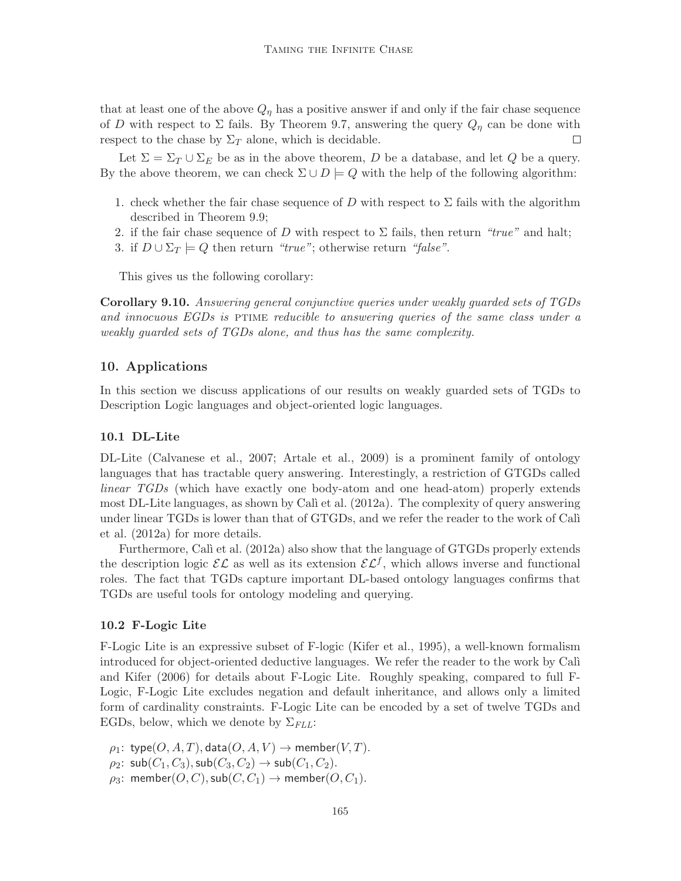that at least one of the above $Q_\eta$ has a positive answer if and only if the fair chase sequence of $D$ with respect to $\Sigma$ fails. By Theorem 9.7, answering the query $Q_\eta$ can be done with respect to the chase by $\Sigma_T$ alone, which is decidable. $\square$

Let $\Sigma = \Sigma_T \cup \Sigma_E$ be as in the above theorem, $D$ be a database, and let $Q$ be a query. By the above theorem, we can check $\Sigma \cup D \models Q$ with the help of the following algorithm:

1. check whether the fair chase sequence of $D$ with respect to $\Sigma$ fails with the algorithm described in Theorem 9.9;
2. if the fair chase sequence of $D$ with respect to $\Sigma$ fails, then return *"true"* and halt;
3. if $D \cup \Sigma_T \models Q$ then return *"true"*; otherwise return *"false"*.

This gives us the following corollary:

**Corollary 9.10.** *Answering general conjunctive queries under weakly guarded sets of TGDs and innocuous EGDs is* PTIME *reducible to answering queries of the same class under a weakly guarded sets of TGDs alone, and thus has the same complexity.*

## 10. Applications

In this section we discuss applications of our results on weakly guarded sets of TGDs to Description Logic languages and object-oriented logic languages.

### 10.1 DL-Lite

DL-Lite (Calvanese et al., 2007; Artale et al., 2009) is a prominent family of ontology languages that has tractable query answering. Interestingly, a restriction of GTGDs called *linear TGDs* (which have exactly one body-atom and one head-atom) properly extends most DL-Lite languages, as shown by Calì et al. (2012a). The complexity of query answering under linear TGDs is lower than that of GTGDs, and we refer the reader to the work of Calì et al. (2012a) for more details.

Furthermore, Calì et al. (2012a) also show that the language of GTGDs properly extends the description logic $\mathcal{EL}$ as well as its extension $\mathcal{EL}^f$, which allows inverse and functional roles. The fact that TGDs capture important DL-based ontology languages confirms that TGDs are useful tools for ontology modeling and querying.

### 10.2 F-Logic Lite

F-Logic Lite is an expressive subset of F-logic (Kifer et al., 1995), a well-known formalism introduced for object-oriented deductive languages. We refer the reader to the work by Calì and Kifer (2006) for details about F-Logic Lite. Roughly speaking, compared to full F-Logic, F-Logic Lite excludes negation and default inheritance, and allows only a limited form of cardinality constraints. F-Logic Lite can be encoded by a set of twelve TGDs and EGDs, below, which we denote by $\Sigma_{FLL}$:

$\rho_1$: $\mathsf{type}(O, A, T), \mathsf{data}(O, A, V) \rightarrow \mathsf{member}(V, T)$.
$\rho_2$: $\mathsf{sub}(C_1, C_3), \mathsf{sub}(C_3, C_2) \rightarrow \mathsf{sub}(C_1, C_2)$.
$\rho_3$: $\mathsf{member}(O, C), \mathsf{sub}(C, C_1) \rightarrow \mathsf{member}(O, C_1)$.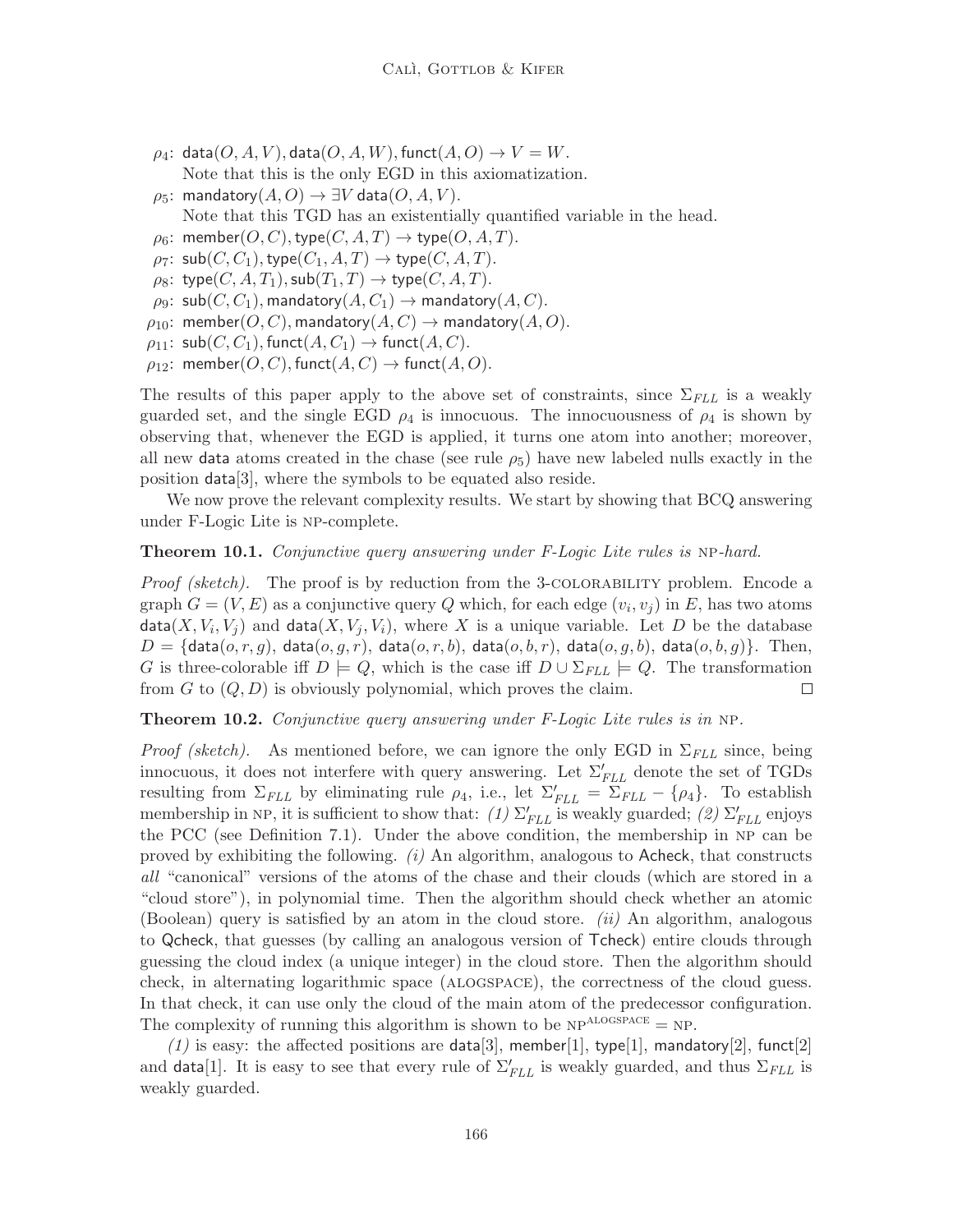$\rho_4$: $\mathsf{data}(O, A, V), \mathsf{data}(O, A, W), \mathsf{funct}(A, O) \rightarrow V = W$.
Note that this is the only EGD in this axiomatization.

$\rho_5$: $\mathsf{mandatory}(A, O) \rightarrow \exists V\, \mathsf{data}(O, A, V)$.
Note that this TGD has an existentially quantified variable in the head.

$\rho_6$: $\mathsf{member}(O, C), \mathsf{type}(C, A, T) \rightarrow \mathsf{type}(O, A, T)$.

$\rho_7$: $\mathsf{sub}(C, C_1), \mathsf{type}(C_1, A, T) \rightarrow \mathsf{type}(C, A, T)$.

$\rho_8$: $\mathsf{type}(C, A, T_1), \mathsf{sub}(T_1, T) \rightarrow \mathsf{type}(C, A, T)$.

$\rho_9$: $\mathsf{sub}(C, C_1), \mathsf{mandatory}(A, C_1) \rightarrow \mathsf{mandatory}(A, C)$.

$\rho_{10}$: $\mathsf{member}(O, C), \mathsf{mandatory}(A, C) \rightarrow \mathsf{mandatory}(A, O)$.

$\rho_{11}$: $\mathsf{sub}(C, C_1), \mathsf{funct}(A, C_1) \rightarrow \mathsf{funct}(A, C)$.

$\rho_{12}$: $\mathsf{member}(O, C), \mathsf{funct}(A, C) \rightarrow \mathsf{funct}(A, O)$.

The results of this paper apply to the above set of constraints, since $\Sigma_{FLL}$ is a weakly guarded set, and the single EGD $\rho_4$ is innocuous. The innocuousness of $\rho_4$ is shown by observing that, whenever the EGD is applied, it turns one atom into another; moreover, all new data atoms created in the chase (see rule $\rho_5$) have new labeled nulls exactly in the position data[3], where the symbols to be equated also reside.

We now prove the relevant complexity results. We start by showing that BCQ answering under F-Logic Lite is NP-complete.

**Theorem 10.1.** *Conjunctive query answering under F-Logic Lite rules is* NP*-hard.*

*Proof (sketch).* The proof is by reduction from the 3-COLORABILITY problem. Encode a graph $G = (V, E)$ as a conjunctive query $Q$ which, for each edge $(v_i, v_j)$ in $E$, has two atoms $\mathsf{data}(X, V_i, V_j)$ and $\mathsf{data}(X, V_j, V_i)$, where $X$ is a unique variable. Let $D$ be the database $D = \{\mathsf{data}(o, r, g), \mathsf{data}(o, g, r), \mathsf{data}(o, r, b), \mathsf{data}(o, b, r), \mathsf{data}(o, g, b), \mathsf{data}(o, b, g)\}$. Then, $G$ is three-colorable iff $D \models Q$, which is the case iff $D \cup \Sigma_{FLL} \models Q$. The transformation from $G$ to $(Q, D)$ is obviously polynomial, which proves the claim. $\square$

**Theorem 10.2.** *Conjunctive query answering under F-Logic Lite rules is in* NP*.*

*Proof (sketch).* As mentioned before, we can ignore the only EGD in $\Sigma_{FLL}$ since, being innocuous, it does not interfere with query answering. Let $\Sigma'_{FLL}$ denote the set of TGDs resulting from $\Sigma_{FLL}$ by eliminating rule $\rho_4$, i.e., let $\Sigma'_{FLL} = \Sigma_{FLL} - \{\rho_4\}$. To establish membership in NP, it is sufficient to show that: *(1)* $\Sigma'_{FLL}$ is weakly guarded; *(2)* $\Sigma'_{FLL}$ enjoys the PCC (see Definition 7.1). Under the above condition, the membership in NP can be proved by exhibiting the following. *(i)* An algorithm, analogous to Acheck, that constructs *all* "canonical" versions of the atoms of the chase and their clouds (which are stored in a "cloud store"), in polynomial time. Then the algorithm should check whether an atomic (Boolean) query is satisfied by an atom in the cloud store. *(ii)* An algorithm, analogous to Qcheck, that guesses (by calling an analogous version of Tcheck) entire clouds through guessing the cloud index (a unique integer) in the cloud store. Then the algorithm should check, in alternating logarithmic space (ALOGSPACE), the correctness of the cloud guess. In that check, it can use only the cloud of the main atom of the predecessor configuration. The complexity of running this algorithm is shown to be $\mathrm{NP}^{\mathrm{ALOGSPACE}} = \mathrm{NP}$.

*(1)* is easy: the affected positions are data[3], member[1], type[1], mandatory[2], funct[2] and data[1]. It is easy to see that every rule of $\Sigma'_{FLL}$ is weakly guarded, and thus $\Sigma_{FLL}$ is weakly guarded.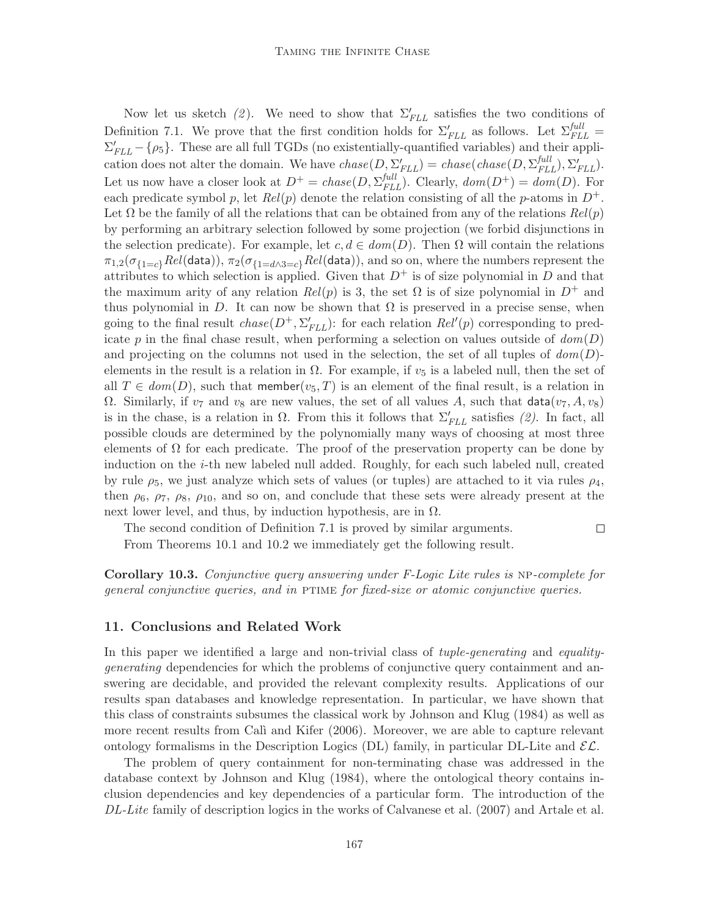Now let us sketch *(2)*. We need to show that $\Sigma'_{FLL}$ satisfies the two conditions of Definition 7.1. We prove that the first condition holds for $\Sigma'_{FLL}$ as follows. Let $\Sigma^{full}_{FLL} = \Sigma'_{FLL} - \{\rho_5\}$. These are all full TGDs (no existentially-quantified variables) and their application does not alter the domain. We have $chase(D, \Sigma'_{FLL}) = chase(chase(D, \Sigma^{full}_{FLL}), \Sigma'_{FLL})$. Let us now have a closer look at $D^+ = chase(D, \Sigma^{full}_{FLL})$. Clearly, $dom(D^+) = dom(D)$. For each predicate symbol $p$, let $Rel(p)$ denote the relation consisting of all the $p$-atoms in $D^+$. Let $\Omega$ be the family of all the relations that can be obtained from any of the relations $Rel(p)$ by performing an arbitrary selection followed by some projection (we forbid disjunctions in the selection predicate). For example, let $c, d \in dom(D)$. Then $\Omega$ will contain the relations $\pi_{1,2}(\sigma_{\{1=c\}} Rel(\mathsf{data}))$, $\pi_2(\sigma_{\{1=d \wedge 3=c\}} Rel(\mathsf{data}))$, and so on, where the numbers represent the attributes to which selection is applied. Given that $D^+$ is of size polynomial in $D$ and that the maximum arity of any relation $Rel(p)$ is 3, the set $\Omega$ is of size polynomial in $D^+$ and thus polynomial in $D$. It can now be shown that $\Omega$ is preserved in a precise sense, when going to the final result $chase(D^+, \Sigma'_{FLL})$: for each relation $Rel'(p)$ corresponding to predicate $p$ in the final chase result, when performing a selection on values outside of $dom(D)$ and projecting on the columns not used in the selection, the set of all tuples of $dom(D)$-elements in the result is a relation in $\Omega$. For example, if $v_5$ is a labeled null, then the set of all $T \in dom(D)$, such that $\mathsf{member}(v_5, T)$ is an element of the final result, is a relation in $\Omega$. Similarly, if $v_7$ and $v_8$ are new values, the set of all values $A$, such that $\mathsf{data}(v_7, A, v_8)$ is in the chase, is a relation in $\Omega$. From this it follows that $\Sigma'_{FLL}$ satisfies *(2)*. In fact, all possible clouds are determined by the polynomially many ways of choosing at most three elements of $\Omega$ for each predicate. The proof of the preservation property can be done by induction on the $i$-th new labeled null added. Roughly, for each such labeled null, created by rule $\rho_5$, we just analyze which sets of values (or tuples) are attached to it via rules $\rho_4$, then $\rho_6$, $\rho_7$, $\rho_8$, $\rho_{10}$, and so on, and conclude that these sets were already present at the next lower level, and thus, by induction hypothesis, are in $\Omega$.

The second condition of Definition 7.1 is proved by similar arguments. □

From Theorems 10.1 and 10.2 we immediately get the following result.

**Corollary 10.3.** *Conjunctive query answering under F-Logic Lite rules is* NP*-complete for general conjunctive queries, and in* PTIME *for fixed-size or atomic conjunctive queries.*

## 11. Conclusions and Related Work

In this paper we identified a large and non-trivial class of *tuple-generating* and *equality-generating* dependencies for which the problems of conjunctive query containment and answering are decidable, and provided the relevant complexity results. Applications of our results span databases and knowledge representation. In particular, we have shown that this class of constraints subsumes the classical work by Johnson and Klug (1984) as well as more recent results from Calì and Kifer (2006). Moreover, we are able to capture relevant ontology formalisms in the Description Logics (DL) family, in particular DL-Lite and $\mathcal{EL}$.

The problem of query containment for non-terminating chase was addressed in the database context by Johnson and Klug (1984), where the ontological theory contains inclusion dependencies and key dependencies of a particular form. The introduction of the *DL-Lite* family of description logics in the works of Calvanese et al. (2007) and Artale et al.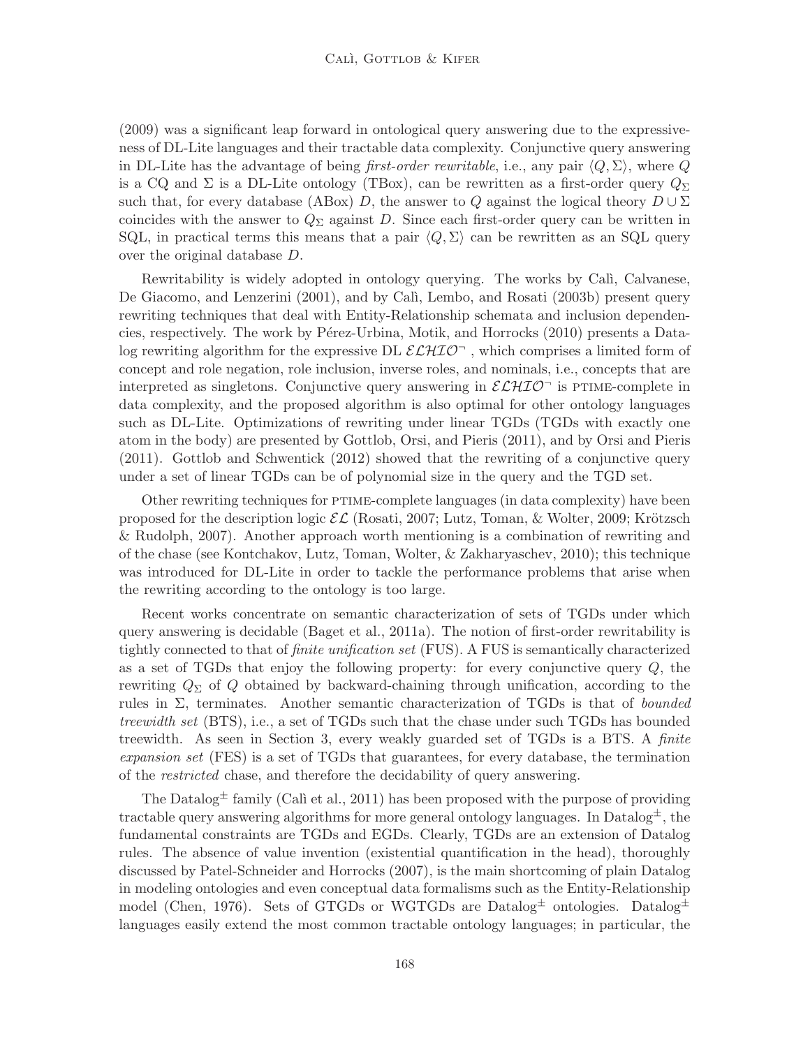(2009) was a significant leap forward in ontological query answering due to the expressiveness of DL-Lite languages and their tractable data complexity. Conjunctive query answering in DL-Lite has the advantage of being *first-order rewritable*, i.e., any pair $\langle Q, \Sigma \rangle$, where $Q$ is a CQ and $\Sigma$ is a DL-Lite ontology (TBox), can be rewritten as a first-order query $Q_\Sigma$ such that, for every database (ABox) $D$, the answer to $Q$ against the logical theory $D \cup \Sigma$ coincides with the answer to $Q_\Sigma$ against $D$. Since each first-order query can be written in SQL, in practical terms this means that a pair $\langle Q, \Sigma \rangle$ can be rewritten as an SQL query over the original database $D$.

Rewritability is widely adopted in ontology querying. The works by Calì, Calvanese, De Giacomo, and Lenzerini (2001), and by Calì, Lembo, and Rosati (2003b) present query rewriting techniques that deal with Entity-Relationship schemata and inclusion dependencies, respectively. The work by Pérez-Urbina, Motik, and Horrocks (2010) presents a Datalog rewriting algorithm for the expressive DL $\mathcal{ELHIO}^\neg$, which comprises a limited form of concept and role negation, role inclusion, inverse roles, and nominals, i.e., concepts that are interpreted as singletons. Conjunctive query answering in $\mathcal{ELHIO}^\neg$ is PTIME-complete in data complexity, and the proposed algorithm is also optimal for other ontology languages such as DL-Lite. Optimizations of rewriting under linear TGDs (TGDs with exactly one atom in the body) are presented by Gottlob, Orsi, and Pieris (2011), and by Orsi and Pieris (2011). Gottlob and Schwentick (2012) showed that the rewriting of a conjunctive query under a set of linear TGDs can be of polynomial size in the query and the TGD set.

Other rewriting techniques for PTIME-complete languages (in data complexity) have been proposed for the description logic $\mathcal{EL}$ (Rosati, 2007; Lutz, Toman, & Wolter, 2009; Krötzsch & Rudolph, 2007). Another approach worth mentioning is a combination of rewriting and of the chase (see Kontchakov, Lutz, Toman, Wolter, & Zakharyaschev, 2010); this technique was introduced for DL-Lite in order to tackle the performance problems that arise when the rewriting according to the ontology is too large.

Recent works concentrate on semantic characterization of sets of TGDs under which query answering is decidable (Baget et al., 2011a). The notion of first-order rewritability is tightly connected to that of *finite unification set* (FUS). A FUS is semantically characterized as a set of TGDs that enjoy the following property: for every conjunctive query $Q$, the rewriting $Q_\Sigma$ of $Q$ obtained by backward-chaining through unification, according to the rules in $\Sigma$, terminates. Another semantic characterization of TGDs is that of *bounded treewidth set* (BTS), i.e., a set of TGDs such that the chase under such TGDs has bounded treewidth. As seen in Section 3, every weakly guarded set of TGDs is a BTS. A *finite expansion set* (FES) is a set of TGDs that guarantees, for every database, the termination of the *restricted* chase, and therefore the decidability of query answering.

The Datalog$^\pm$ family (Calì et al., 2011) has been proposed with the purpose of providing tractable query answering algorithms for more general ontology languages. In Datalog$^\pm$, the fundamental constraints are TGDs and EGDs. Clearly, TGDs are an extension of Datalog rules. The absence of value invention (existential quantification in the head), thoroughly discussed by Patel-Schneider and Horrocks (2007), is the main shortcoming of plain Datalog in modeling ontologies and even conceptual data formalisms such as the Entity-Relationship model (Chen, 1976). Sets of GTGDs or WGTGDs are Datalog$^\pm$ ontologies. Datalog$^\pm$ languages easily extend the most common tractable ontology languages; in particular, the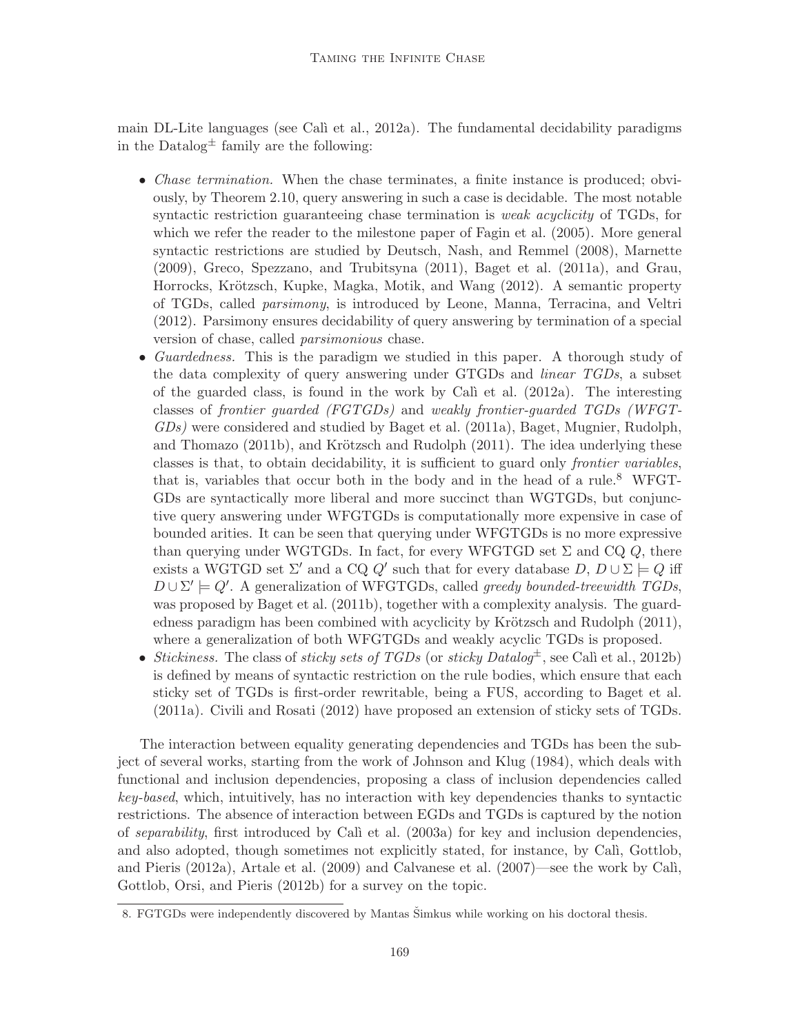main DL-Lite languages (see Calì et al., 2012a). The fundamental decidability paradigms in the Datalog$^{\pm}$ family are the following:

- *Chase termination.* When the chase terminates, a finite instance is produced; obviously, by Theorem 2.10, query answering in such a case is decidable. The most notable syntactic restriction guaranteeing chase termination is *weak acyclicity* of TGDs, for which we refer the reader to the milestone paper of Fagin et al. (2005). More general syntactic restrictions are studied by Deutsch, Nash, and Remmel (2008), Marnette (2009), Greco, Spezzano, and Trubitsyna (2011), Baget et al. (2011a), and Grau, Horrocks, Krötzsch, Kupke, Magka, Motik, and Wang (2012). A semantic property of TGDs, called *parsimony*, is introduced by Leone, Manna, Terracina, and Veltri (2012). Parsimony ensures decidability of query answering by termination of a special version of chase, called *parsimonious* chase.
- *Guardedness.* This is the paradigm we studied in this paper. A thorough study of the data complexity of query answering under GTGDs and *linear TGDs*, a subset of the guarded class, is found in the work by Calì et al. (2012a). The interesting classes of *frontier guarded (FGTGDs)* and *weakly frontier-guarded TGDs (WFGTGDs)* were considered and studied by Baget et al. (2011a), Baget, Mugnier, Rudolph, and Thomazo (2011b), and Krötzsch and Rudolph (2011). The idea underlying these classes is that, to obtain decidability, it is sufficient to guard only *frontier variables*, that is, variables that occur both in the body and in the head of a rule.[8] WFGTGDs are syntactically more liberal and more succinct than WGTGDs, but conjunctive query answering under WFGTGDs is computationally more expensive in case of bounded arities. It can be seen that querying under WFGTGDs is no more expressive than querying under WGTGDs. In fact, for every WFGTGD set $\Sigma$ and CQ $Q$, there exists a WGTGD set $\Sigma'$ and a CQ $Q'$ such that for every database $D$, $D \cup \Sigma \models Q$ iff $D \cup \Sigma' \models Q'$. A generalization of WFGTGDs, called *greedy bounded-treewidth TGDs*, was proposed by Baget et al. (2011b), together with a complexity analysis. The guardedness paradigm has been combined with acyclicity by Krötzsch and Rudolph (2011), where a generalization of both WFGTGDs and weakly acyclic TGDs is proposed.
- *Stickiness.* The class of *sticky sets of TGDs* (or *sticky Datalog*$^{\pm}$, see Calì et al., 2012b) is defined by means of syntactic restriction on the rule bodies, which ensure that each sticky set of TGDs is first-order rewritable, being a FUS, according to Baget et al. (2011a). Civili and Rosati (2012) have proposed an extension of sticky sets of TGDs.

The interaction between equality generating dependencies and TGDs has been the subject of several works, starting from the work of Johnson and Klug (1984), which deals with functional and inclusion dependencies, proposing a class of inclusion dependencies called *key-based*, which, intuitively, has no interaction with key dependencies thanks to syntactic restrictions. The absence of interaction between EGDs and TGDs is captured by the notion of *separability*, first introduced by Calì et al. (2003a) for key and inclusion dependencies, and also adopted, though sometimes not explicitly stated, for instance, by Calì, Gottlob, and Pieris (2012a), Artale et al. (2009) and Calvanese et al. (2007)—see the work by Calì, Gottlob, Orsi, and Pieris (2012b) for a survey on the topic.

8. FGTGDs were independently discovered by Mantas Šimkus while working on his doctoral thesis.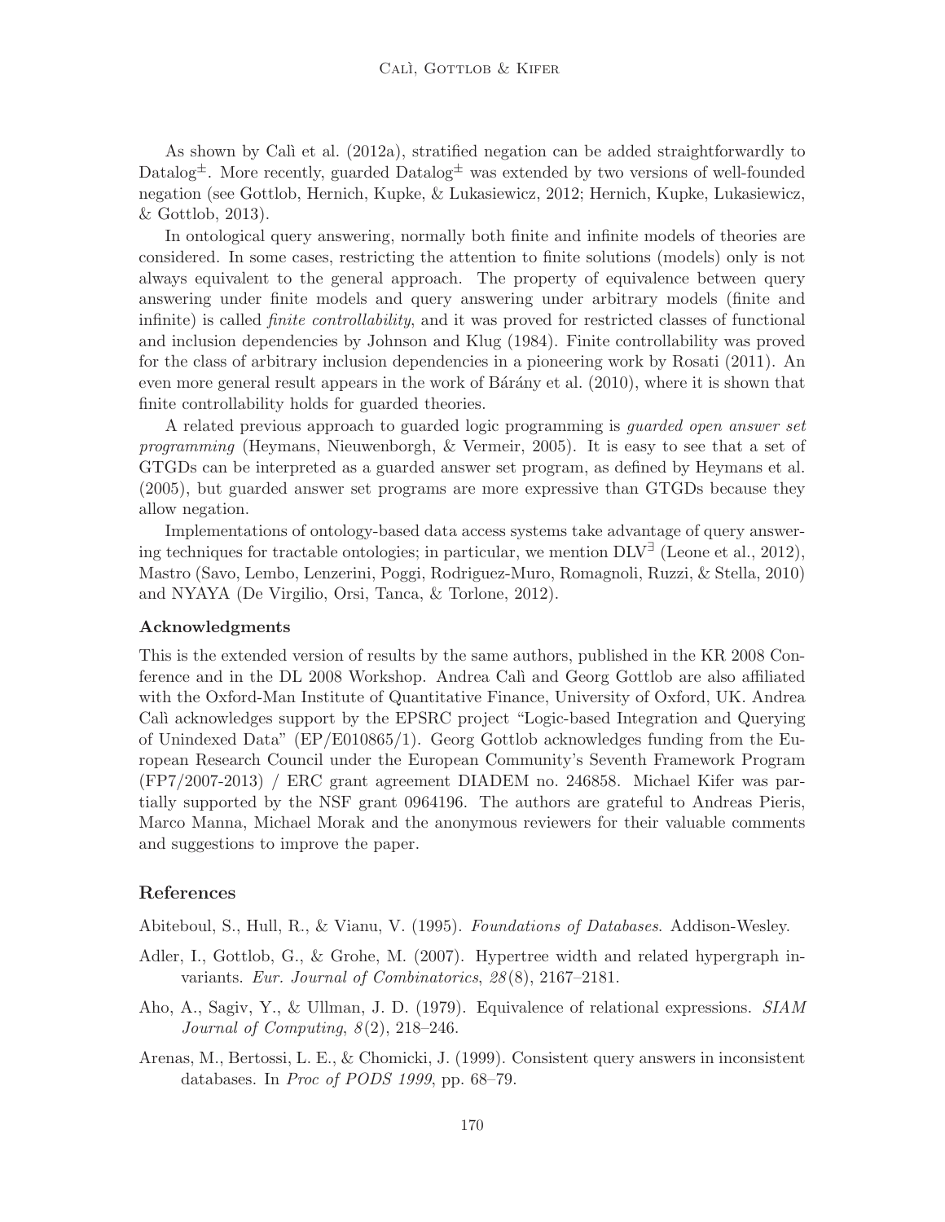As shown by Calì et al. (2012a), stratified negation can be added straightforwardly to Datalog$^{\pm}$. More recently, guarded Datalog$^{\pm}$ was extended by two versions of well-founded negation (see Gottlob, Hernich, Kupke, & Lukasiewicz, 2012; Hernich, Kupke, Lukasiewicz, & Gottlob, 2013).

In ontological query answering, normally both finite and infinite models of theories are considered. In some cases, restricting the attention to finite solutions (models) only is not always equivalent to the general approach. The property of equivalence between query answering under finite models and query answering under arbitrary models (finite and infinite) is called *finite controllability*, and it was proved for restricted classes of functional and inclusion dependencies by Johnson and Klug (1984). Finite controllability was proved for the class of arbitrary inclusion dependencies in a pioneering work by Rosati (2011). An even more general result appears in the work of Bárány et al. (2010), where it is shown that finite controllability holds for guarded theories.

A related previous approach to guarded logic programming is *guarded open answer set programming* (Heymans, Nieuwenborgh, & Vermeir, 2005). It is easy to see that a set of GTGDs can be interpreted as a guarded answer set program, as defined by Heymans et al. (2005), but guarded answer set programs are more expressive than GTGDs because they allow negation.

Implementations of ontology-based data access systems take advantage of query answering techniques for tractable ontologies; in particular, we mention DLV$^{\exists}$ (Leone et al., 2012), Mastro (Savo, Lembo, Lenzerini, Poggi, Rodriguez-Muro, Romagnoli, Ruzzi, & Stella, 2010) and NYAYA (De Virgilio, Orsi, Tanca, & Torlone, 2012).

### Acknowledgments

This is the extended version of results by the same authors, published in the KR 2008 Conference and in the DL 2008 Workshop. Andrea Calì and Georg Gottlob are also affiliated with the Oxford-Man Institute of Quantitative Finance, University of Oxford, UK. Andrea Calì acknowledges support by the EPSRC project "Logic-based Integration and Querying of Unindexed Data" (EP/E010865/1). Georg Gottlob acknowledges funding from the European Research Council under the European Community's Seventh Framework Program (FP7/2007-2013) / ERC grant agreement DIADEM no. 246858. Michael Kifer was partially supported by the NSF grant 0964196. The authors are grateful to Andreas Pieris, Marco Manna, Michael Morak and the anonymous reviewers for their valuable comments and suggestions to improve the paper.

## References

Abiteboul, S., Hull, R., & Vianu, V. (1995). *Foundations of Databases*. Addison-Wesley.

Adler, I., Gottlob, G., & Grohe, M. (2007). Hypertree width and related hypergraph invariants. *Eur. Journal of Combinatorics*, *28*(8), 2167–2181.

Aho, A., Sagiv, Y., & Ullman, J. D. (1979). Equivalence of relational expressions. *SIAM Journal of Computing*, *8*(2), 218–246.

Arenas, M., Bertossi, L. E., & Chomicki, J. (1999). Consistent query answers in inconsistent databases. In *Proc of PODS 1999*, pp. 68–79.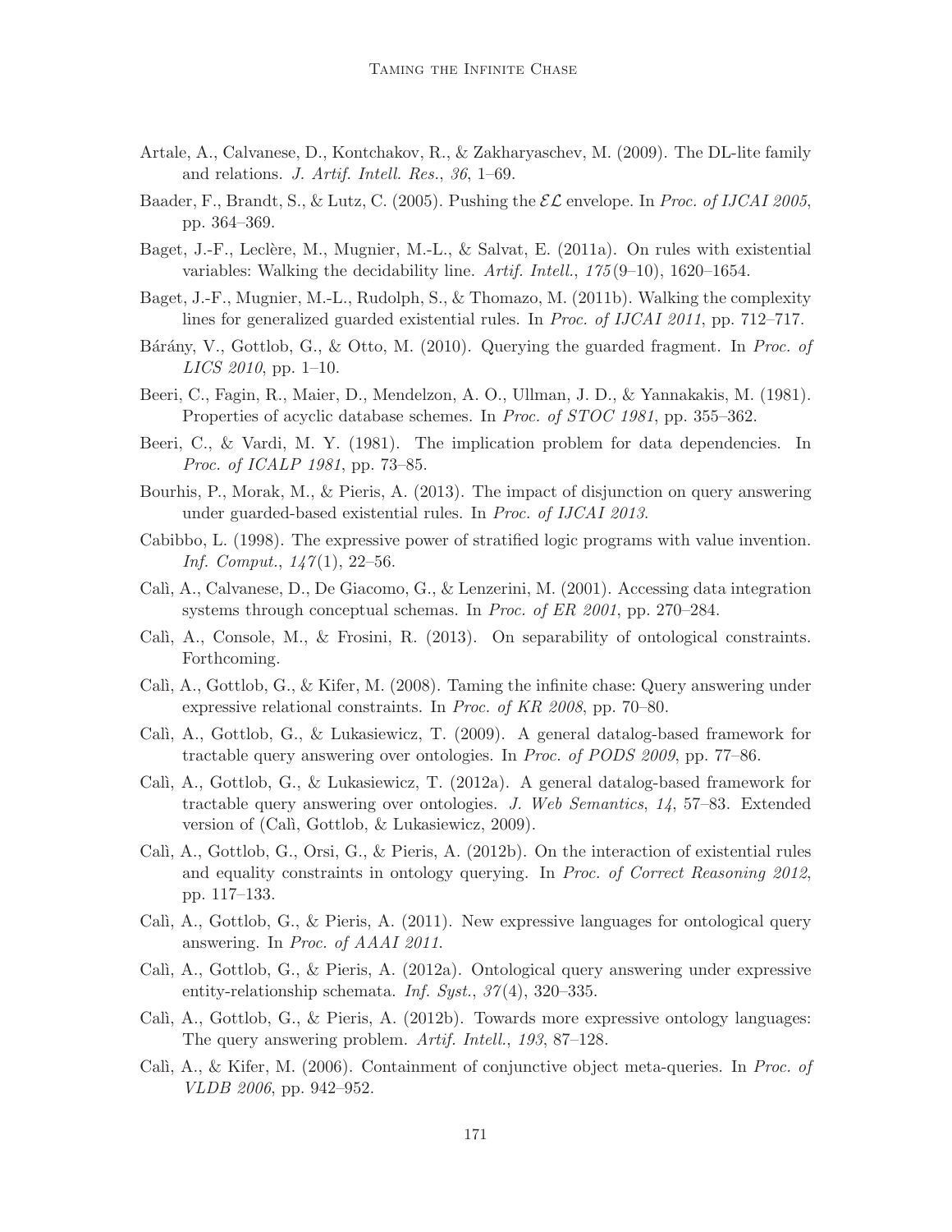Artale, A., Calvanese, D., Kontchakov, R., & Zakharyaschev, M. (2009). The DL-lite family and relations. *J. Artif. Intell. Res.*, *36*, 1–69.

Baader, F., Brandt, S., & Lutz, C. (2005). Pushing the $\mathcal{EL}$ envelope. In *Proc. of IJCAI 2005*, pp. 364–369.

Baget, J.-F., Leclère, M., Mugnier, M.-L., & Salvat, E. (2011a). On rules with existential variables: Walking the decidability line. *Artif. Intell.*, *175*(9–10), 1620–1654.

Baget, J.-F., Mugnier, M.-L., Rudolph, S., & Thomazo, M. (2011b). Walking the complexity lines for generalized guarded existential rules. In *Proc. of IJCAI 2011*, pp. 712–717.

Bárány, V., Gottlob, G., & Otto, M. (2010). Querying the guarded fragment. In *Proc. of LICS 2010*, pp. 1–10.

Beeri, C., Fagin, R., Maier, D., Mendelzon, A. O., Ullman, J. D., & Yannakakis, M. (1981). Properties of acyclic database schemes. In *Proc. of STOC 1981*, pp. 355–362.

Beeri, C., & Vardi, M. Y. (1981). The implication problem for data dependencies. In *Proc. of ICALP 1981*, pp. 73–85.

Bourhis, P., Morak, M., & Pieris, A. (2013). The impact of disjunction on query answering under guarded-based existential rules. In *Proc. of IJCAI 2013*.

Cabibbo, L. (1998). The expressive power of stratified logic programs with value invention. *Inf. Comput.*, *147*(1), 22–56.

Calì, A., Calvanese, D., De Giacomo, G., & Lenzerini, M. (2001). Accessing data integration systems through conceptual schemas. In *Proc. of ER 2001*, pp. 270–284.

Calì, A., Console, M., & Frosini, R. (2013). On separability of ontological constraints. Forthcoming.

Calì, A., Gottlob, G., & Kifer, M. (2008). Taming the infinite chase: Query answering under expressive relational constraints. In *Proc. of KR 2008*, pp. 70–80.

Calì, A., Gottlob, G., & Lukasiewicz, T. (2009). A general datalog-based framework for tractable query answering over ontologies. In *Proc. of PODS 2009*, pp. 77–86.

Calì, A., Gottlob, G., & Lukasiewicz, T. (2012a). A general datalog-based framework for tractable query answering over ontologies. *J. Web Semantics*, *14*, 57–83. Extended version of (Calì, Gottlob, & Lukasiewicz, 2009).

Calì, A., Gottlob, G., Orsi, G., & Pieris, A. (2012b). On the interaction of existential rules and equality constraints in ontology querying. In *Proc. of Correct Reasoning 2012*, pp. 117–133.

Calì, A., Gottlob, G., & Pieris, A. (2011). New expressive languages for ontological query answering. In *Proc. of AAAI 2011*.

Calì, A., Gottlob, G., & Pieris, A. (2012a). Ontological query answering under expressive entity-relationship schemata. *Inf. Syst.*, *37*(4), 320–335.

Calì, A., Gottlob, G., & Pieris, A. (2012b). Towards more expressive ontology languages: The query answering problem. *Artif. Intell.*, *193*, 87–128.

Calì, A., & Kifer, M. (2006). Containment of conjunctive object meta-queries. In *Proc. of VLDB 2006*, pp. 942–952.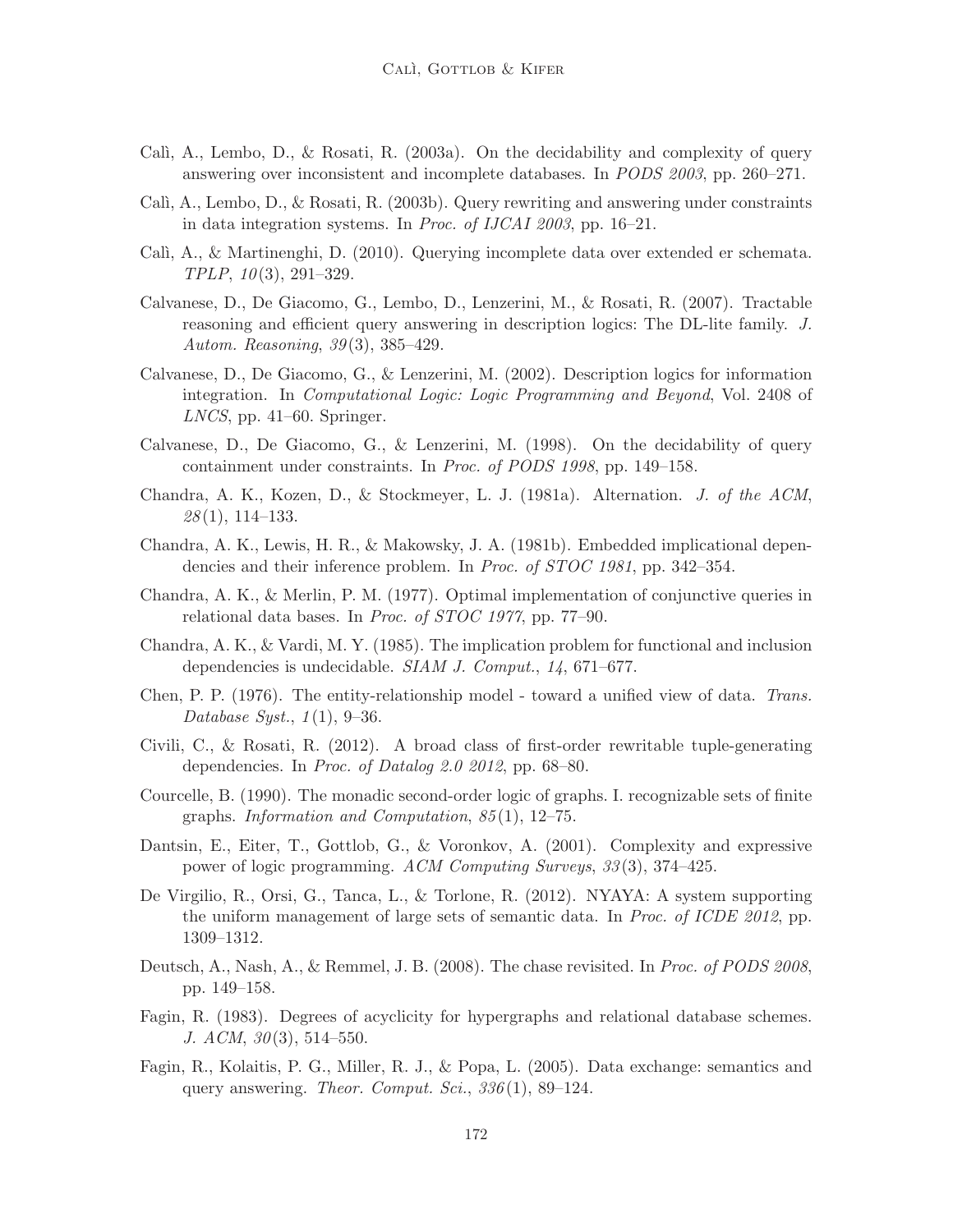Calì, A., Lembo, D., & Rosati, R. (2003a). On the decidability and complexity of query answering over inconsistent and incomplete databases. In *PODS 2003*, pp. 260–271.

Calì, A., Lembo, D., & Rosati, R. (2003b). Query rewriting and answering under constraints in data integration systems. In *Proc. of IJCAI 2003*, pp. 16–21.

Calì, A., & Martinenghi, D. (2010). Querying incomplete data over extended er schemata. *TPLP*, *10*(3), 291–329.

Calvanese, D., De Giacomo, G., Lembo, D., Lenzerini, M., & Rosati, R. (2007). Tractable reasoning and efficient query answering in description logics: The DL-lite family. *J. Autom. Reasoning*, *39*(3), 385–429.

Calvanese, D., De Giacomo, G., & Lenzerini, M. (2002). Description logics for information integration. In *Computational Logic: Logic Programming and Beyond*, Vol. 2408 of *LNCS*, pp. 41–60. Springer.

Calvanese, D., De Giacomo, G., & Lenzerini, M. (1998). On the decidability of query containment under constraints. In *Proc. of PODS 1998*, pp. 149–158.

Chandra, A. K., Kozen, D., & Stockmeyer, L. J. (1981a). Alternation. *J. of the ACM*, *28*(1), 114–133.

Chandra, A. K., Lewis, H. R., & Makowsky, J. A. (1981b). Embedded implicational dependencies and their inference problem. In *Proc. of STOC 1981*, pp. 342–354.

Chandra, A. K., & Merlin, P. M. (1977). Optimal implementation of conjunctive queries in relational data bases. In *Proc. of STOC 1977*, pp. 77–90.

Chandra, A. K., & Vardi, M. Y. (1985). The implication problem for functional and inclusion dependencies is undecidable. *SIAM J. Comput.*, *14*, 671–677.

Chen, P. P. (1976). The entity-relationship model - toward a unified view of data. *Trans. Database Syst.*, *1*(1), 9–36.

Civili, C., & Rosati, R. (2012). A broad class of first-order rewritable tuple-generating dependencies. In *Proc. of Datalog 2.0 2012*, pp. 68–80.

Courcelle, B. (1990). The monadic second-order logic of graphs. I. recognizable sets of finite graphs. *Information and Computation*, *85*(1), 12–75.

Dantsin, E., Eiter, T., Gottlob, G., & Voronkov, A. (2001). Complexity and expressive power of logic programming. *ACM Computing Surveys*, *33*(3), 374–425.

De Virgilio, R., Orsi, G., Tanca, L., & Torlone, R. (2012). NYAYA: A system supporting the uniform management of large sets of semantic data. In *Proc. of ICDE 2012*, pp. 1309–1312.

Deutsch, A., Nash, A., & Remmel, J. B. (2008). The chase revisited. In *Proc. of PODS 2008*, pp. 149–158.

Fagin, R. (1983). Degrees of acyclicity for hypergraphs and relational database schemes. *J. ACM*, *30*(3), 514–550.

Fagin, R., Kolaitis, P. G., Miller, R. J., & Popa, L. (2005). Data exchange: semantics and query answering. *Theor. Comput. Sci.*, *336*(1), 89–124.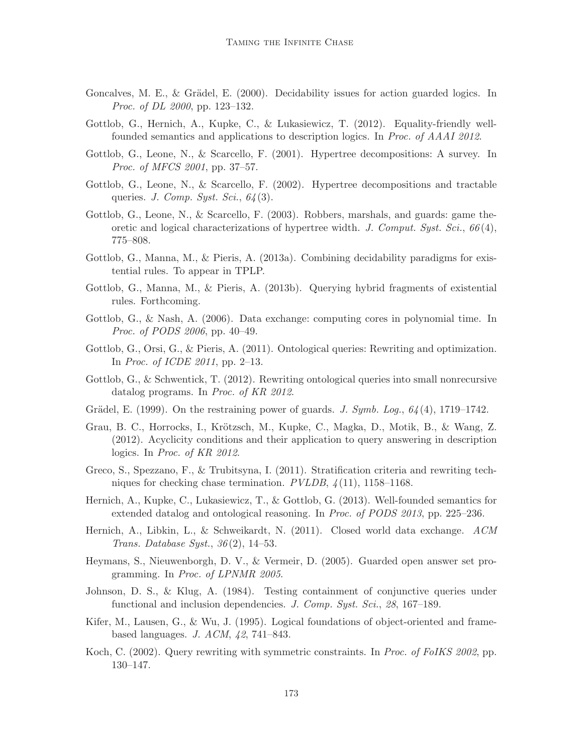Goncalves, M. E., & Grädel, E. (2000). Decidability issues for action guarded logics. In *Proc. of DL 2000*, pp. 123–132.

Gottlob, G., Hernich, A., Kupke, C., & Lukasiewicz, T. (2012). Equality-friendly well-founded semantics and applications to description logics. In *Proc. of AAAI 2012*.

Gottlob, G., Leone, N., & Scarcello, F. (2001). Hypertree decompositions: A survey. In *Proc. of MFCS 2001*, pp. 37–57.

Gottlob, G., Leone, N., & Scarcello, F. (2002). Hypertree decompositions and tractable queries. *J. Comp. Syst. Sci.*, *64*(3).

Gottlob, G., Leone, N., & Scarcello, F. (2003). Robbers, marshals, and guards: game theoretic and logical characterizations of hypertree width. *J. Comput. Syst. Sci.*, *66*(4), 775–808.

Gottlob, G., Manna, M., & Pieris, A. (2013a). Combining decidability paradigms for existential rules. To appear in TPLP.

Gottlob, G., Manna, M., & Pieris, A. (2013b). Querying hybrid fragments of existential rules. Forthcoming.

Gottlob, G., & Nash, A. (2006). Data exchange: computing cores in polynomial time. In *Proc. of PODS 2006*, pp. 40–49.

Gottlob, G., Orsi, G., & Pieris, A. (2011). Ontological queries: Rewriting and optimization. In *Proc. of ICDE 2011*, pp. 2–13.

Gottlob, G., & Schwentick, T. (2012). Rewriting ontological queries into small nonrecursive datalog programs. In *Proc. of KR 2012*.

Grädel, E. (1999). On the restraining power of guards. *J. Symb. Log.*, *64*(4), 1719–1742.

Grau, B. C., Horrocks, I., Krötzsch, M., Kupke, C., Magka, D., Motik, B., & Wang, Z. (2012). Acyclicity conditions and their application to query answering in description logics. In *Proc. of KR 2012*.

Greco, S., Spezzano, F., & Trubitsyna, I. (2011). Stratification criteria and rewriting techniques for checking chase termination. *PVLDB*, *4*(11), 1158–1168.

Hernich, A., Kupke, C., Lukasiewicz, T., & Gottlob, G. (2013). Well-founded semantics for extended datalog and ontological reasoning. In *Proc. of PODS 2013*, pp. 225–236.

Hernich, A., Libkin, L., & Schweikardt, N. (2011). Closed world data exchange. *ACM Trans. Database Syst.*, *36*(2), 14–53.

Heymans, S., Nieuwenborgh, D. V., & Vermeir, D. (2005). Guarded open answer set programming. In *Proc. of LPNMR 2005*.

Johnson, D. S., & Klug, A. (1984). Testing containment of conjunctive queries under functional and inclusion dependencies. *J. Comp. Syst. Sci.*, *28*, 167–189.

Kifer, M., Lausen, G., & Wu, J. (1995). Logical foundations of object-oriented and frame-based languages. *J. ACM*, *42*, 741–843.

Koch, C. (2002). Query rewriting with symmetric constraints. In *Proc. of FoIKS 2002*, pp. 130–147.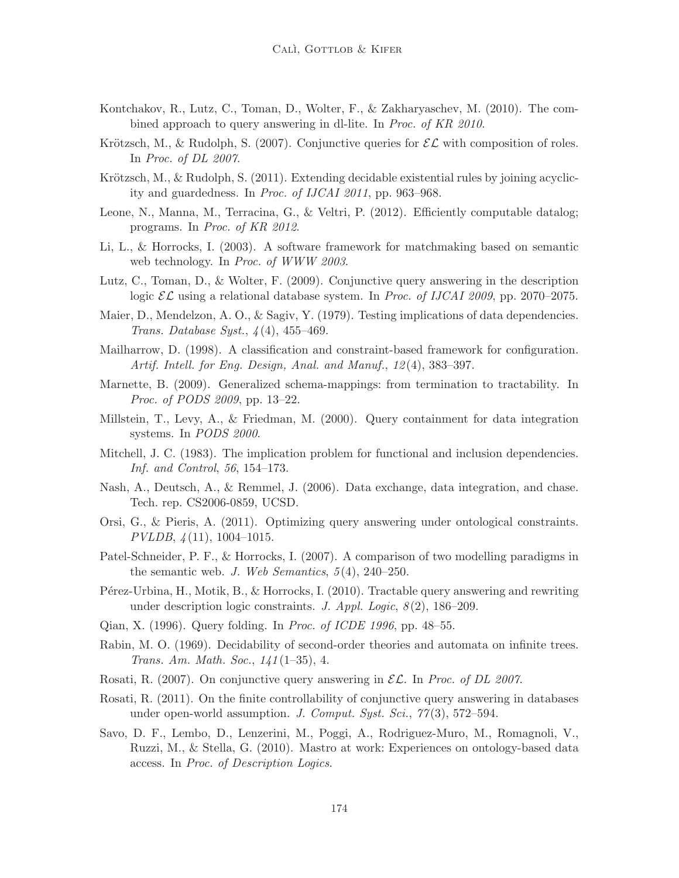Kontchakov, R., Lutz, C., Toman, D., Wolter, F., & Zakharyaschev, M. (2010). The combined approach to query answering in dl-lite. In *Proc. of KR 2010*.

Krötzsch, M., & Rudolph, S. (2007). Conjunctive queries for $\mathcal{EL}$ with composition of roles. In *Proc. of DL 2007*.

Krötzsch, M., & Rudolph, S. (2011). Extending decidable existential rules by joining acyclicity and guardedness. In *Proc. of IJCAI 2011*, pp. 963–968.

Leone, N., Manna, M., Terracina, G., & Veltri, P. (2012). Efficiently computable datalog; programs. In *Proc. of KR 2012*.

Li, L., & Horrocks, I. (2003). A software framework for matchmaking based on semantic web technology. In *Proc. of WWW 2003*.

Lutz, C., Toman, D., & Wolter, F. (2009). Conjunctive query answering in the description logic $\mathcal{EL}$ using a relational database system. In *Proc. of IJCAI 2009*, pp. 2070–2075.

Maier, D., Mendelzon, A. O., & Sagiv, Y. (1979). Testing implications of data dependencies. *Trans. Database Syst.*, *4*(4), 455–469.

Mailharrow, D. (1998). A classification and constraint-based framework for configuration. *Artif. Intell. for Eng. Design, Anal. and Manuf.*, *12*(4), 383–397.

Marnette, B. (2009). Generalized schema-mappings: from termination to tractability. In *Proc. of PODS 2009*, pp. 13–22.

Millstein, T., Levy, A., & Friedman, M. (2000). Query containment for data integration systems. In *PODS 2000*.

Mitchell, J. C. (1983). The implication problem for functional and inclusion dependencies. *Inf. and Control*, *56*, 154–173.

Nash, A., Deutsch, A., & Remmel, J. (2006). Data exchange, data integration, and chase. Tech. rep. CS2006-0859, UCSD.

Orsi, G., & Pieris, A. (2011). Optimizing query answering under ontological constraints. *PVLDB*, *4*(11), 1004–1015.

Patel-Schneider, P. F., & Horrocks, I. (2007). A comparison of two modelling paradigms in the semantic web. *J. Web Semantics*, *5*(4), 240–250.

Pérez-Urbina, H., Motik, B., & Horrocks, I. (2010). Tractable query answering and rewriting under description logic constraints. *J. Appl. Logic*, *8*(2), 186–209.

Qian, X. (1996). Query folding. In *Proc. of ICDE 1996*, pp. 48–55.

Rabin, M. O. (1969). Decidability of second-order theories and automata on infinite trees. *Trans. Am. Math. Soc.*, *141*(1–35), 4.

Rosati, R. (2007). On conjunctive query answering in $\mathcal{EL}$. In *Proc. of DL 2007*.

Rosati, R. (2011). On the finite controllability of conjunctive query answering in databases under open-world assumption. *J. Comput. Syst. Sci.*, *77*(3), 572–594.

Savo, D. F., Lembo, D., Lenzerini, M., Poggi, A., Rodriguez-Muro, M., Romagnoli, V., Ruzzi, M., & Stella, G. (2010). Mastro at work: Experiences on ontology-based data access. In *Proc. of Description Logics*.